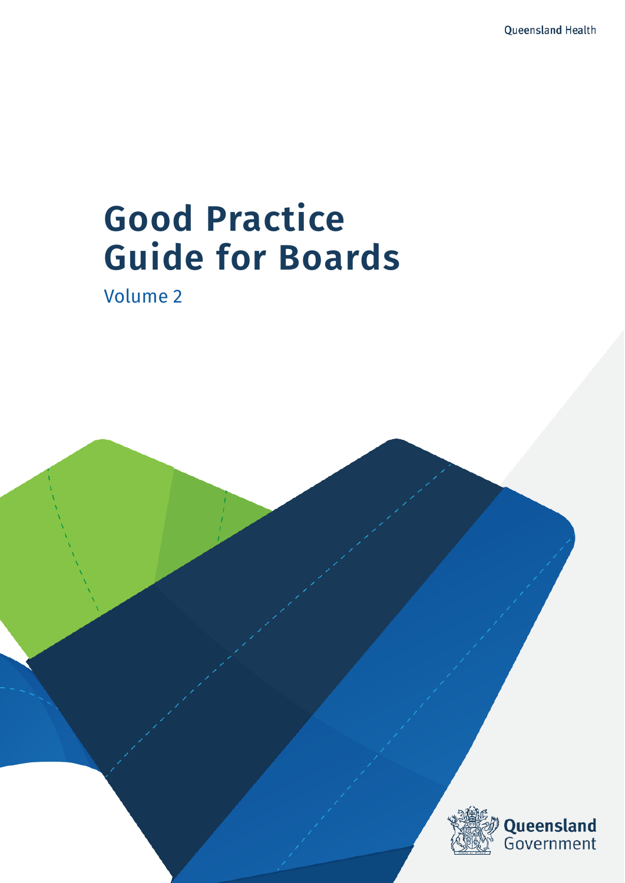Queensland Health

# Good Practice Guide for Boards

Volume 2

Queensland Government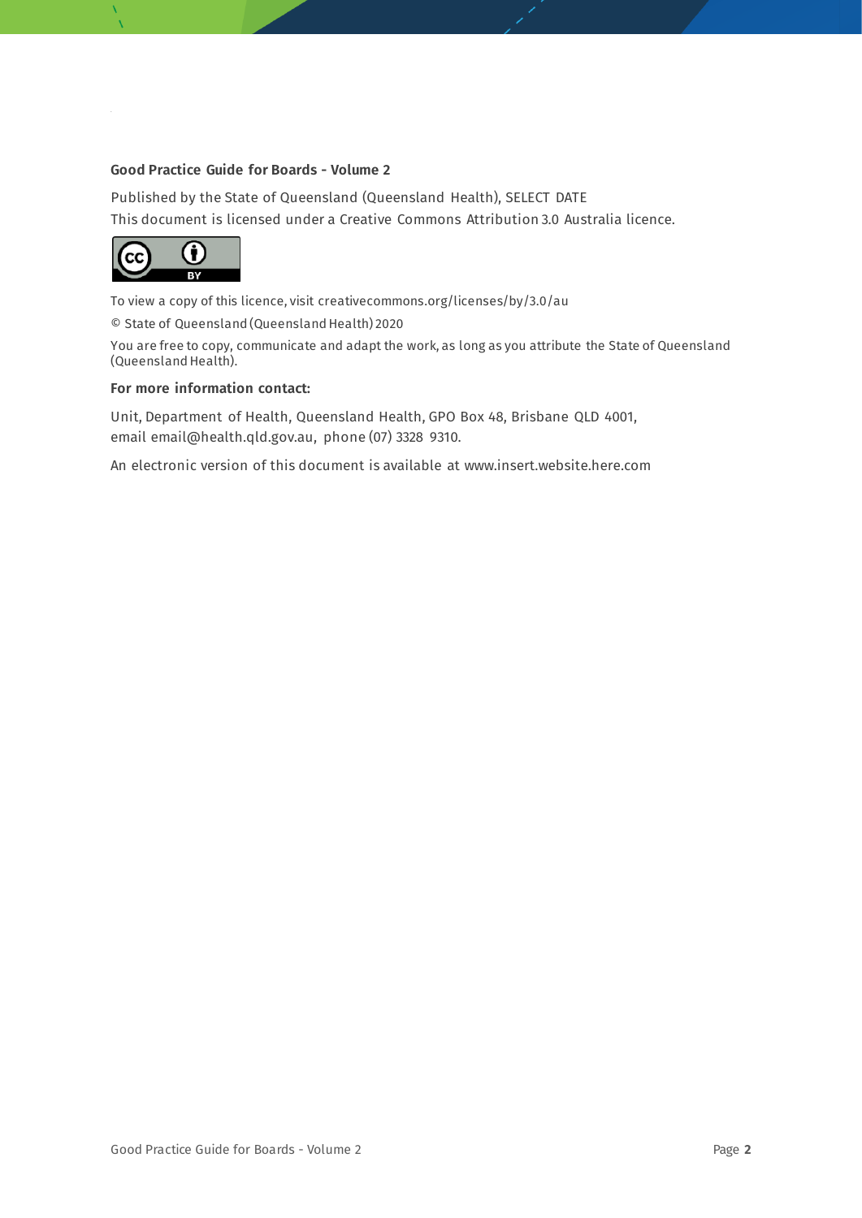**Good Practice Guide for Boards - Volume 2**

Published by the State of Queensland (Queensland Health), SELECT DATE

This document is licensed under a Creative Commons Attribution 3.0 Australia licence.

To view a copy of this licence, visit creativecommons.org/licenses/by/3.0/au

© State of Queensland (Queensland Health) 2020

You are free to copy, communicate and adapt the work, as long as you attribute the State of Queensland (Queensland Health).

**For more information contact:**

Unit, Department of Health, Queensland Health, GPO Box 48, Brisbane QLD 4001, email email@health.qld.gov.au, phone (07) 3328 9310.

An electronic version of this document is available at www.insert.website.here.com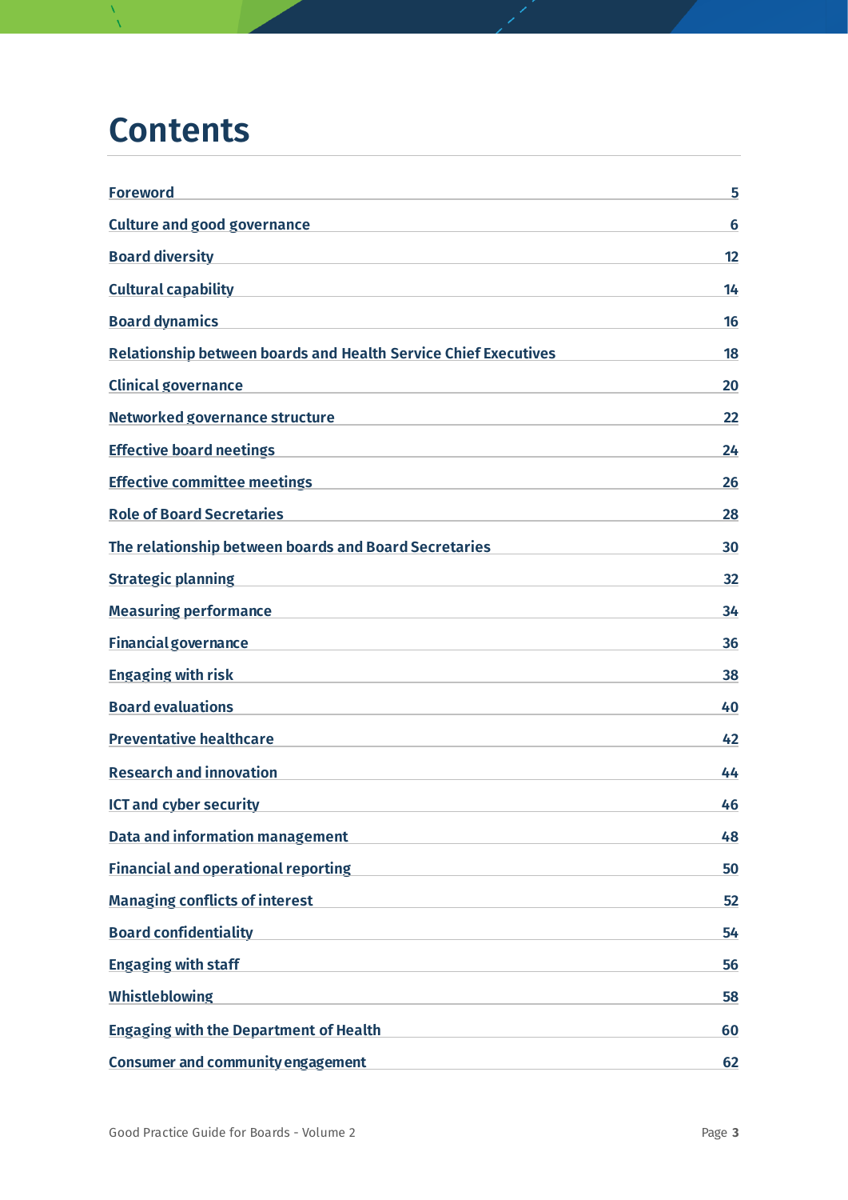# Contents

| | |
|---|---|
| Foreword | 5 |
| Culture and good governance | 6 |
| Board diversity | 12 |
| Cultural capability | 14 |
| Board dynamics | 16 |
| Relationship between boards and Health Service Chief Executives | 18 |
| Clinical governance | 20 |
| Networked governance structure | 22 |
| Effective board neetings | 24 |
| Effective committee meetings | 26 |
| Role of Board Secretaries | 28 |
| The relationship between boards and Board Secretaries | 30 |
| Strategic planning | 32 |
| Measuring performance | 34 |
| Financial governance | 36 |
| Engaging with risk | 38 |
| Board evaluations | 40 |
| Preventative healthcare | 42 |
| Research and innovation | 44 |
| ICT and cyber security | 46 |
| Data and information management | 48 |
| Financial and operational reporting | 50 |
| Managing conflicts of interest | 52 |
| Board confidentiality | 54 |
| Engaging with staff | 56 |
| Whistleblowing | 58 |
| Engaging with the Department of Health | 60 |
| Consumer and community engagement | 62 |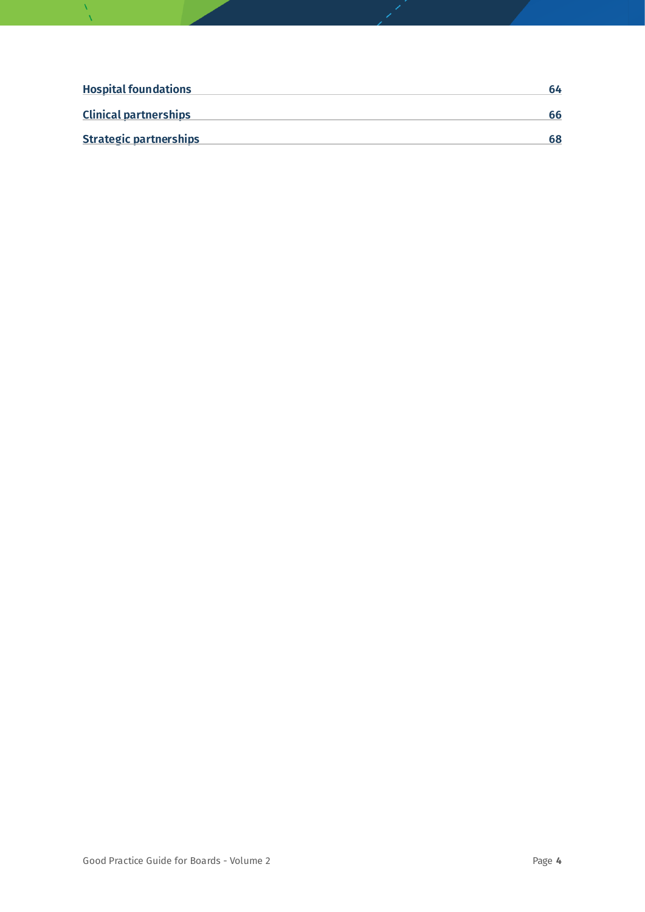| | |
|---|---|
| Hospital foundations | 64 |
| Clinical partnerships | 66 |
| Strategic partnerships | 68 |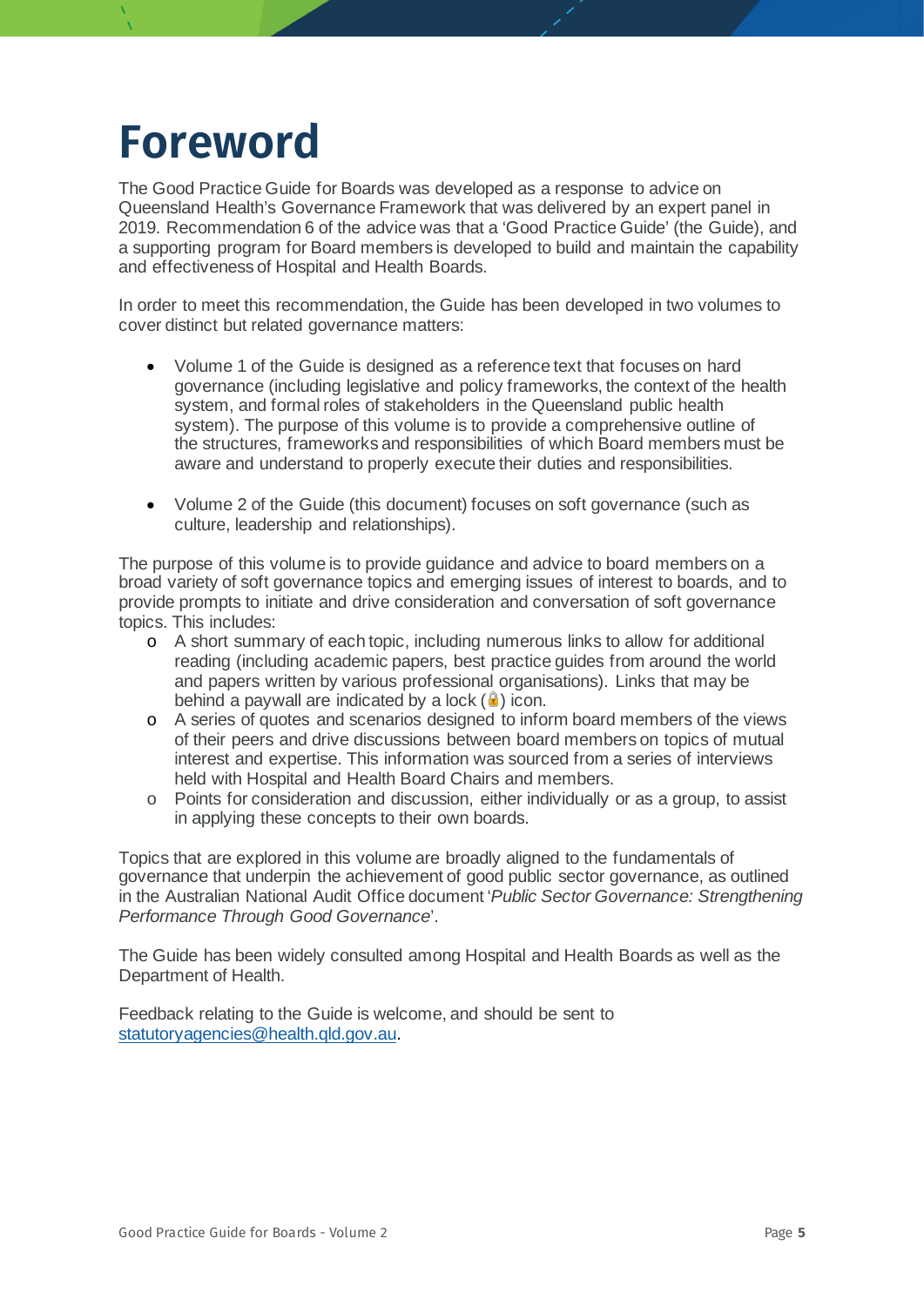# Foreword

The Good Practice Guide for Boards was developed as a response to advice on Queensland Health's Governance Framework that was delivered by an expert panel in 2019. Recommendation 6 of the advice was that a 'Good Practice Guide' (the Guide), and a supporting program for Board members is developed to build and maintain the capability and effectiveness of Hospital and Health Boards.

In order to meet this recommendation, the Guide has been developed in two volumes to cover distinct but related governance matters:

- Volume 1 of the Guide is designed as a reference text that focuses on hard governance (including legislative and policy frameworks, the context of the health system, and formal roles of stakeholders in the Queensland public health system). The purpose of this volume is to provide a comprehensive outline of the structures, frameworks and responsibilities of which Board members must be aware and understand to properly execute their duties and responsibilities.

- Volume 2 of the Guide (this document) focuses on soft governance (such as culture, leadership and relationships).

The purpose of this volume is to provide guidance and advice to board members on a broad variety of soft governance topics and emerging issues of interest to boards, and to provide prompts to initiate and drive consideration and conversation of soft governance topics. This includes:

- A short summary of each topic, including numerous links to allow for additional reading (including academic papers, best practice guides from around the world and papers written by various professional organisations). Links that may be behind a paywall are indicated by a lock (🔒) icon.
- A series of quotes and scenarios designed to inform board members of the views of their peers and drive discussions between board members on topics of mutual interest and expertise. This information was sourced from a series of interviews held with Hospital and Health Board Chairs and members.
- Points for consideration and discussion, either individually or as a group, to assist in applying these concepts to their own boards.

Topics that are explored in this volume are broadly aligned to the fundamentals of governance that underpin the achievement of good public sector governance, as outlined in the Australian National Audit Office document '*Public Sector Governance: Strengthening Performance Through Good Governance*'.

The Guide has been widely consulted among Hospital and Health Boards as well as the Department of Health.

Feedback relating to the Guide is welcome, and should be sent to statutoryagencies@health.qld.gov.au.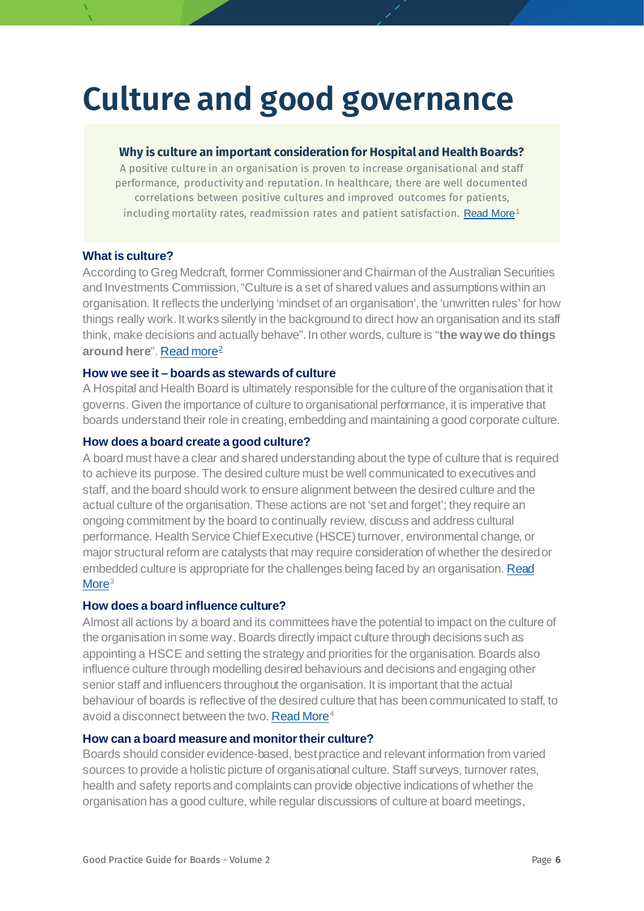# Culture and good governance

**Why is culture an important consideration for Hospital and Health Boards?**

A positive culture in an organisation is proven to increase organisational and staff performance, productivity and reputation. In healthcare, there are well documented correlations between positive cultures and improved outcomes for patients, including mortality rates, readmission rates and patient satisfaction. Read More[1]

### What is culture?

According to Greg Medcraft, former Commissioner and Chairman of the Australian Securities and Investments Commission, "Culture is a set of shared values and assumptions within an organisation. It reflects the underlying 'mindset of an organisation', the 'unwritten rules' for how things really work. It works silently in the background to direct how an organisation and its staff think, make decisions and actually behave". In other words, culture is "**the way we do things around here**". Read more[2]

### How we see it – boards as stewards of culture

A Hospital and Health Board is ultimately responsible for the culture of the organisation that it governs. Given the importance of culture to organisational performance, it is imperative that boards understand their role in creating, embedding and maintaining a good corporate culture.

### How does a board create a good culture?

A board must have a clear and shared understanding about the type of culture that is required to achieve its purpose. The desired culture must be well communicated to executives and staff, and the board should work to ensure alignment between the desired culture and the actual culture of the organisation. These actions are not 'set and forget'; they require an ongoing commitment by the board to continually review, discuss and address cultural performance. Health Service Chief Executive (HSCE) turnover, environmental change, or major structural reform are catalysts that may require consideration of whether the desired or embedded culture is appropriate for the challenges being faced by an organisation. Read More[3]

### How does a board influence culture?

Almost all actions by a board and its committees have the potential to impact on the culture of the organisation in some way. Boards directly impact culture through decisions such as appointing a HSCE and setting the strategy and priorities for the organisation. Boards also influence culture through modelling desired behaviours and decisions and engaging other senior staff and influencers throughout the organisation. It is important that the actual behaviour of boards is reflective of the desired culture that has been communicated to staff, to avoid a disconnect between the two. Read More[4]

### How can a board measure and monitor their culture?

Boards should consider evidence-based, best practice and relevant information from varied sources to provide a holistic picture of organisational culture. Staff surveys, turnover rates, health and safety reports and complaints can provide objective indications of whether the organisation has a good culture, while regular discussions of culture at board meetings,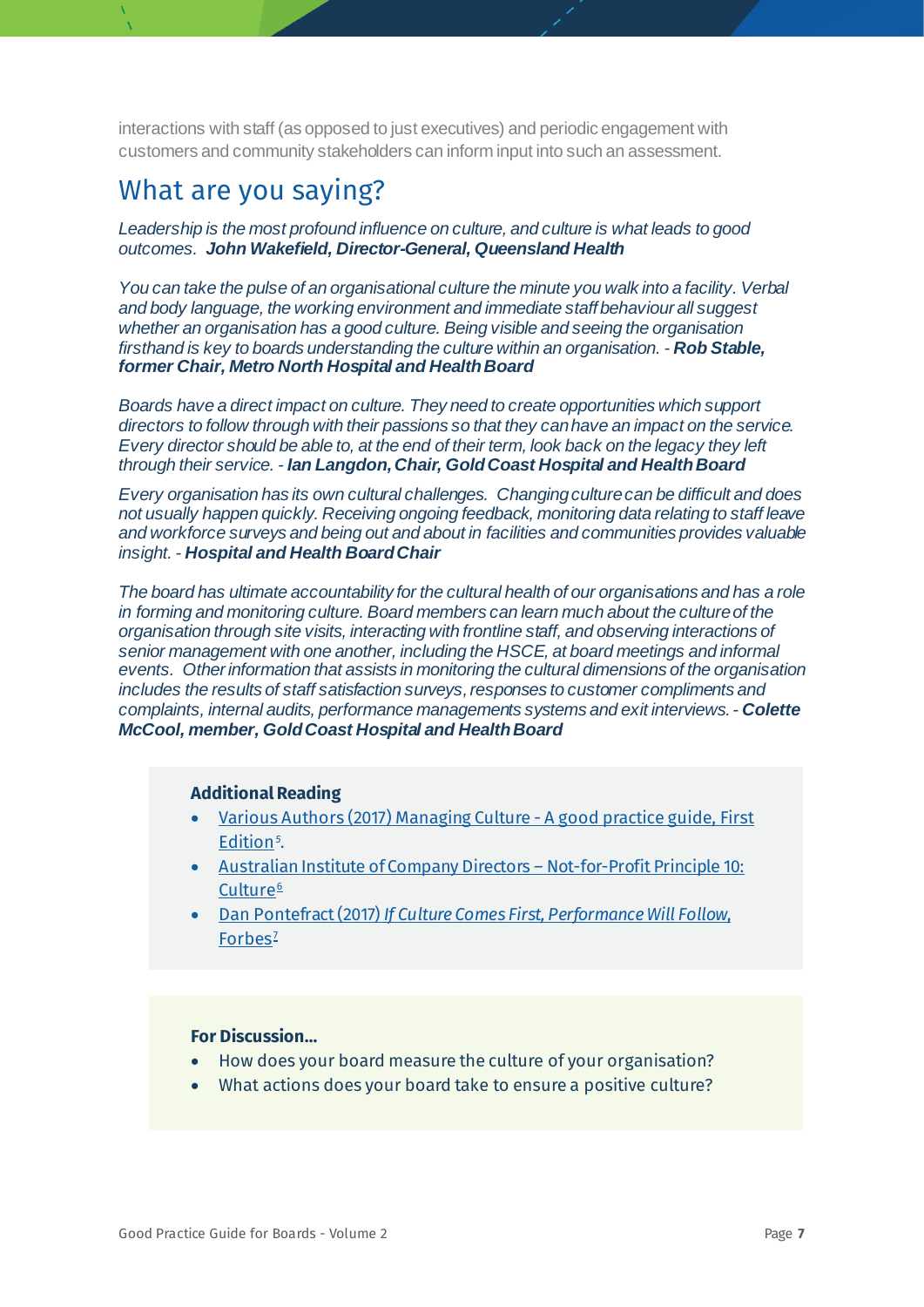interactions with staff (as opposed to just executives) and periodic engagement with customers and community stakeholders can inform input into such an assessment.

## What are you saying?

*Leadership is the most profound influence on culture, and culture is what leads to good outcomes.* ***John Wakefield, Director-General, Queensland Health***

*You can take the pulse of an organisational culture the minute you walk into a facility. Verbal and body language, the working environment and immediate staff behaviour all suggest whether an organisation has a good culture. Being visible and seeing the organisation firsthand is key to boards understanding the culture within an organisation. -* ***Rob Stable, former Chair, Metro North Hospital and Health Board***

*Boards have a direct impact on culture. They need to create opportunities which support directors to follow through with their passions so that they can have an impact on the service. Every director should be able to, at the end of their term, look back on the legacy they left through their service. -* ***Ian Langdon, Chair, Gold Coast Hospital and Health Board***

*Every organisation has its own cultural challenges. Changing culture can be difficult and does not usually happen quickly. Receiving ongoing feedback, monitoring data relating to staff leave and workforce surveys and being out and about in facilities and communities provides valuable insight. -* ***Hospital and Health Board Chair***

*The board has ultimate accountability for the cultural health of our organisations and has a role in forming and monitoring culture. Board members can learn much about the culture of the organisation through site visits, interacting with frontline staff, and observing interactions of senior management with one another, including the HSCE, at board meetings and informal events. Other information that assists in monitoring the cultural dimensions of the organisation includes the results of staff satisfaction surveys, responses to customer compliments and complaints, internal audits, performance managements systems and exit interviews. -* ***Colette McCool, member, Gold Coast Hospital and Health Board***

**Additional Reading**

- Various Authors (2017) Managing Culture - A good practice guide, First Edition[5].
- Australian Institute of Company Directors – Not-for-Profit Principle 10: Culture[6]
- Dan Pontefract (2017) *If Culture Comes First, Performance Will Follow*, Forbes[7]

**For Discussion...**

- How does your board measure the culture of your organisation?
- What actions does your board take to ensure a positive culture?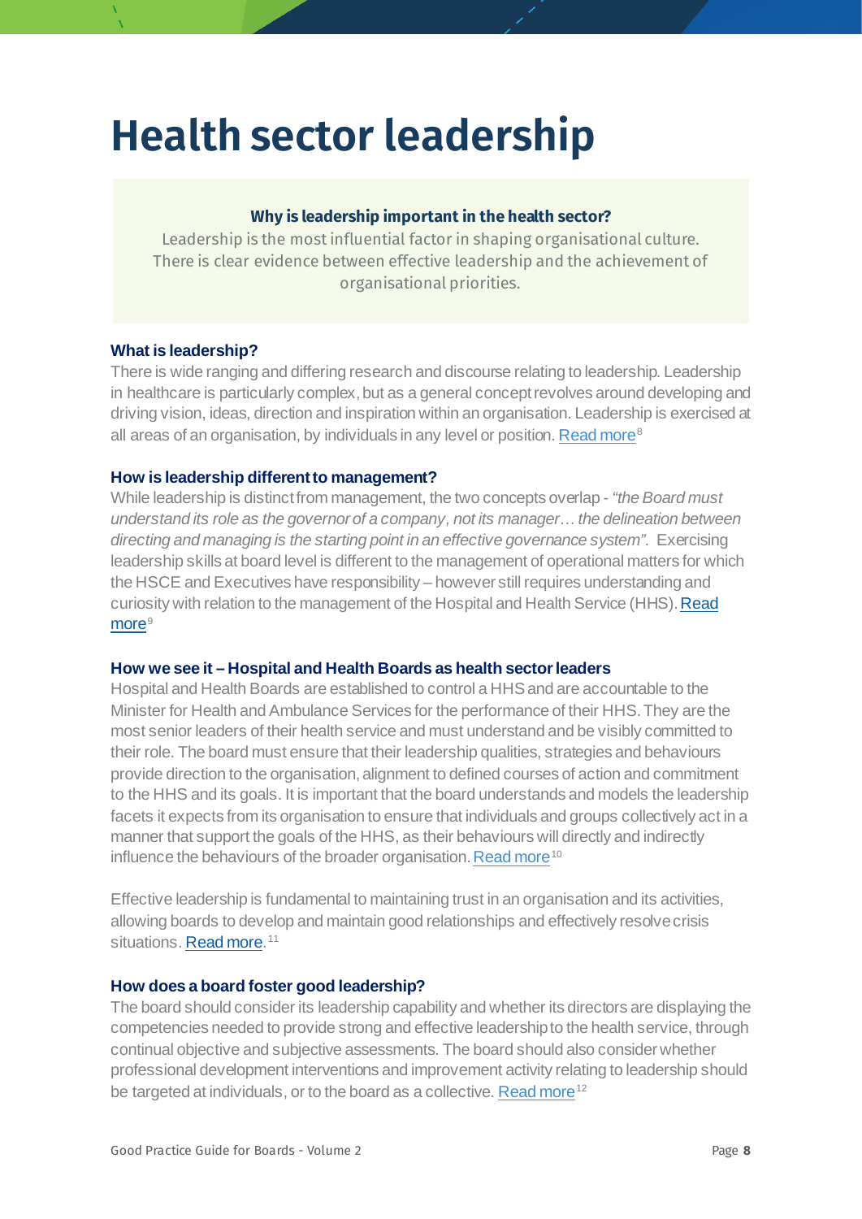# Health sector leadership

**Why is leadership important in the health sector?**

Leadership is the most influential factor in shaping organisational culture. There is clear evidence between effective leadership and the achievement of organisational priorities.

### What is leadership?

There is wide ranging and differing research and discourse relating to leadership. Leadership in healthcare is particularly complex, but as a general concept revolves around developing and driving vision, ideas, direction and inspiration within an organisation. Leadership is exercised at all areas of an organisation, by individuals in any level or position. Read more[8]

### How is leadership different to management?

While leadership is distinct from management, the two concepts overlap - *"the Board must understand its role as the governor of a company, not its manager… the delineation between directing and managing is the starting point in an effective governance system".* Exercising leadership skills at board level is different to the management of operational matters for which the HSCE and Executives have responsibility – however still requires understanding and curiosity with relation to the management of the Hospital and Health Service (HHS). Read more[9]

### How we see it – Hospital and Health Boards as health sector leaders

Hospital and Health Boards are established to control a HHS and are accountable to the Minister for Health and Ambulance Services for the performance of their HHS. They are the most senior leaders of their health service and must understand and be visibly committed to their role. The board must ensure that their leadership qualities, strategies and behaviours provide direction to the organisation, alignment to defined courses of action and commitment to the HHS and its goals. It is important that the board understands and models the leadership facets it expects from its organisation to ensure that individuals and groups collectively act in a manner that support the goals of the HHS, as their behaviours will directly and indirectly influence the behaviours of the broader organisation. Read more[10]

Effective leadership is fundamental to maintaining trust in an organisation and its activities, allowing boards to develop and maintain good relationships and effectively resolve crisis situations. Read more.[11]

### How does a board foster good leadership?

The board should consider its leadership capability and whether its directors are displaying the competencies needed to provide strong and effective leadership to the health service, through continual objective and subjective assessments. The board should also consider whether professional development interventions and improvement activity relating to leadership should be targeted at individuals, or to the board as a collective. Read more[12]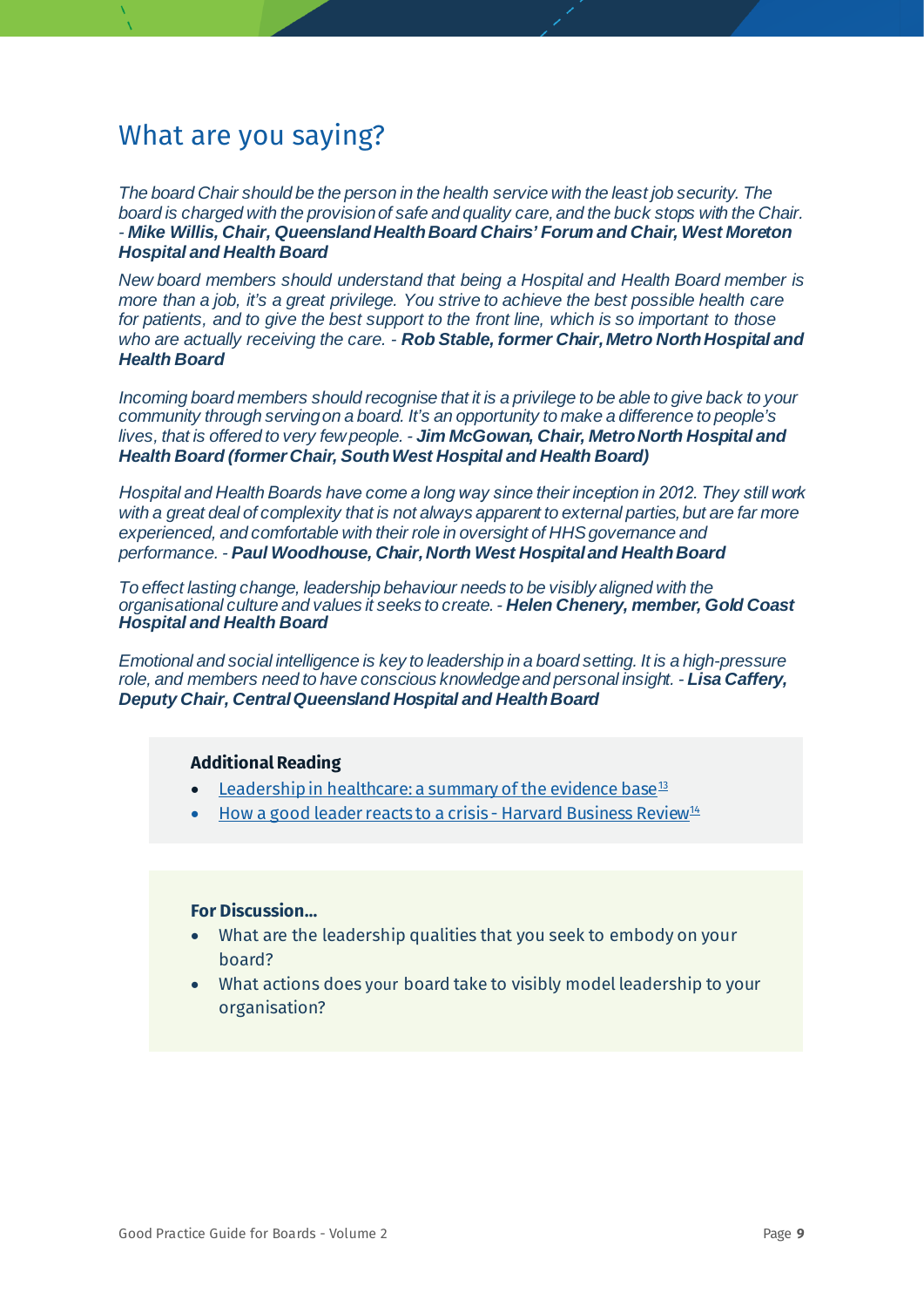# What are you saying?

*The board Chair should be the person in the health service with the least job security. The board is charged with the provision of safe and quality care, and the buck stops with the Chair.* - ***Mike Willis, Chair, Queensland Health Board Chairs' Forum and Chair, West Moreton Hospital and Health Board***

*New board members should understand that being a Hospital and Health Board member is more than a job, it's a great privilege. You strive to achieve the best possible health care for patients, and to give the best support to the front line, which is so important to those who are actually receiving the care.* - ***Rob Stable, former Chair, Metro North Hospital and Health Board***

*Incoming board members should recognise that it is a privilege to be able to give back to your community through serving on a board. It's an opportunity to make a difference to people's lives, that is offered to very few people.* - ***Jim McGowan, Chair, Metro North Hospital and Health Board (former Chair, South West Hospital and Health Board)***

*Hospital and Health Boards have come a long way since their inception in 2012. They still work with a great deal of complexity that is not always apparent to external parties, but are far more experienced, and comfortable with their role in oversight of HHS governance and performance.* - ***Paul Woodhouse, Chair, North West Hospital and Health Board***

*To effect lasting change, leadership behaviour needs to be visibly aligned with the organisational culture and values it seeks to create.* - ***Helen Chenery, member, Gold Coast Hospital and Health Board***

*Emotional and social intelligence is key to leadership in a board setting. It is a high-pressure role, and members need to have conscious knowledge and personal insight.* - ***Lisa Caffery, Deputy Chair, Central Queensland Hospital and Health Board***

**Additional Reading**

- Leadership in healthcare: a summary of the evidence base[13]
- How a good leader reacts to a crisis - Harvard Business Review[14]

**For Discussion...**

- What are the leadership qualities that you seek to embody on your board?
- What actions does your board take to visibly model leadership to your organisation?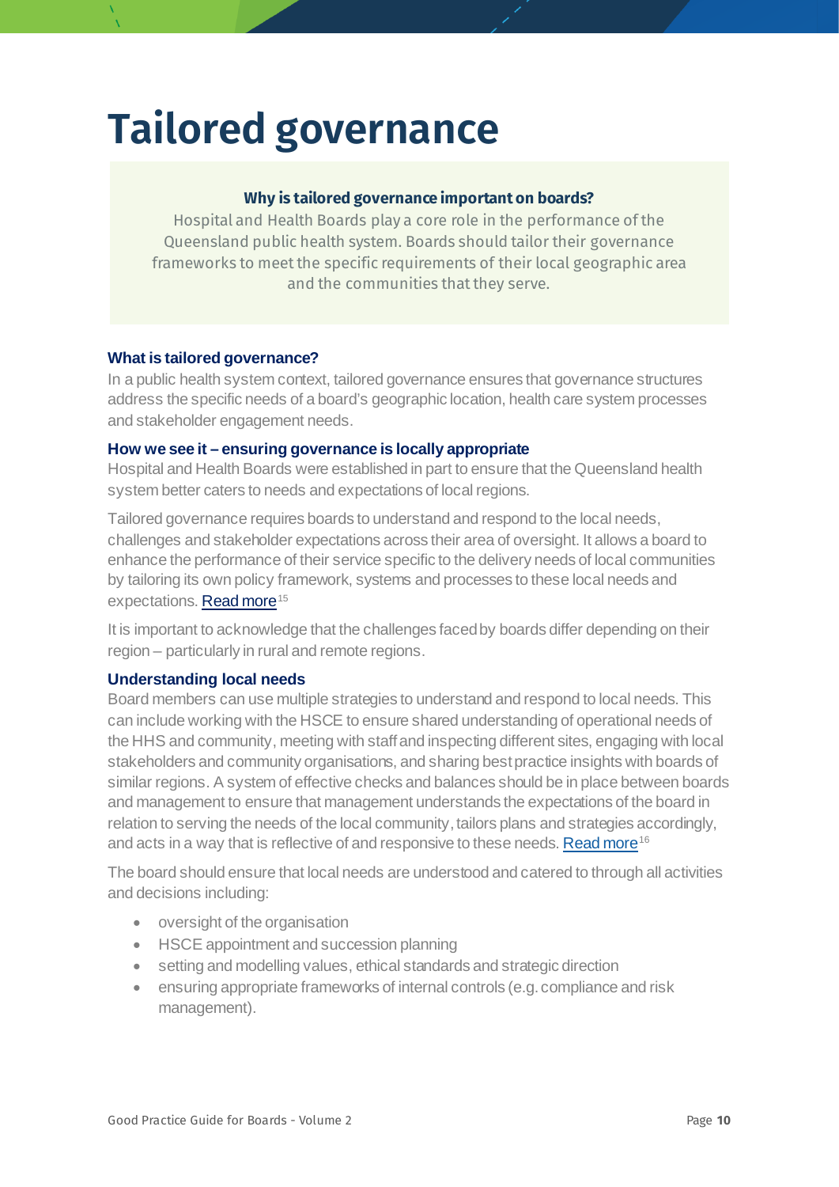# Tailored governance

**Why is tailored governance important on boards?**

Hospital and Health Boards play a core role in the performance of the Queensland public health system. Boards should tailor their governance frameworks to meet the specific requirements of their local geographic area and the communities that they serve.

### What is tailored governance?

In a public health system context, tailored governance ensures that governance structures address the specific needs of a board's geographic location, health care system processes and stakeholder engagement needs.

### How we see it – ensuring governance is locally appropriate

Hospital and Health Boards were established in part to ensure that the Queensland health system better caters to needs and expectations of local regions.

Tailored governance requires boards to understand and respond to the local needs, challenges and stakeholder expectations across their area of oversight. It allows a board to enhance the performance of their service specific to the delivery needs of local communities by tailoring its own policy framework, systems and processes to these local needs and expectations. Read more[15]

It is important to acknowledge that the challenges faced by boards differ depending on their region – particularly in rural and remote regions.

### Understanding local needs

Board members can use multiple strategies to understand and respond to local needs. This can include working with the HSCE to ensure shared understanding of operational needs of the HHS and community, meeting with staff and inspecting different sites, engaging with local stakeholders and community organisations, and sharing best practice insights with boards of similar regions. A system of effective checks and balances should be in place between boards and management to ensure that management understands the expectations of the board in relation to serving the needs of the local community, tailors plans and strategies accordingly, and acts in a way that is reflective of and responsive to these needs. Read more[16]

The board should ensure that local needs are understood and catered to through all activities and decisions including:

- oversight of the organisation
- HSCE appointment and succession planning
- setting and modelling values, ethical standards and strategic direction
- ensuring appropriate frameworks of internal controls (e.g. compliance and risk management).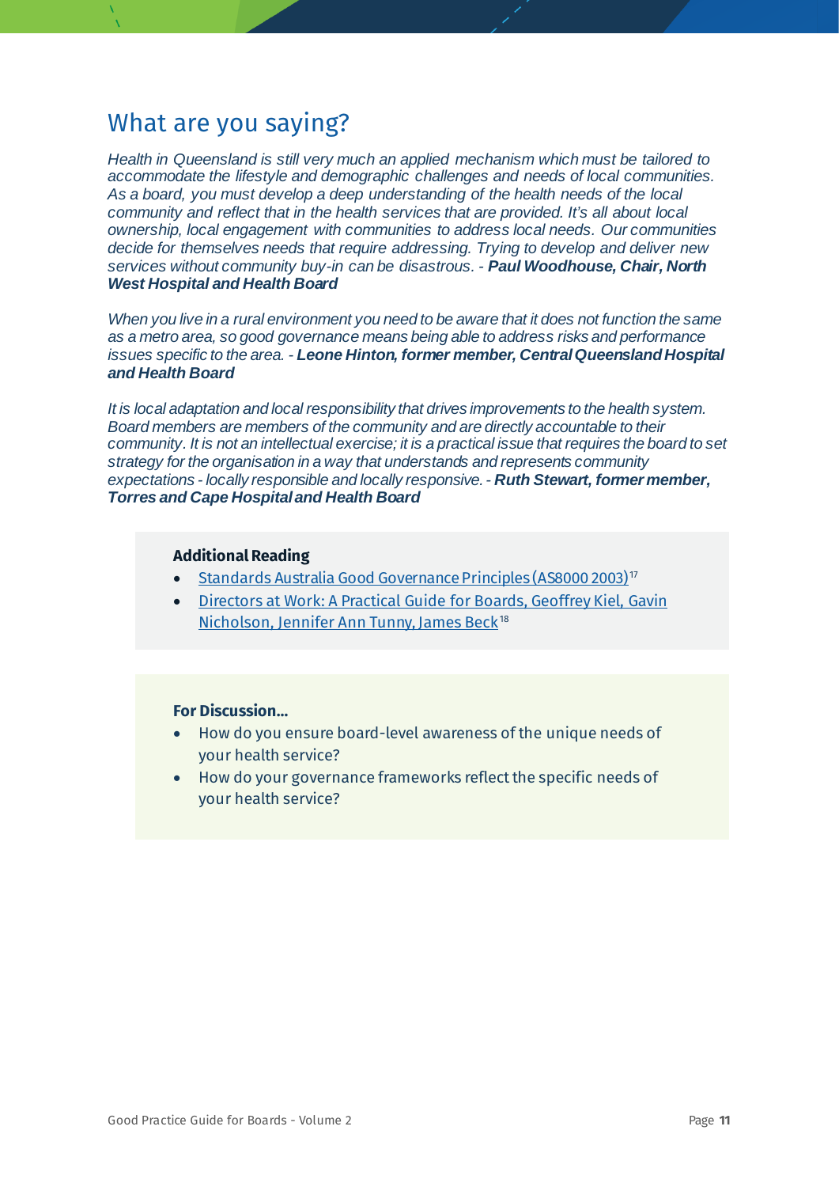## What are you saying?

*Health in Queensland is still very much an applied mechanism which must be tailored to accommodate the lifestyle and demographic challenges and needs of local communities. As a board, you must develop a deep understanding of the health needs of the local community and reflect that in the health services that are provided. It's all about local ownership, local engagement with communities to address local needs. Our communities decide for themselves needs that require addressing. Trying to develop and deliver new services without community buy-in can be disastrous. -* ***Paul Woodhouse, Chair, North West Hospital and Health Board***

*When you live in a rural environment you need to be aware that it does not function the same as a metro area, so good governance means being able to address risks and performance issues specific to the area. -* ***Leone Hinton, former member, Central Queensland Hospital and Health Board***

*It is local adaptation and local responsibility that drives improvements to the health system. Board members are members of the community and are directly accountable to their community. It is not an intellectual exercise; it is a practical issue that requires the board to set strategy for the organisation in a way that understands and represents community expectations - locally responsible and locally responsive. -* ***Ruth Stewart, former member, Torres and Cape Hospital and Health Board***

**Additional Reading**

- Standards Australia Good Governance Principles (AS8000 2003)[17]
- Directors at Work: A Practical Guide for Boards, Geoffrey Kiel, Gavin Nicholson, Jennifer Ann Tunny, James Beck[18]

**For Discussion...**

- How do you ensure board-level awareness of the unique needs of your health service?
- How do your governance frameworks reflect the specific needs of your health service?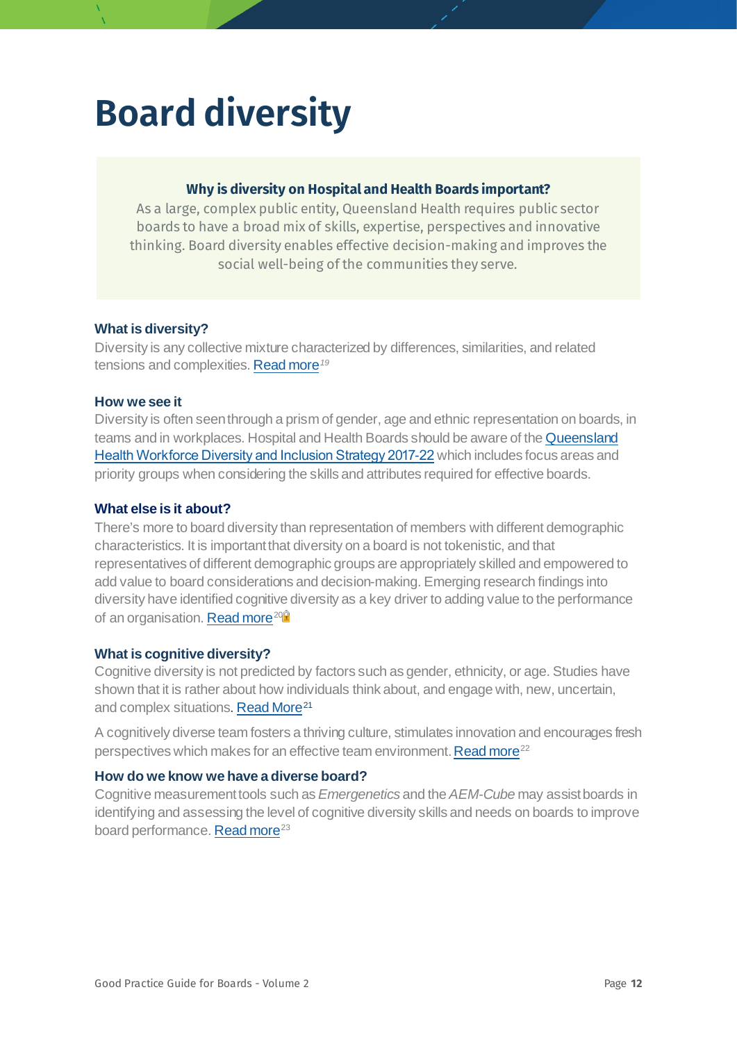# Board diversity

**Why is diversity on Hospital and Health Boards important?**

As a large, complex public entity, Queensland Health requires public sector boards to have a broad mix of skills, expertise, perspectives and innovative thinking. Board diversity enables effective decision-making and improves the social well-being of the communities they serve.

### What is diversity?

Diversity is any collective mixture characterized by differences, similarities, and related tensions and complexities. Read more[19]

### How we see it

Diversity is often seen through a prism of gender, age and ethnic representation on boards, in teams and in workplaces. Hospital and Health Boards should be aware of the Queensland Health Workforce Diversity and Inclusion Strategy 2017-22 which includes focus areas and priority groups when considering the skills and attributes required for effective boards.

### What else is it about?

There's more to board diversity than representation of members with different demographic characteristics. It is important that diversity on a board is not tokenistic, and that representatives of different demographic groups are appropriately skilled and empowered to add value to board considerations and decision-making. Emerging research findings into diversity have identified cognitive diversity as a key driver to adding value to the performance of an organisation. Read more[20]

### What is cognitive diversity?

Cognitive diversity is not predicted by factors such as gender, ethnicity, or age. Studies have shown that it is rather about how individuals think about, and engage with, new, uncertain, and complex situations. Read More[21]

A cognitively diverse team fosters a thriving culture, stimulates innovation and encourages fresh perspectives which makes for an effective team environment. Read more[22]

### How do we know we have a diverse board?

Cognitive measurement tools such as *Emergenetics* and the *AEM-Cube* may assist boards in identifying and assessing the level of cognitive diversity skills and needs on boards to improve board performance. Read more[23]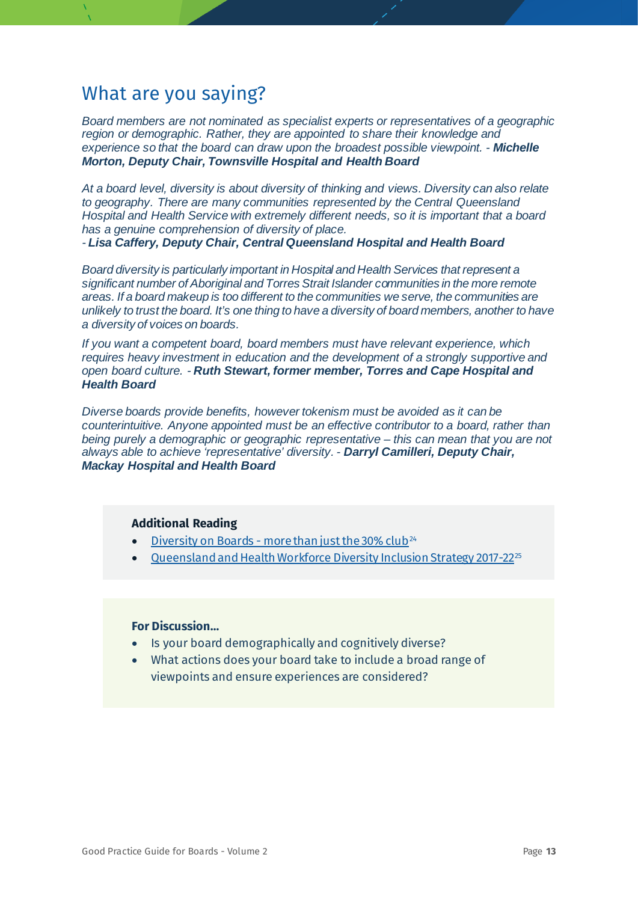## What are you saying?

*Board members are not nominated as specialist experts or representatives of a geographic region or demographic. Rather, they are appointed to share their knowledge and experience so that the board can draw upon the broadest possible viewpoint. -* ***Michelle Morton, Deputy Chair, Townsville Hospital and Health Board***

*At a board level, diversity is about diversity of thinking and views. Diversity can also relate to geography. There are many communities represented by the Central Queensland Hospital and Health Service with extremely different needs, so it is important that a board has a genuine comprehension of diversity of place.*
*-* ***Lisa Caffery, Deputy Chair, Central Queensland Hospital and Health Board***

*Board diversity is particularly important in Hospital and Health Services that represent a significant number of Aboriginal and Torres Strait Islander communities in the more remote areas. If a board makeup is too different to the communities we serve, the communities are unlikely to trust the board. It's one thing to have a diversity of board members, another to have a diversity of voices on boards.*

*If you want a competent board, board members must have relevant experience, which requires heavy investment in education and the development of a strongly supportive and open board culture. -* ***Ruth Stewart, former member, Torres and Cape Hospital and Health Board***

*Diverse boards provide benefits, however tokenism must be avoided as it can be counterintuitive. Anyone appointed must be an effective contributor to a board, rather than being purely a demographic or geographic representative – this can mean that you are not always able to achieve 'representative' diversity. -* ***Darryl Camilleri, Deputy Chair, Mackay Hospital and Health Board***

**Additional Reading**

- Diversity on Boards - more than just the 30% club[24]
- Queensland and Health Workforce Diversity Inclusion Strategy 2017-22[25]

**For Discussion…**

- Is your board demographically and cognitively diverse?
- What actions does your board take to include a broad range of viewpoints and ensure experiences are considered?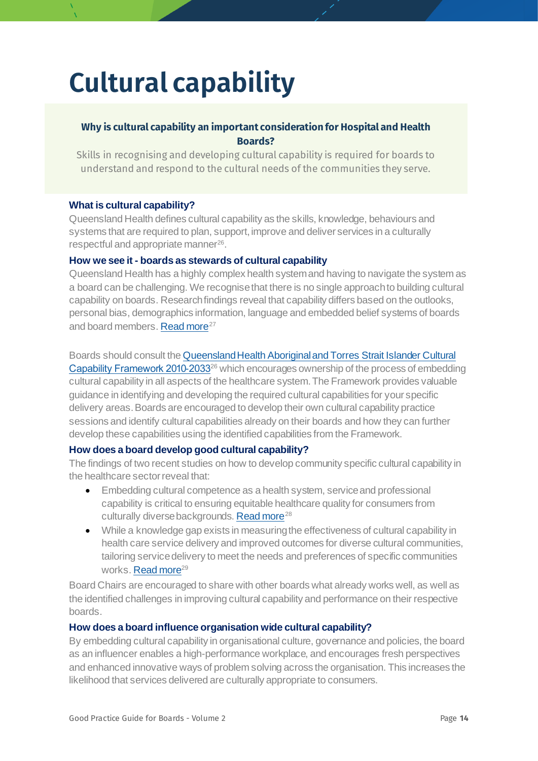# Cultural capability

**Why is cultural capability an important consideration for Hospital and Health Boards?**

Skills in recognising and developing cultural capability is required for boards to understand and respond to the cultural needs of the communities they serve.

### What is cultural capability?

Queensland Health defines cultural capability as the skills, knowledge, behaviours and systems that are required to plan, support, improve and deliver services in a culturally respectful and appropriate manner[26].

### How we see it - boards as stewards of cultural capability

Queensland Health has a highly complex health system and having to navigate the system as a board can be challenging. We recognise that there is no single approach to building cultural capability on boards. Research findings reveal that capability differs based on the outlooks, personal bias, demographics information, language and embedded belief systems of boards and board members. Read more[27]

Boards should consult the Queensland Health Aboriginal and Torres Strait Islander Cultural Capability Framework 2010-2033[26] which encourages ownership of the process of embedding cultural capability in all aspects of the healthcare system. The Framework provides valuable guidance in identifying and developing the required cultural capabilities for your specific delivery areas. Boards are encouraged to develop their own cultural capability practice sessions and identify cultural capabilities already on their boards and how they can further develop these capabilities using the identified capabilities from the Framework.

### How does a board develop good cultural capability?

The findings of two recent studies on how to develop community specific cultural capability in the healthcare sector reveal that:

- Embedding cultural competence as a health system, service and professional capability is critical to ensuring equitable healthcare quality for consumers from culturally diverse backgrounds. Read more[28]
- While a knowledge gap exists in measuring the effectiveness of cultural capability in health care service delivery and improved outcomes for diverse cultural communities, tailoring service delivery to meet the needs and preferences of specific communities works. Read more[29]

Board Chairs are encouraged to share with other boards what already works well, as well as the identified challenges in improving cultural capability and performance on their respective boards.

### How does a board influence organisation wide cultural capability?

By embedding cultural capability in organisational culture, governance and policies, the board as an influencer enables a high-performance workplace, and encourages fresh perspectives and enhanced innovative ways of problem solving across the organisation. This increases the likelihood that services delivered are culturally appropriate to consumers.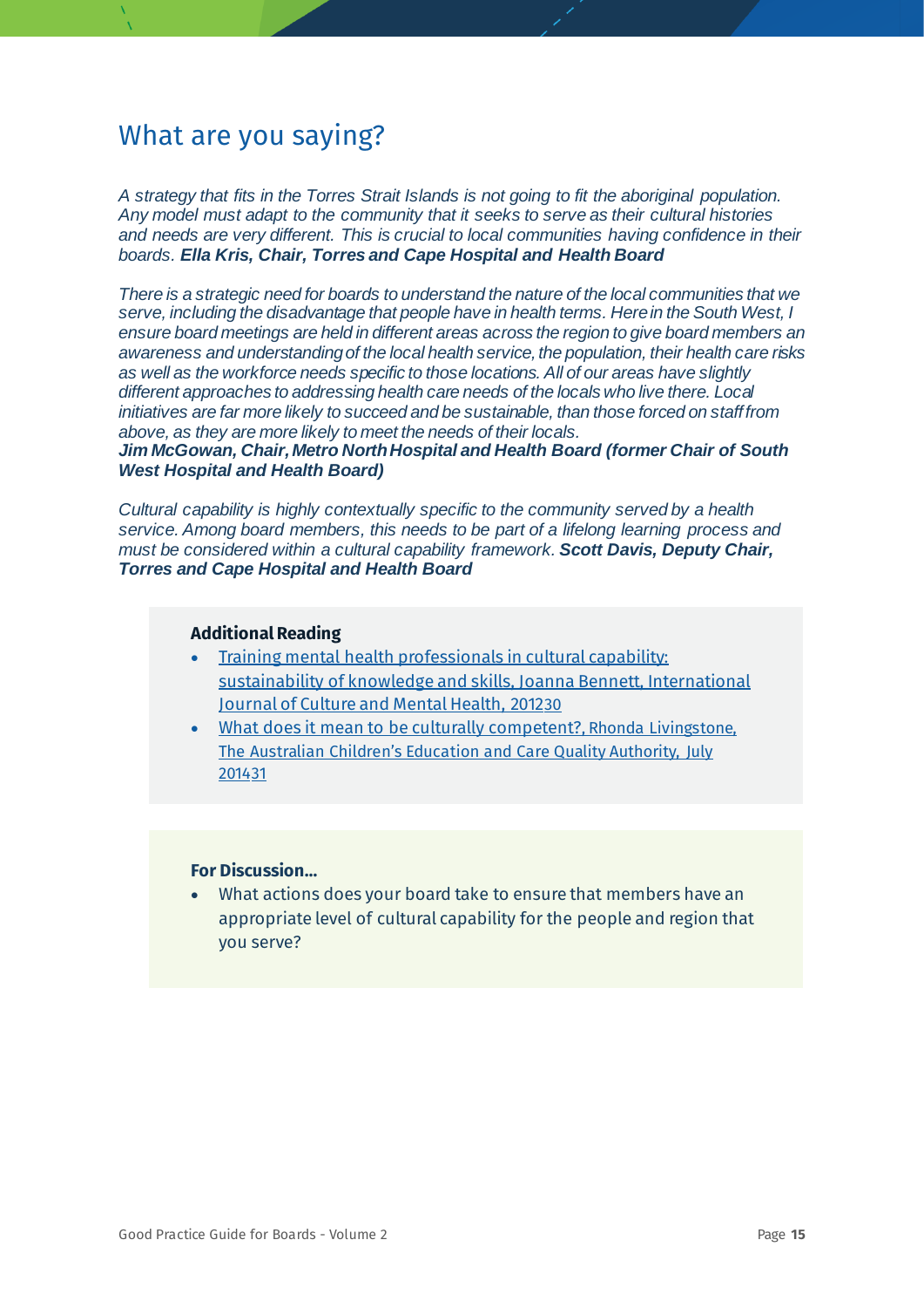## What are you saying?

*A strategy that fits in the Torres Strait Islands is not going to fit the aboriginal population. Any model must adapt to the community that it seeks to serve as their cultural histories and needs are very different. This is crucial to local communities having confidence in their boards.* ***Ella Kris, Chair, Torres and Cape Hospital and Health Board***

*There is a strategic need for boards to understand the nature of the local communities that we serve, including the disadvantage that people have in health terms. Here in the South West, I ensure board meetings are held in different areas across the region to give board members an awareness and understanding of the local health service, the population, their health care risks as well as the workforce needs specific to those locations. All of our areas have slightly different approaches to addressing health care needs of the locals who live there. Local initiatives are far more likely to succeed and be sustainable, than those forced on staff from above, as they are more likely to meet the needs of their locals.*
***Jim McGowan, Chair, Metro North Hospital and Health Board (former Chair of South West Hospital and Health Board)***

*Cultural capability is highly contextually specific to the community served by a health service. Among board members, this needs to be part of a lifelong learning process and must be considered within a cultural capability framework.* ***Scott Davis, Deputy Chair, Torres and Cape Hospital and Health Board***

**Additional Reading**

- Training mental health professionals in cultural capability: sustainability of knowledge and skills, Joanna Bennett, International Journal of Culture and Mental Health, 2012[30]
- What does it mean to be culturally competent?, Rhonda Livingstone, The Australian Children's Education and Care Quality Authority, July 2014[31]

**For Discussion...**

- What actions does your board take to ensure that members have an appropriate level of cultural capability for the people and region that you serve?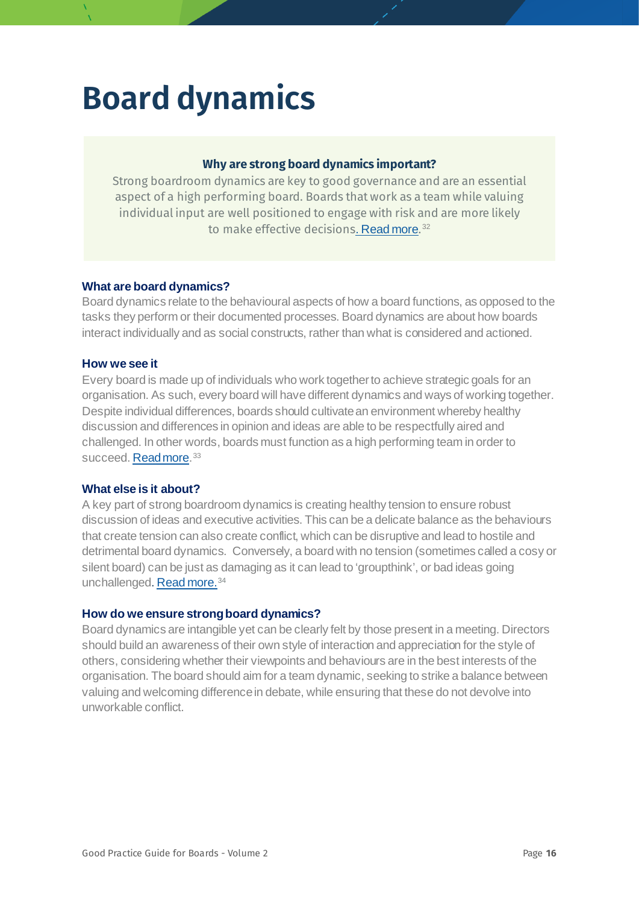# Board dynamics

**Why are strong board dynamics important?**

Strong boardroom dynamics are key to good governance and are an essential aspect of a high performing board. Boards that work as a team while valuing individual input are well positioned to engage with risk and are more likely to make effective decisions. Read more.[32]

### What are board dynamics?

Board dynamics relate to the behavioural aspects of how a board functions, as opposed to the tasks they perform or their documented processes. Board dynamics are about how boards interact individually and as social constructs, rather than what is considered and actioned.

### How we see it

Every board is made up of individuals who work together to achieve strategic goals for an organisation. As such, every board will have different dynamics and ways of working together. Despite individual differences, boards should cultivate an environment whereby healthy discussion and differences in opinion and ideas are able to be respectfully aired and challenged. In other words, boards must function as a high performing team in order to succeed. Read more.[33]

### What else is it about?

A key part of strong boardroom dynamics is creating healthy tension to ensure robust discussion of ideas and executive activities. This can be a delicate balance as the behaviours that create tension can also create conflict, which can be disruptive and lead to hostile and detrimental board dynamics. Conversely, a board with no tension (sometimes called a cosy or silent board) can be just as damaging as it can lead to 'groupthink', or bad ideas going unchallenged. Read more.[34]

### How do we ensure strong board dynamics?

Board dynamics are intangible yet can be clearly felt by those present in a meeting. Directors should build an awareness of their own style of interaction and appreciation for the style of others, considering whether their viewpoints and behaviours are in the best interests of the organisation. The board should aim for a team dynamic, seeking to strike a balance between valuing and welcoming difference in debate, while ensuring that these do not devolve into unworkable conflict.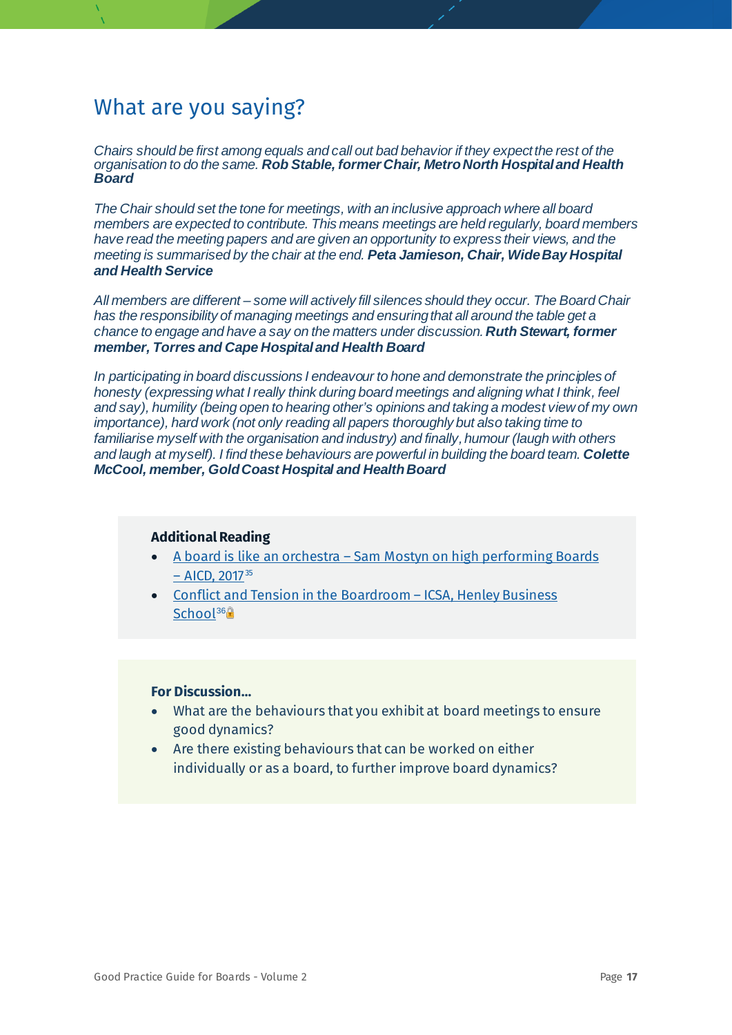## What are you saying?

*Chairs should be first among equals and call out bad behavior if they expect the rest of the organisation to do the same.* ***Rob Stable, former Chair, Metro North Hospital and Health Board***

*The Chair should set the tone for meetings, with an inclusive approach where all board members are expected to contribute. This means meetings are held regularly, board members have read the meeting papers and are given an opportunity to express their views, and the meeting is summarised by the chair at the end.* ***Peta Jamieson, Chair, Wide Bay Hospital and Health Service***

*All members are different – some will actively fill silences should they occur. The Board Chair has the responsibility of managing meetings and ensuring that all around the table get a chance to engage and have a say on the matters under discussion.* ***Ruth Stewart, former member, Torres and Cape Hospital and Health Board***

*In participating in board discussions I endeavour to hone and demonstrate the principles of honesty (expressing what I really think during board meetings and aligning what I think, feel and say), humility (being open to hearing other's opinions and taking a modest view of my own importance), hard work (not only reading all papers thoroughly but also taking time to familiarise myself with the organisation and industry) and finally, humour (laugh with others and laugh at myself). I find these behaviours are powerful in building the board team.* ***Colette McCool, member, Gold Coast Hospital and Health Board***

**Additional Reading**

- A board is like an orchestra – Sam Mostyn on high performing Boards – AICD, 2017[35]
- Conflict and Tension in the Boardroom – ICSA, Henley Business School[36]🔒

**For Discussion...**

- What are the behaviours that you exhibit at board meetings to ensure good dynamics?
- Are there existing behaviours that can be worked on either individually or as a board, to further improve board dynamics?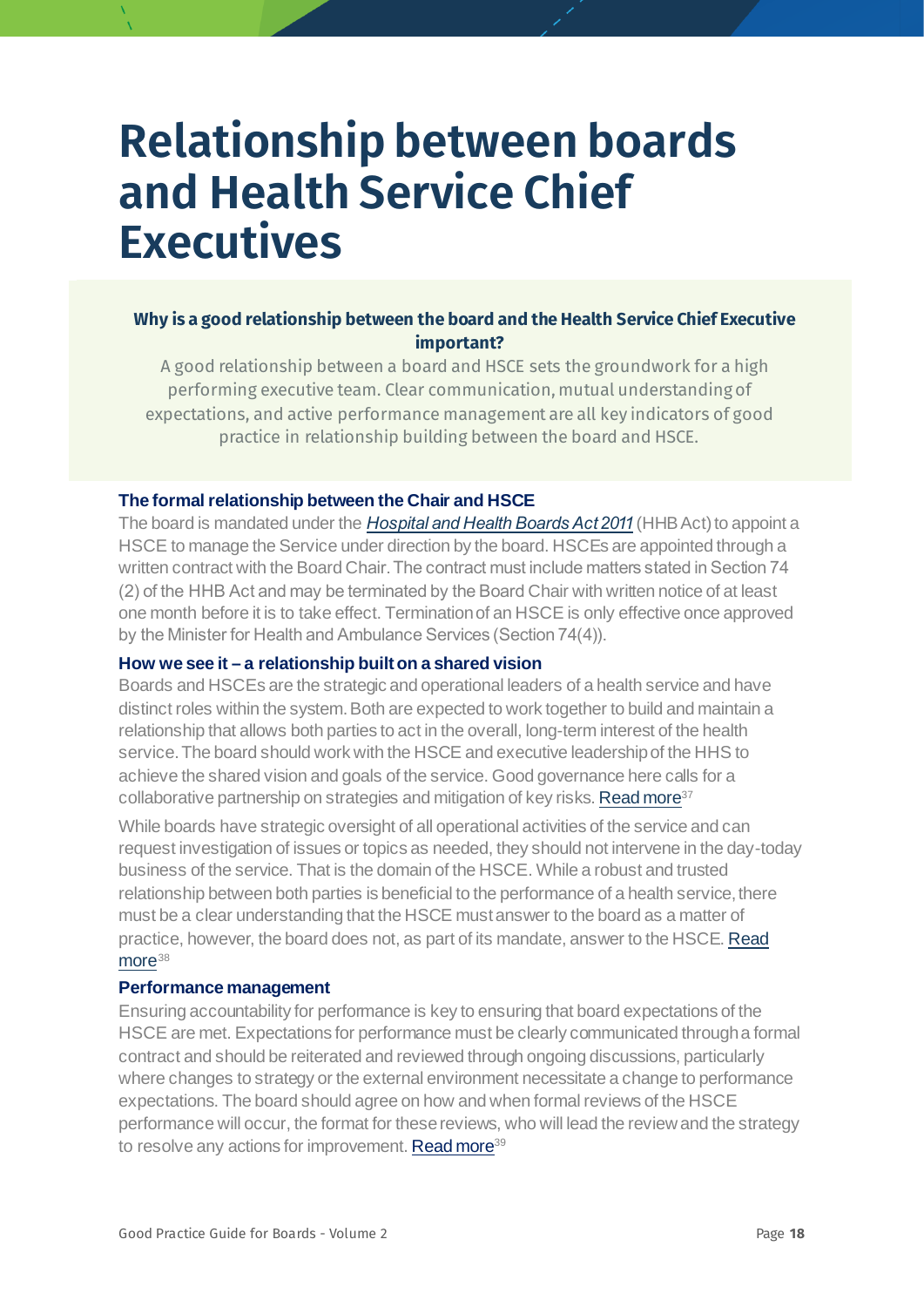# Relationship between boards and Health Service Chief Executives

**Why is a good relationship between the board and the Health Service Chief Executive important?**

A good relationship between a board and HSCE sets the groundwork for a high performing executive team. Clear communication, mutual understanding of expectations, and active performance management are all key indicators of good practice in relationship building between the board and HSCE.

### The formal relationship between the Chair and HSCE

The board is mandated under the *Hospital and Health Boards Act 2011* (HHB Act) to appoint a HSCE to manage the Service under direction by the board. HSCEs are appointed through a written contract with the Board Chair. The contract must include matters stated in Section 74 (2) of the HHB Act and may be terminated by the Board Chair with written notice of at least one month before it is to take effect. Termination of an HSCE is only effective once approved by the Minister for Health and Ambulance Services (Section 74(4)).

### How we see it – a relationship built on a shared vision

Boards and HSCEs are the strategic and operational leaders of a health service and have distinct roles within the system. Both are expected to work together to build and maintain a relationship that allows both parties to act in the overall, long-term interest of the health service. The board should work with the HSCE and executive leadership of the HHS to achieve the shared vision and goals of the service. Good governance here calls for a collaborative partnership on strategies and mitigation of key risks. Read more[37]

While boards have strategic oversight of all operational activities of the service and can request investigation of issues or topics as needed, they should not intervene in the day-today business of the service. That is the domain of the HSCE. While a robust and trusted relationship between both parties is beneficial to the performance of a health service, there must be a clear understanding that the HSCE must answer to the board as a matter of practice, however, the board does not, as part of its mandate, answer to the HSCE. Read more[38]

### Performance management

Ensuring accountability for performance is key to ensuring that board expectations of the HSCE are met. Expectations for performance must be clearly communicated through a formal contract and should be reiterated and reviewed through ongoing discussions, particularly where changes to strategy or the external environment necessitate a change to performance expectations. The board should agree on how and when formal reviews of the HSCE performance will occur, the format for these reviews, who will lead the review and the strategy to resolve any actions for improvement. Read more[39]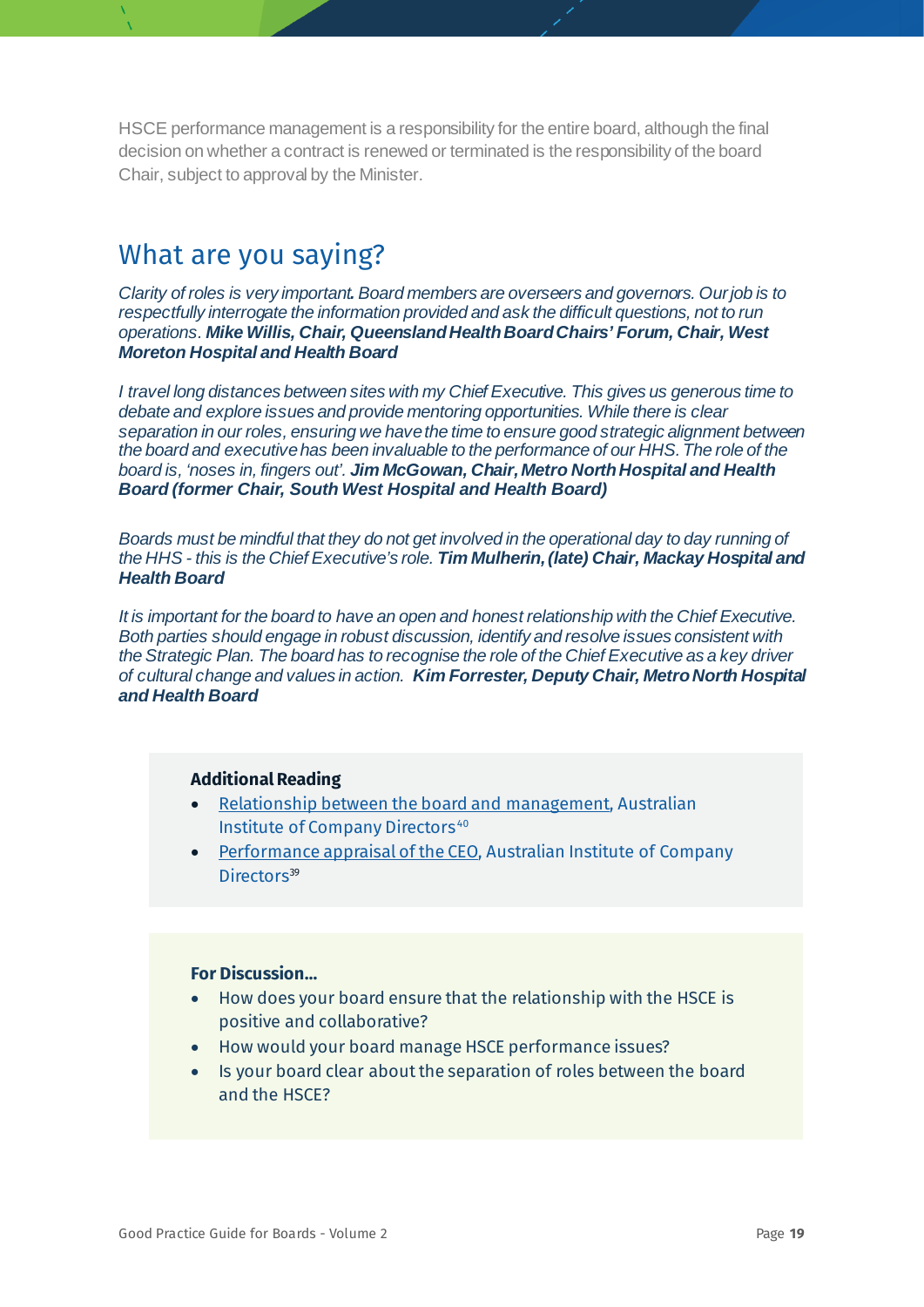HSCE performance management is a responsibility for the entire board, although the final decision on whether a contract is renewed or terminated is the responsibility of the board Chair, subject to approval by the Minister.

## What are you saying?

*Clarity of roles is very important. Board members are overseers and governors. Our job is to respectfully interrogate the information provided and ask the difficult questions, not to run operations.* ***Mike Willis, Chair, Queensland Health Board Chairs' Forum, Chair, West Moreton Hospital and Health Board***

*I travel long distances between sites with my Chief Executive. This gives us generous time to debate and explore issues and provide mentoring opportunities. While there is clear separation in our roles, ensuring we have the time to ensure good strategic alignment between the board and executive has been invaluable to the performance of our HHS. The role of the board is, 'noses in, fingers out'.* ***Jim McGowan, Chair, Metro North Hospital and Health Board (former Chair, South West Hospital and Health Board)***

*Boards must be mindful that they do not get involved in the operational day to day running of the HHS - this is the Chief Executive's role.* ***Tim Mulherin, (late) Chair, Mackay Hospital and Health Board***

*It is important for the board to have an open and honest relationship with the Chief Executive. Both parties should engage in robust discussion, identify and resolve issues consistent with the Strategic Plan. The board has to recognise the role of the Chief Executive as a key driver of cultural change and values in action.* ***Kim Forrester, Deputy Chair, Metro North Hospital and Health Board***

**Additional Reading**

- Relationship between the board and management, Australian Institute of Company Directors[40]
- Performance appraisal of the CEO, Australian Institute of Company Directors[39]

**For Discussion...**

- How does your board ensure that the relationship with the HSCE is positive and collaborative?
- How would your board manage HSCE performance issues?
- Is your board clear about the separation of roles between the board and the HSCE?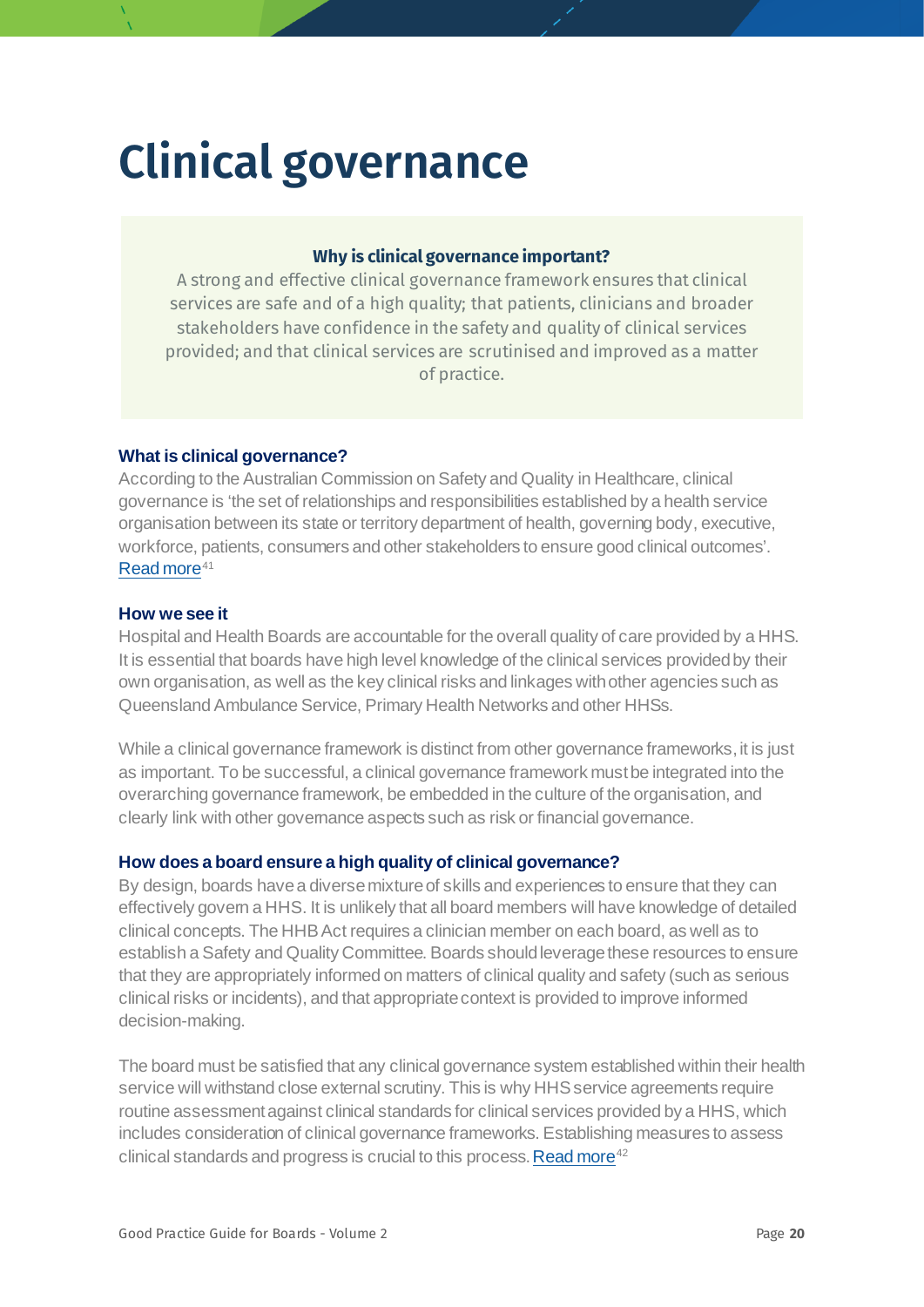# Clinical governance

**Why is clinical governance important?**

A strong and effective clinical governance framework ensures that clinical services are safe and of a high quality; that patients, clinicians and broader stakeholders have confidence in the safety and quality of clinical services provided; and that clinical services are scrutinised and improved as a matter of practice.

### What is clinical governance?

According to the Australian Commission on Safety and Quality in Healthcare, clinical governance is 'the set of relationships and responsibilities established by a health service organisation between its state or territory department of health, governing body, executive, workforce, patients, consumers and other stakeholders to ensure good clinical outcomes'. Read more[41]

### How we see it

Hospital and Health Boards are accountable for the overall quality of care provided by a HHS. It is essential that boards have high level knowledge of the clinical services provided by their own organisation, as well as the key clinical risks and linkages with other agencies such as Queensland Ambulance Service, Primary Health Networks and other HHSs.

While a clinical governance framework is distinct from other governance frameworks, it is just as important. To be successful, a clinical governance framework must be integrated into the overarching governance framework, be embedded in the culture of the organisation, and clearly link with other governance aspects such as risk or financial governance.

### How does a board ensure a high quality of clinical governance?

By design, boards have a diverse mixture of skills and experiences to ensure that they can effectively govern a HHS. It is unlikely that all board members will have knowledge of detailed clinical concepts. The HHB Act requires a clinician member on each board, as well as to establish a Safety and Quality Committee. Boards should leverage these resources to ensure that they are appropriately informed on matters of clinical quality and safety (such as serious clinical risks or incidents), and that appropriate context is provided to improve informed decision-making.

The board must be satisfied that any clinical governance system established within their health service will withstand close external scrutiny. This is why HHS service agreements require routine assessment against clinical standards for clinical services provided by a HHS, which includes consideration of clinical governance frameworks. Establishing measures to assess clinical standards and progress is crucial to this process. Read more[42]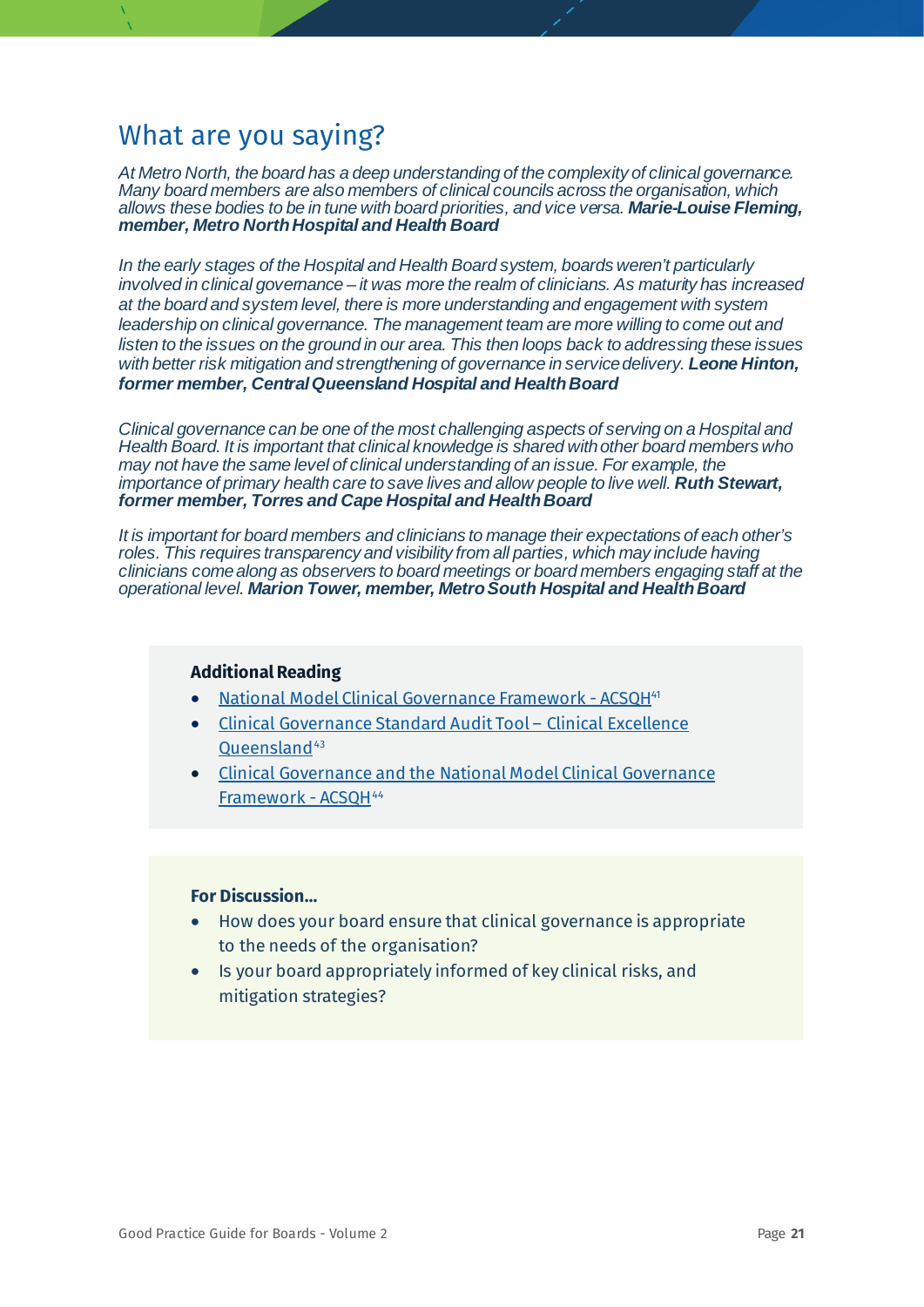## What are you saying?

*At Metro North, the board has a deep understanding of the complexity of clinical governance. Many board members are also members of clinical councils across the organisation, which allows these bodies to be in tune with board priorities, and vice versa.* ***Marie-Louise Fleming, member, Metro North Hospital and Health Board***

*In the early stages of the Hospital and Health Board system, boards weren't particularly involved in clinical governance – it was more the realm of clinicians. As maturity has increased at the board and system level, there is more understanding and engagement with system leadership on clinical governance. The management team are more willing to come out and listen to the issues on the ground in our area. This then loops back to addressing these issues with better risk mitigation and strengthening of governance in service delivery.* ***Leone Hinton, former member, Central Queensland Hospital and Health Board***

*Clinical governance can be one of the most challenging aspects of serving on a Hospital and Health Board. It is important that clinical knowledge is shared with other board members who may not have the same level of clinical understanding of an issue. For example, the importance of primary health care to save lives and allow people to live well.* ***Ruth Stewart, former member, Torres and Cape Hospital and Health Board***

*It is important for board members and clinicians to manage their expectations of each other's roles. This requires transparency and visibility from all parties, which may include having clinicians come along as observers to board meetings or board members engaging staff at the operational level.* ***Marion Tower, member, Metro South Hospital and Health Board***

**Additional Reading**

- National Model Clinical Governance Framework - ACSQH[41]
- Clinical Governance Standard Audit Tool – Clinical Excellence Queensland[43]
- Clinical Governance and the National Model Clinical Governance Framework - ACSQH[44]

**For Discussion…**

- How does your board ensure that clinical governance is appropriate to the needs of the organisation?
- Is your board appropriately informed of key clinical risks, and mitigation strategies?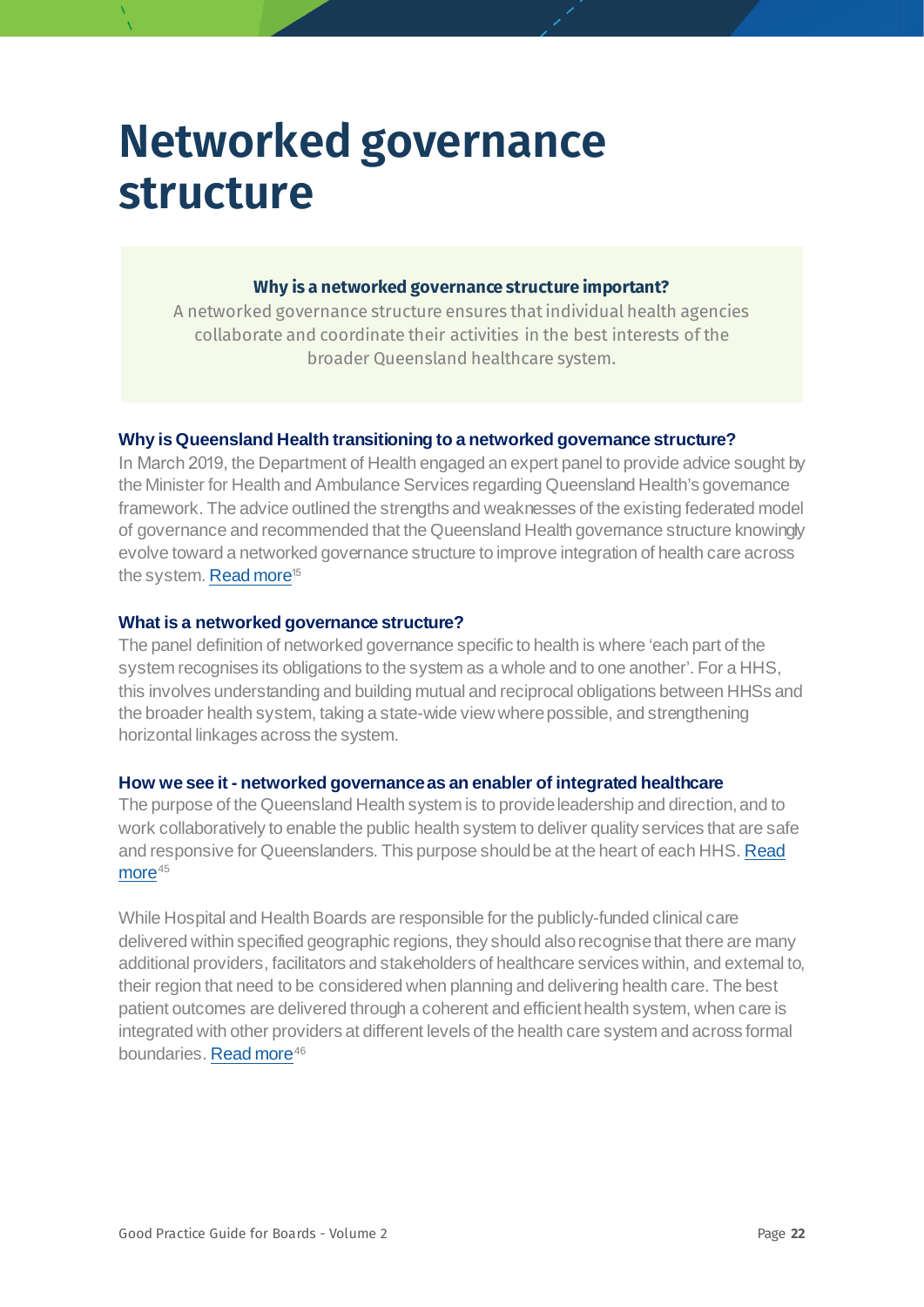# Networked governance structure

**Why is a networked governance structure important?**

A networked governance structure ensures that individual health agencies collaborate and coordinate their activities in the best interests of the broader Queensland healthcare system.

### Why is Queensland Health transitioning to a networked governance structure?

In March 2019, the Department of Health engaged an expert panel to provide advice sought by the Minister for Health and Ambulance Services regarding Queensland Health's governance framework. The advice outlined the strengths and weaknesses of the existing federated model of governance and recommended that the Queensland Health governance structure knowingly evolve toward a networked governance structure to improve integration of health care across the system. Read more[15]

### What is a networked governance structure?

The panel definition of networked governance specific to health is where 'each part of the system recognises its obligations to the system as a whole and to one another'. For a HHS, this involves understanding and building mutual and reciprocal obligations between HHSs and the broader health system, taking a state-wide view where possible, and strengthening horizontal linkages across the system.

### How we see it - networked governance as an enabler of integrated healthcare

The purpose of the Queensland Health system is to provide leadership and direction, and to work collaboratively to enable the public health system to deliver quality services that are safe and responsive for Queenslanders. This purpose should be at the heart of each HHS. Read more[45]

While Hospital and Health Boards are responsible for the publicly-funded clinical care delivered within specified geographic regions, they should also recognise that there are many additional providers, facilitators and stakeholders of healthcare services within, and external to, their region that need to be considered when planning and delivering health care. The best patient outcomes are delivered through a coherent and efficient health system, when care is integrated with other providers at different levels of the health care system and across formal boundaries. Read more[46]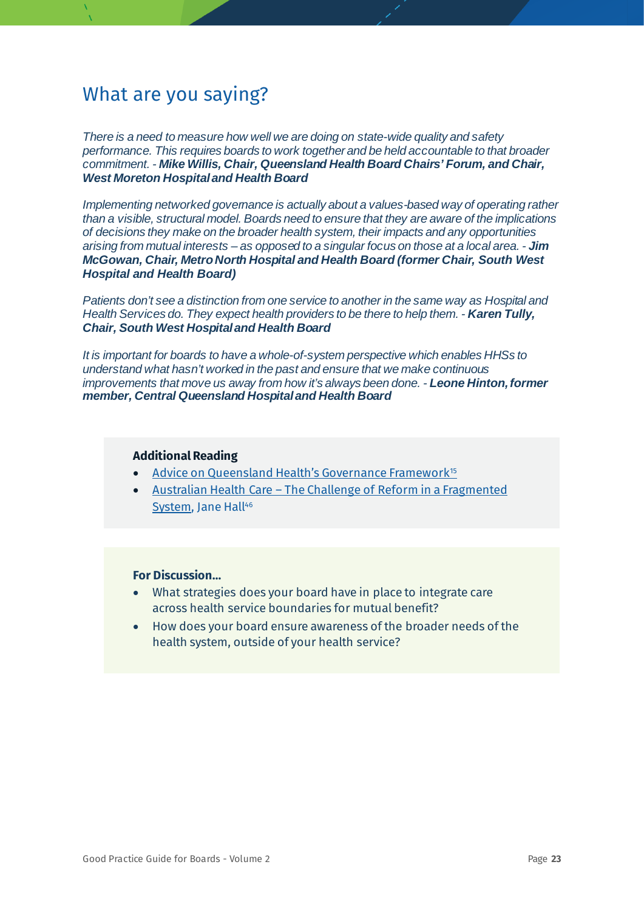## What are you saying?

*There is a need to measure how well we are doing on state-wide quality and safety performance. This requires boards to work together and be held accountable to that broader commitment. -* ***Mike Willis, Chair, Queensland Health Board Chairs' Forum, and Chair, West Moreton Hospital and Health Board***

*Implementing networked governance is actually about a values-based way of operating rather than a visible, structural model. Boards need to ensure that they are aware of the implications of decisions they make on the broader health system, their impacts and any opportunities arising from mutual interests – as opposed to a singular focus on those at a local area. -* ***Jim McGowan, Chair, Metro North Hospital and Health Board (former Chair, South West Hospital and Health Board)***

*Patients don't see a distinction from one service to another in the same way as Hospital and Health Services do. They expect health providers to be there to help them. -* ***Karen Tully, Chair, South West Hospital and Health Board***

*It is important for boards to have a whole-of-system perspective which enables HHSs to understand what hasn't worked in the past and ensure that we make continuous improvements that move us away from how it's always been done. -* ***Leone Hinton, former member, Central Queensland Hospital and Health Board***

**Additional Reading**

- Advice on Queensland Health's Governance Framework[15]
- Australian Health Care – The Challenge of Reform in a Fragmented System, Jane Hall[46]

**For Discussion…**

- What strategies does your board have in place to integrate care across health service boundaries for mutual benefit?
- How does your board ensure awareness of the broader needs of the health system, outside of your health service?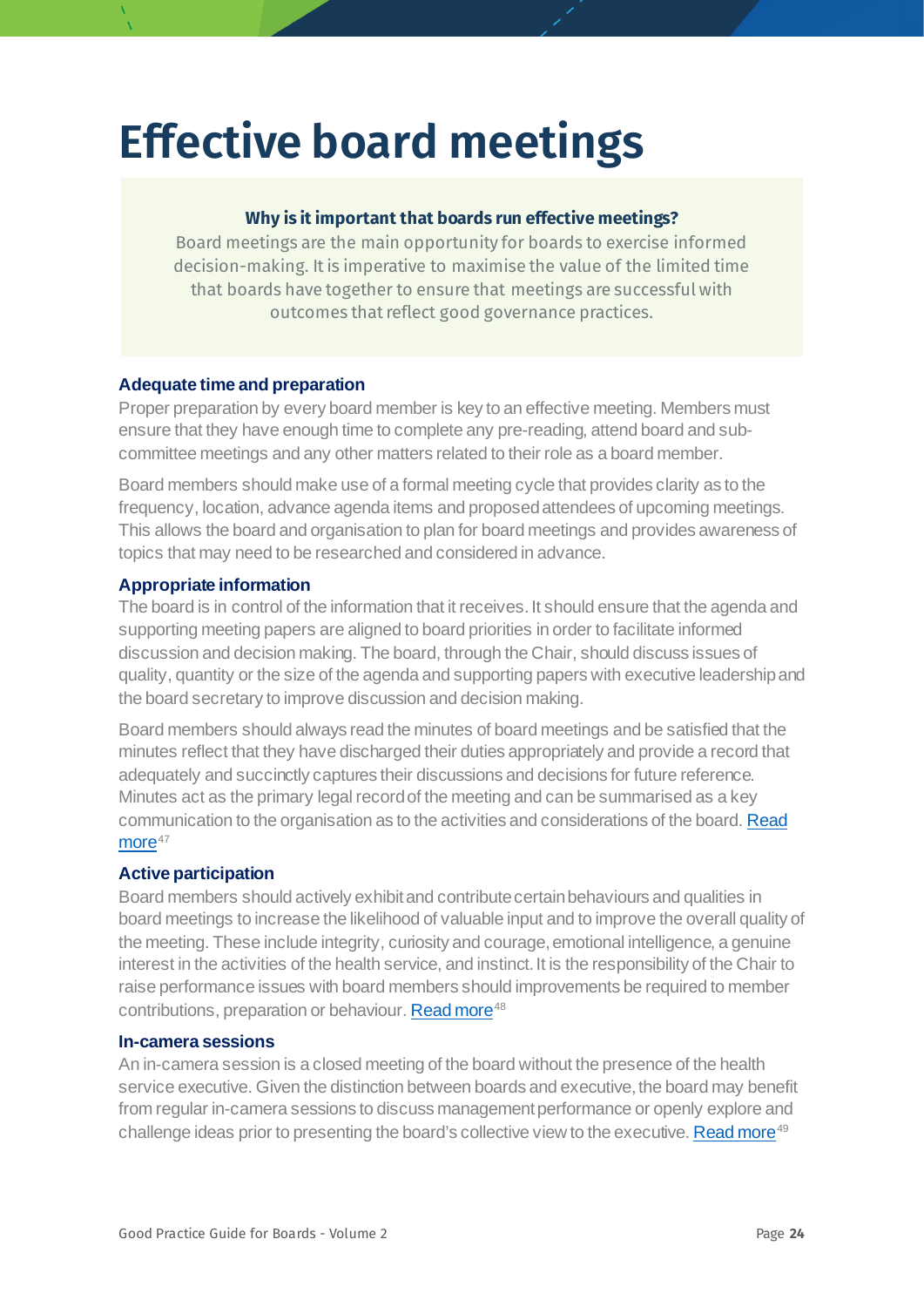# Effective board meetings

**Why is it important that boards run effective meetings?**

Board meetings are the main opportunity for boards to exercise informed decision-making. It is imperative to maximise the value of the limited time that boards have together to ensure that meetings are successful with outcomes that reflect good governance practices.

### Adequate time and preparation

Proper preparation by every board member is key to an effective meeting. Members must ensure that they have enough time to complete any pre-reading, attend board and sub-committee meetings and any other matters related to their role as a board member.

Board members should make use of a formal meeting cycle that provides clarity as to the frequency, location, advance agenda items and proposed attendees of upcoming meetings. This allows the board and organisation to plan for board meetings and provides awareness of topics that may need to be researched and considered in advance.

### Appropriate information

The board is in control of the information that it receives. It should ensure that the agenda and supporting meeting papers are aligned to board priorities in order to facilitate informed discussion and decision making. The board, through the Chair, should discuss issues of quality, quantity or the size of the agenda and supporting papers with executive leadership and the board secretary to improve discussion and decision making.

Board members should always read the minutes of board meetings and be satisfied that the minutes reflect that they have discharged their duties appropriately and provide a record that adequately and succinctly captures their discussions and decisions for future reference. Minutes act as the primary legal record of the meeting and can be summarised as a key communication to the organisation as to the activities and considerations of the board. Read more[47]

### Active participation

Board members should actively exhibit and contribute certain behaviours and qualities in board meetings to increase the likelihood of valuable input and to improve the overall quality of the meeting. These include integrity, curiosity and courage, emotional intelligence, a genuine interest in the activities of the health service, and instinct. It is the responsibility of the Chair to raise performance issues with board members should improvements be required to member contributions, preparation or behaviour. Read more[48]

### In-camera sessions

An in-camera session is a closed meeting of the board without the presence of the health service executive. Given the distinction between boards and executive, the board may benefit from regular in-camera sessions to discuss management performance or openly explore and challenge ideas prior to presenting the board's collective view to the executive. Read more[49]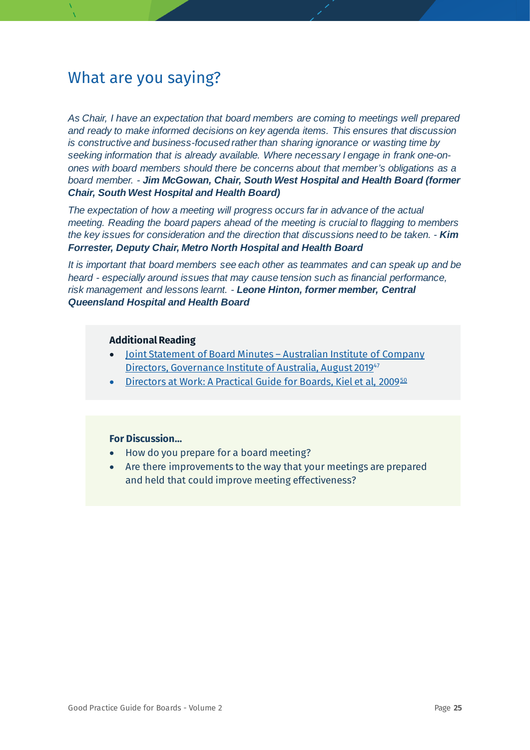## What are you saying?

*As Chair, I have an expectation that board members are coming to meetings well prepared and ready to make informed decisions on key agenda items. This ensures that discussion is constructive and business-focused rather than sharing ignorance or wasting time by seeking information that is already available. Where necessary I engage in frank one-on-ones with board members should there be concerns about that member's obligations as a board member. -* ***Jim McGowan, Chair, South West Hospital and Health Board (former Chair, South West Hospital and Health Board)***

*The expectation of how a meeting will progress occurs far in advance of the actual meeting. Reading the board papers ahead of the meeting is crucial to flagging to members the key issues for consideration and the direction that discussions need to be taken. -* ***Kim Forrester, Deputy Chair, Metro North Hospital and Health Board***

*It is important that board members see each other as teammates and can speak up and be heard - especially around issues that may cause tension such as financial performance, risk management and lessons learnt. -* ***Leone Hinton, former member, Central Queensland Hospital and Health Board***

**Additional Reading**

- Joint Statement of Board Minutes – Australian Institute of Company Directors, Governance Institute of Australia, August 2019[47]
- Directors at Work: A Practical Guide for Boards, Kiel et al, 2009[50]

**For Discussion...**

- How do you prepare for a board meeting?
- Are there improvements to the way that your meetings are prepared and held that could improve meeting effectiveness?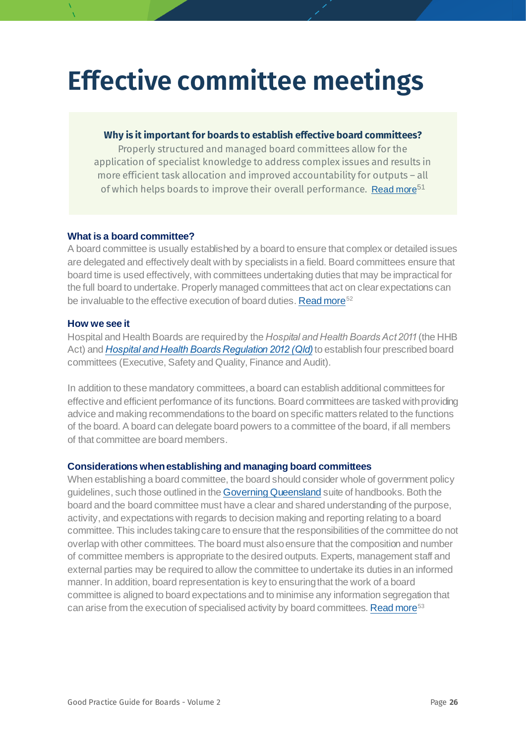# Effective committee meetings

**Why is it important for boards to establish effective board committees?**

Properly structured and managed board committees allow for the application of specialist knowledge to address complex issues and results in more efficient task allocation and improved accountability for outputs – all of which helps boards to improve their overall performance. Read more[51]

### What is a board committee?

A board committee is usually established by a board to ensure that complex or detailed issues are delegated and effectively dealt with by specialists in a field. Board committees ensure that board time is used effectively, with committees undertaking duties that may be impractical for the full board to undertake. Properly managed committees that act on clear expectations can be invaluable to the effective execution of board duties. Read more[52]

### How we see it

Hospital and Health Boards are required by the *Hospital and Health Boards Act 2011* (the HHB Act) and *Hospital and Health Boards Regulation 2012 (Qld)* to establish four prescribed board committees (Executive, Safety and Quality, Finance and Audit).

In addition to these mandatory committees, a board can establish additional committees for effective and efficient performance of its functions. Board committees are tasked with providing advice and making recommendations to the board on specific matters related to the functions of the board. A board can delegate board powers to a committee of the board, if all members of that committee are board members.

### Considerations when establishing and managing board committees

When establishing a board committee, the board should consider whole of government policy guidelines, such those outlined in the Governing Queensland suite of handbooks. Both the board and the board committee must have a clear and shared understanding of the purpose, activity, and expectations with regards to decision making and reporting relating to a board committee. This includes taking care to ensure that the responsibilities of the committee do not overlap with other committees. The board must also ensure that the composition and number of committee members is appropriate to the desired outputs. Experts, management staff and external parties may be required to allow the committee to undertake its duties in an informed manner. In addition, board representation is key to ensuring that the work of a board committee is aligned to board expectations and to minimise any information segregation that can arise from the execution of specialised activity by board committees. Read more[53]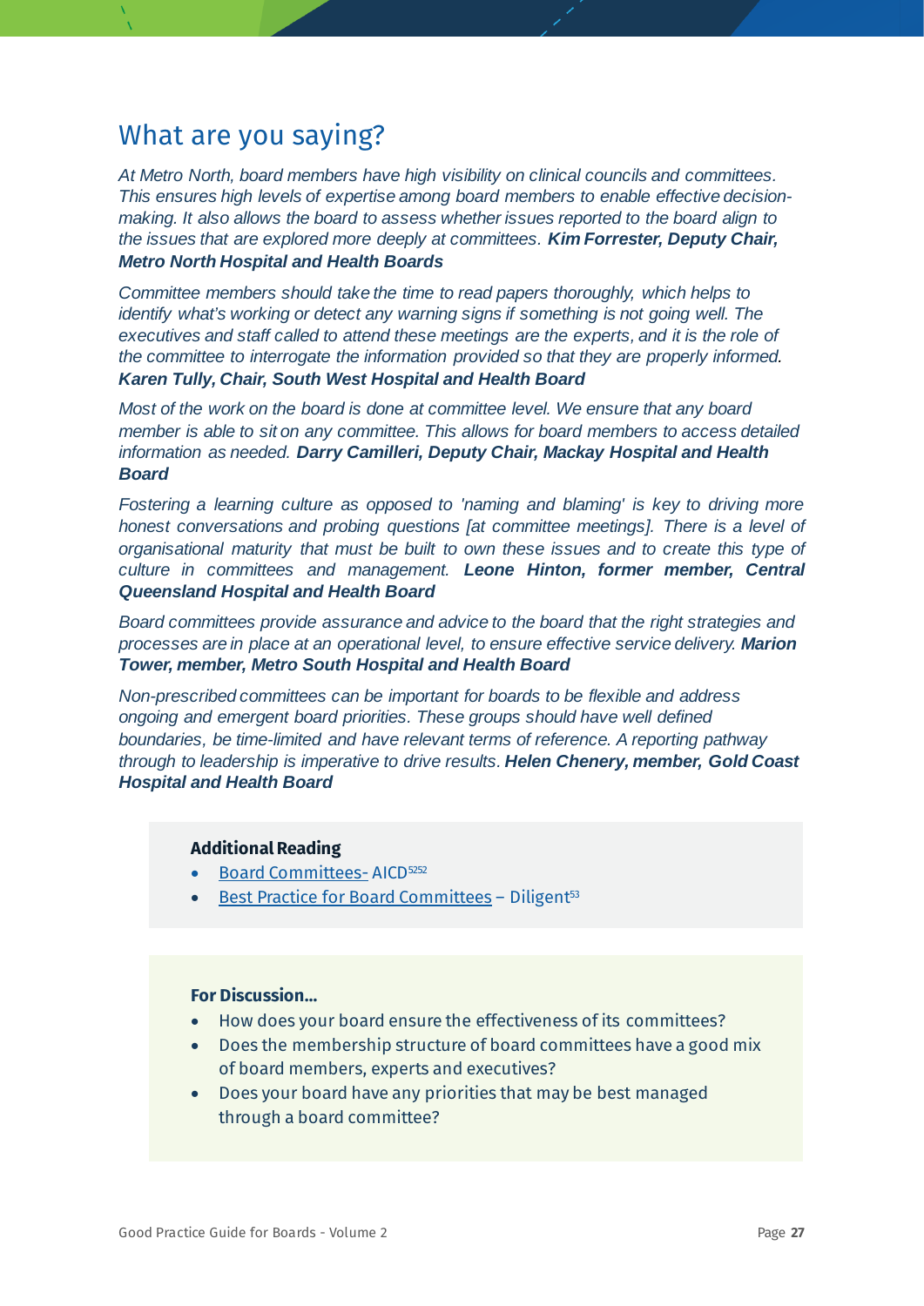## What are you saying?

*At Metro North, board members have high visibility on clinical councils and committees. This ensures high levels of expertise among board members to enable effective decision-making. It also allows the board to assess whether issues reported to the board align to the issues that are explored more deeply at committees.* ***Kim Forrester, Deputy Chair, Metro North Hospital and Health Boards***

*Committee members should take the time to read papers thoroughly, which helps to identify what's working or detect any warning signs if something is not going well. The executives and staff called to attend these meetings are the experts, and it is the role of the committee to interrogate the information provided so that they are properly informed.* ***Karen Tully, Chair, South West Hospital and Health Board***

*Most of the work on the board is done at committee level. We ensure that any board member is able to sit on any committee. This allows for board members to access detailed information as needed.* ***Darry Camilleri, Deputy Chair, Mackay Hospital and Health Board***

*Fostering a learning culture as opposed to 'naming and blaming' is key to driving more honest conversations and probing questions [at committee meetings]. There is a level of organisational maturity that must be built to own these issues and to create this type of culture in committees and management.* ***Leone Hinton, former member, Central Queensland Hospital and Health Board***

*Board committees provide assurance and advice to the board that the right strategies and processes are in place at an operational level, to ensure effective service delivery.* ***Marion Tower, member, Metro South Hospital and Health Board***

*Non-prescribed committees can be important for boards to be flexible and address ongoing and emergent board priorities. These groups should have well defined boundaries, be time-limited and have relevant terms of reference. A reporting pathway through to leadership is imperative to drive results.* ***Helen Chenery, member, Gold Coast Hospital and Health Board***

**Additional Reading**

- Board Committees- AICD[52][52]
- Best Practice for Board Committees – Diligent[53]

**For Discussion...**

- How does your board ensure the effectiveness of its committees?
- Does the membership structure of board committees have a good mix of board members, experts and executives?
- Does your board have any priorities that may be best managed through a board committee?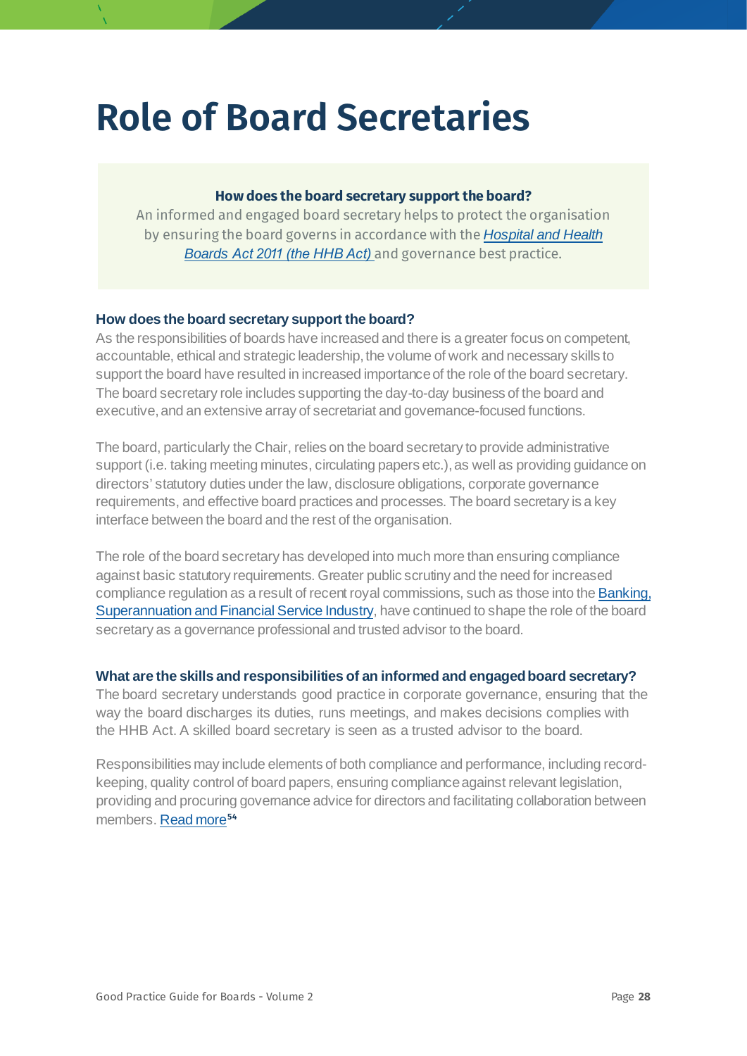# Role of Board Secretaries

**How does the board secretary support the board?**

An informed and engaged board secretary helps to protect the organisation by ensuring the board governs in accordance with the *Hospital and Health Boards Act 2011 (the HHB Act)* and governance best practice.

### How does the board secretary support the board?

As the responsibilities of boards have increased and there is a greater focus on competent, accountable, ethical and strategic leadership, the volume of work and necessary skills to support the board have resulted in increased importance of the role of the board secretary. The board secretary role includes supporting the day-to-day business of the board and executive, and an extensive array of secretariat and governance-focused functions.

The board, particularly the Chair, relies on the board secretary to provide administrative support (i.e. taking meeting minutes, circulating papers etc.), as well as providing guidance on directors' statutory duties under the law, disclosure obligations, corporate governance requirements, and effective board practices and processes. The board secretary is a key interface between the board and the rest of the organisation.

The role of the board secretary has developed into much more than ensuring compliance against basic statutory requirements. Greater public scrutiny and the need for increased compliance regulation as a result of recent royal commissions, such as those into the Banking, Superannuation and Financial Service Industry, have continued to shape the role of the board secretary as a governance professional and trusted advisor to the board.

### What are the skills and responsibilities of an informed and engaged board secretary?

The board secretary understands good practice in corporate governance, ensuring that the way the board discharges its duties, runs meetings, and makes decisions complies with the HHB Act. A skilled board secretary is seen as a trusted advisor to the board.

Responsibilities may include elements of both compliance and performance, including record-keeping, quality control of board papers, ensuring compliance against relevant legislation, providing and procuring governance advice for directors and facilitating collaboration between members. Read more[54]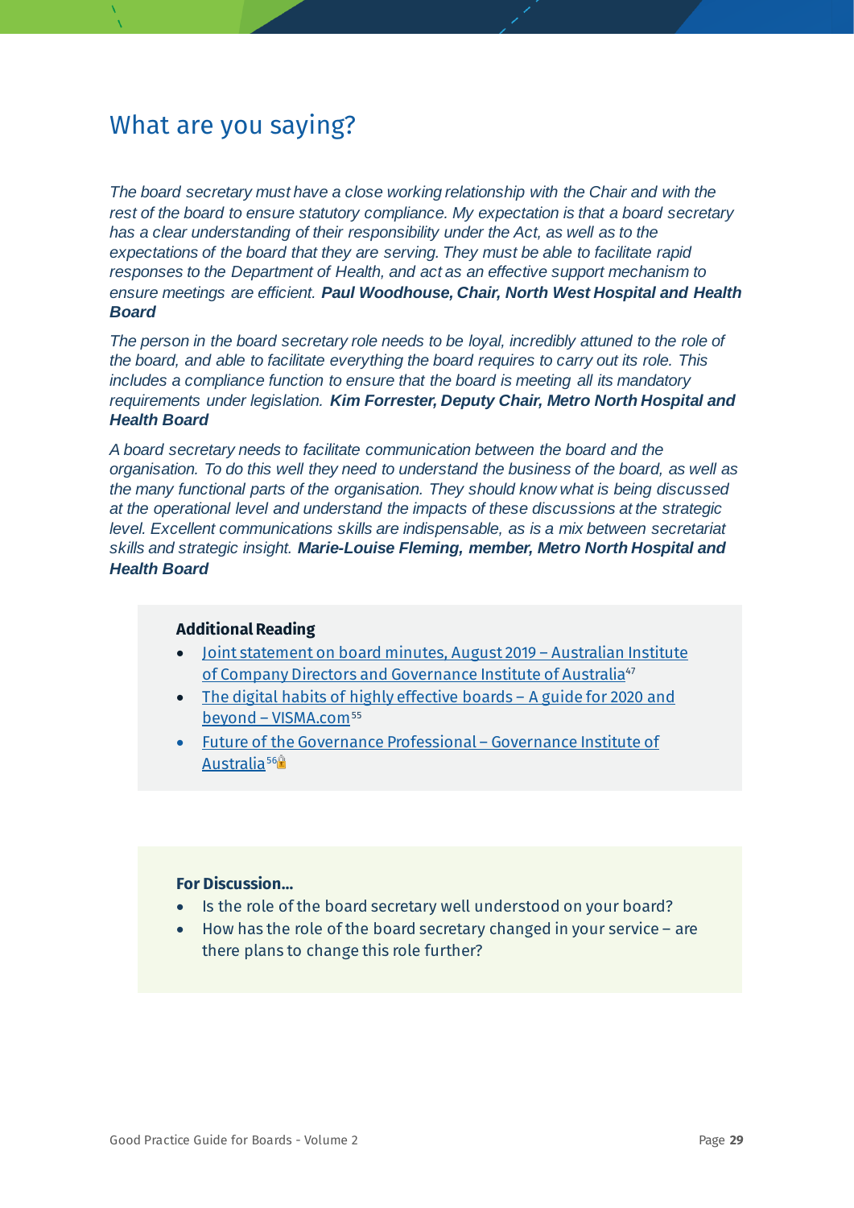## What are you saying?

*The board secretary must have a close working relationship with the Chair and with the rest of the board to ensure statutory compliance. My expectation is that a board secretary has a clear understanding of their responsibility under the Act, as well as to the expectations of the board that they are serving. They must be able to facilitate rapid responses to the Department of Health, and act as an effective support mechanism to ensure meetings are efficient.* ***Paul Woodhouse, Chair, North West Hospital and Health Board***

*The person in the board secretary role needs to be loyal, incredibly attuned to the role of the board, and able to facilitate everything the board requires to carry out its role. This includes a compliance function to ensure that the board is meeting all its mandatory requirements under legislation.* ***Kim Forrester, Deputy Chair, Metro North Hospital and Health Board***

*A board secretary needs to facilitate communication between the board and the organisation. To do this well they need to understand the business of the board, as well as the many functional parts of the organisation. They should know what is being discussed at the operational level and understand the impacts of these discussions at the strategic level. Excellent communications skills are indispensable, as is a mix between secretariat skills and strategic insight.* ***Marie-Louise Fleming, member, Metro North Hospital and Health Board***

**Additional Reading**

- Joint statement on board minutes, August 2019 – Australian Institute of Company Directors and Governance Institute of Australia[47]
- The digital habits of highly effective boards – A guide for 2020 and beyond – VISMA.com[55]
- Future of the Governance Professional – Governance Institute of Australia[56]🔒

**For Discussion...**

- Is the role of the board secretary well understood on your board?
- How has the role of the board secretary changed in your service – are there plans to change this role further?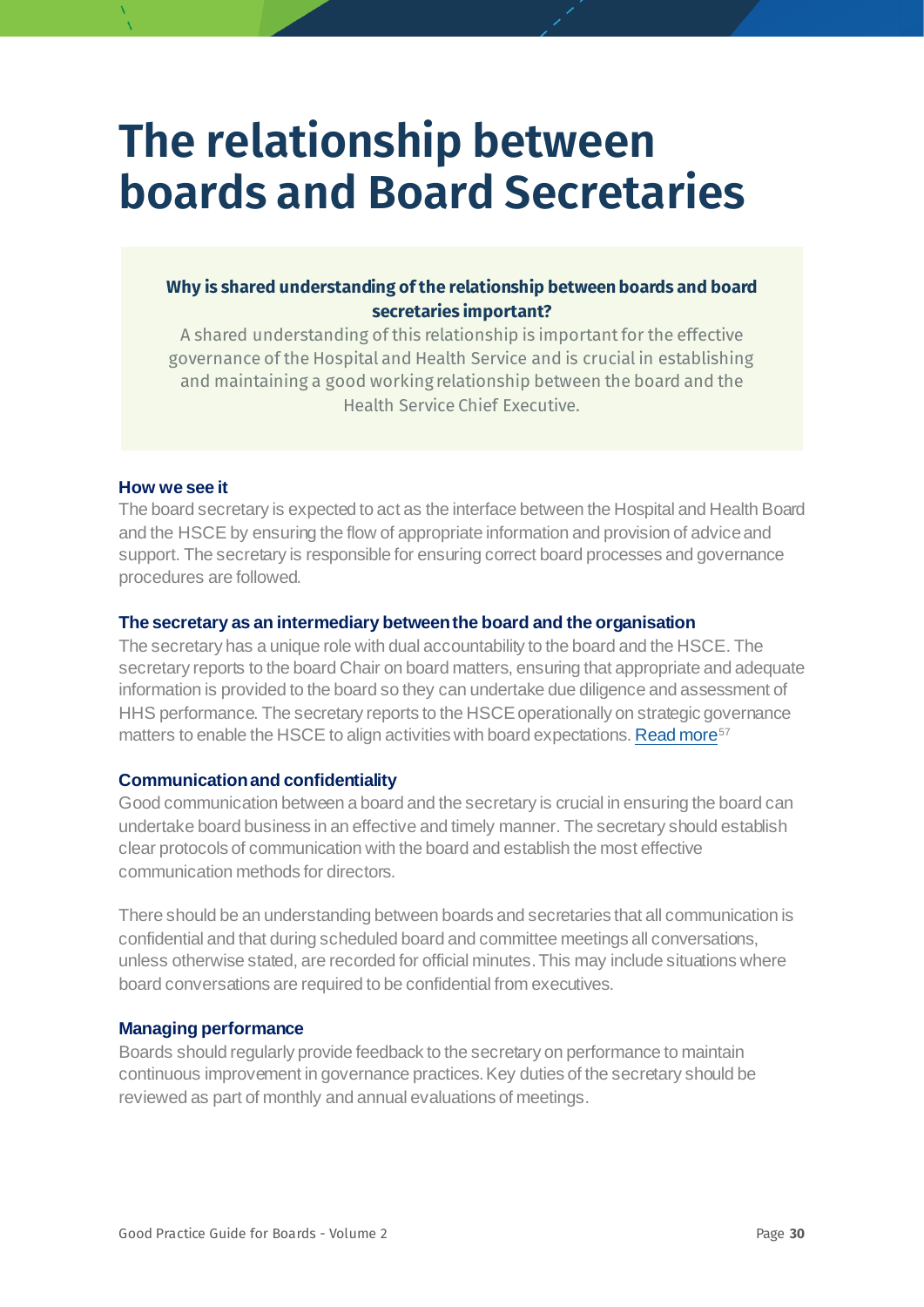# The relationship between boards and Board Secretaries

**Why is shared understanding of the relationship between boards and board secretaries important?**

A shared understanding of this relationship is important for the effective governance of the Hospital and Health Service and is crucial in establishing and maintaining a good working relationship between the board and the Health Service Chief Executive.

### How we see it

The board secretary is expected to act as the interface between the Hospital and Health Board and the HSCE by ensuring the flow of appropriate information and provision of advice and support. The secretary is responsible for ensuring correct board processes and governance procedures are followed.

### The secretary as an intermediary between the board and the organisation

The secretary has a unique role with dual accountability to the board and the HSCE. The secretary reports to the board Chair on board matters, ensuring that appropriate and adequate information is provided to the board so they can undertake due diligence and assessment of HHS performance. The secretary reports to the HSCE operationally on strategic governance matters to enable the HSCE to align activities with board expectations. Read more[57]

### Communication and confidentiality

Good communication between a board and the secretary is crucial in ensuring the board can undertake board business in an effective and timely manner. The secretary should establish clear protocols of communication with the board and establish the most effective communication methods for directors.

There should be an understanding between boards and secretaries that all communication is confidential and that during scheduled board and committee meetings all conversations, unless otherwise stated, are recorded for official minutes. This may include situations where board conversations are required to be confidential from executives.

### Managing performance

Boards should regularly provide feedback to the secretary on performance to maintain continuous improvement in governance practices. Key duties of the secretary should be reviewed as part of monthly and annual evaluations of meetings.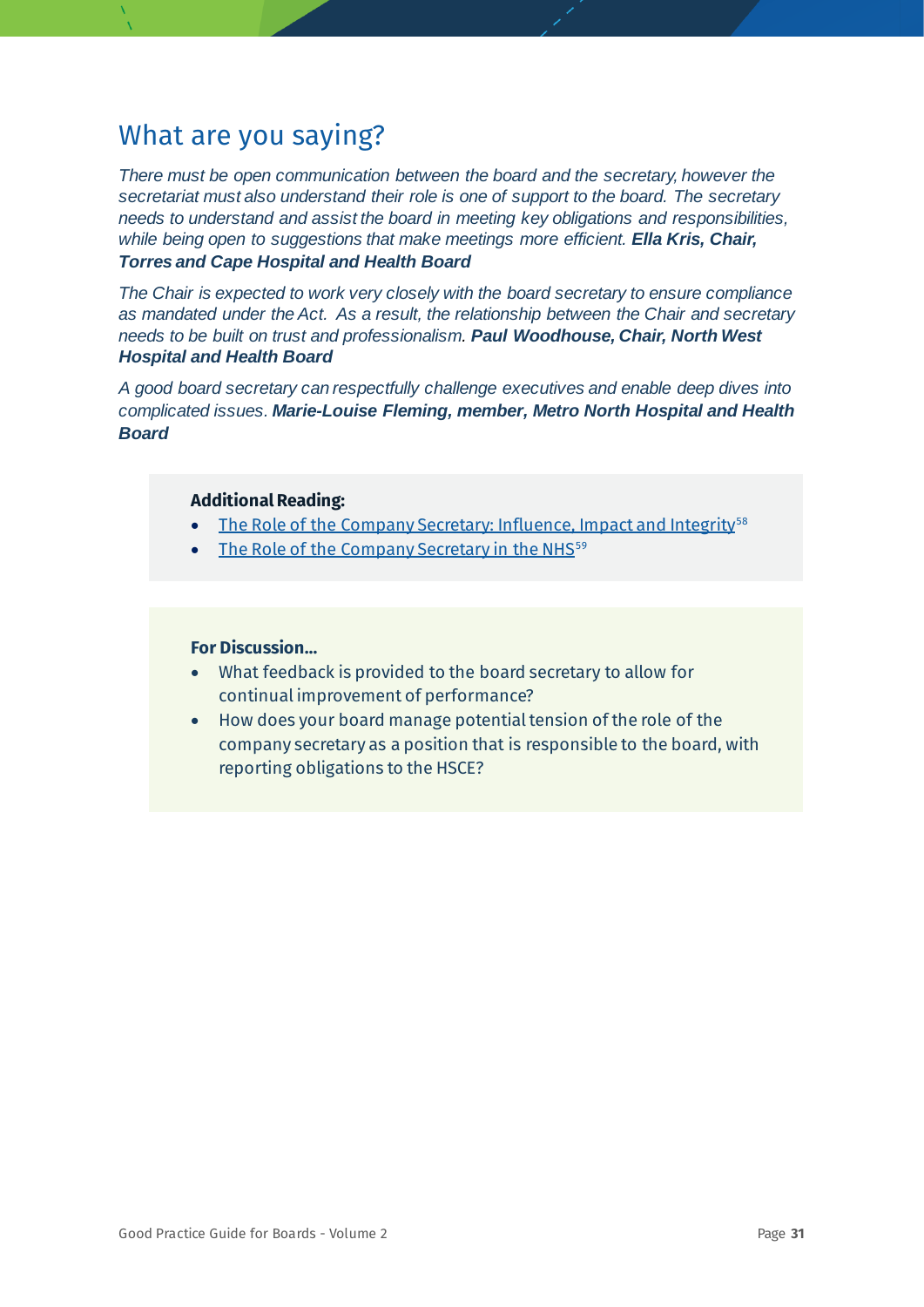## What are you saying?

*There must be open communication between the board and the secretary, however the secretariat must also understand their role is one of support to the board. The secretary needs to understand and assist the board in meeting key obligations and responsibilities, while being open to suggestions that make meetings more efficient.* ***Ella Kris, Chair, Torres and Cape Hospital and Health Board***

*The Chair is expected to work very closely with the board secretary to ensure compliance as mandated under the Act. As a result, the relationship between the Chair and secretary needs to be built on trust and professionalism.* ***Paul Woodhouse, Chair, North West Hospital and Health Board***

*A good board secretary can respectfully challenge executives and enable deep dives into complicated issues.* ***Marie-Louise Fleming, member, Metro North Hospital and Health Board***

**Additional Reading:**

- The Role of the Company Secretary: Influence, Impact and Integrity[58]
- The Role of the Company Secretary in the NHS[59]

**For Discussion...**

- What feedback is provided to the board secretary to allow for continual improvement of performance?
- How does your board manage potential tension of the role of the company secretary as a position that is responsible to the board, with reporting obligations to the HSCE?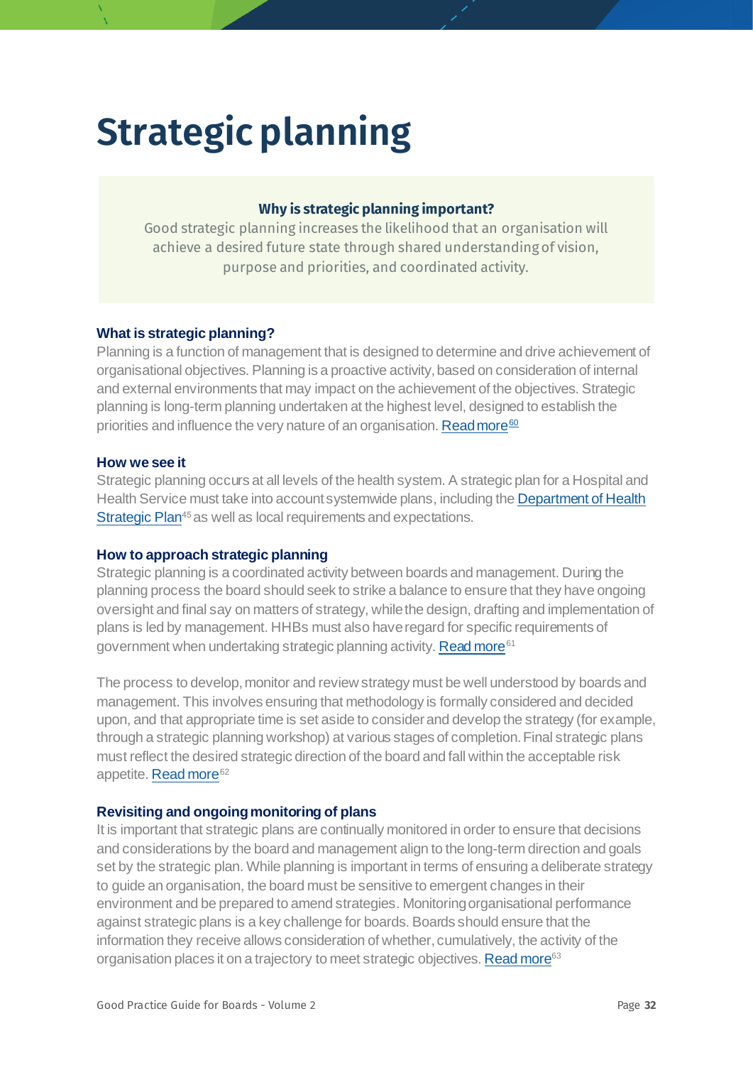# Strategic planning

**Why is strategic planning important?**

Good strategic planning increases the likelihood that an organisation will achieve a desired future state through shared understanding of vision, purpose and priorities, and coordinated activity.

### What is strategic planning?

Planning is a function of management that is designed to determine and drive achievement of organisational objectives. Planning is a proactive activity, based on consideration of internal and external environments that may impact on the achievement of the objectives. Strategic planning is long-term planning undertaken at the highest level, designed to establish the priorities and influence the very nature of an organisation. Read more[60]

### How we see it

Strategic planning occurs at all levels of the health system. A strategic plan for a Hospital and Health Service must take into account systemwide plans, including the Department of Health Strategic Plan[45] as well as local requirements and expectations.

### How to approach strategic planning

Strategic planning is a coordinated activity between boards and management. During the planning process the board should seek to strike a balance to ensure that they have ongoing oversight and final say on matters of strategy, while the design, drafting and implementation of plans is led by management. HHBs must also have regard for specific requirements of government when undertaking strategic planning activity. Read more[61]

The process to develop, monitor and review strategy must be well understood by boards and management. This involves ensuring that methodology is formally considered and decided upon, and that appropriate time is set aside to consider and develop the strategy (for example, through a strategic planning workshop) at various stages of completion. Final strategic plans must reflect the desired strategic direction of the board and fall within the acceptable risk appetite. Read more[62]

### Revisiting and ongoing monitoring of plans

It is important that strategic plans are continually monitored in order to ensure that decisions and considerations by the board and management align to the long-term direction and goals set by the strategic plan. While planning is important in terms of ensuring a deliberate strategy to guide an organisation, the board must be sensitive to emergent changes in their environment and be prepared to amend strategies. Monitoring organisational performance against strategic plans is a key challenge for boards. Boards should ensure that the information they receive allows consideration of whether, cumulatively, the activity of the organisation places it on a trajectory to meet strategic objectives. Read more[63]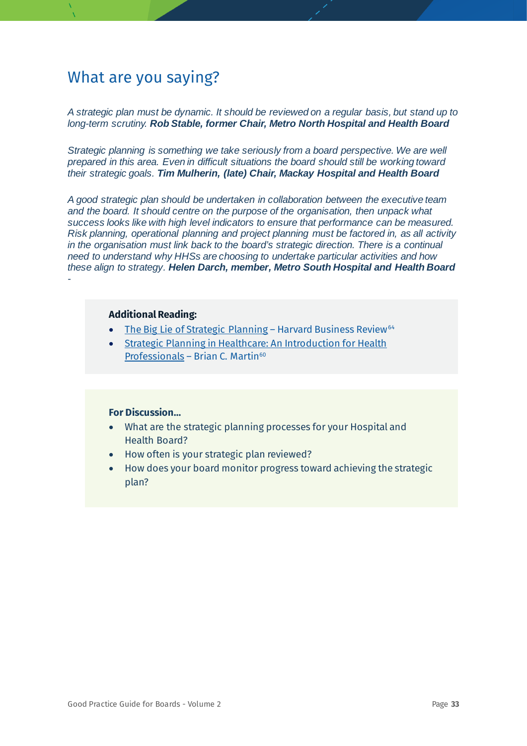## What are you saying?

*A strategic plan must be dynamic. It should be reviewed on a regular basis, but stand up to long-term scrutiny.* ***Rob Stable, former Chair, Metro North Hospital and Health Board***

*Strategic planning is something we take seriously from a board perspective. We are well prepared in this area. Even in difficult situations the board should still be working toward their strategic goals.* ***Tim Mulherin, (late) Chair, Mackay Hospital and Health Board***

*A good strategic plan should be undertaken in collaboration between the executive team and the board. It should centre on the purpose of the organisation, then unpack what success looks like with high level indicators to ensure that performance can be measured. Risk planning, operational planning and project planning must be factored in, as all activity in the organisation must link back to the board's strategic direction. There is a continual need to understand why HHSs are choosing to undertake particular activities and how these align to strategy.* ***Helen Darch, member, Metro South Hospital and Health Board***

-

**Additional Reading:**

- The Big Lie of Strategic Planning – Harvard Business Review[64]
- Strategic Planning in Healthcare: An Introduction for Health Professionals – Brian C. Martin[60]

**For Discussion...**

- What are the strategic planning processes for your Hospital and Health Board?
- How often is your strategic plan reviewed?
- How does your board monitor progress toward achieving the strategic plan?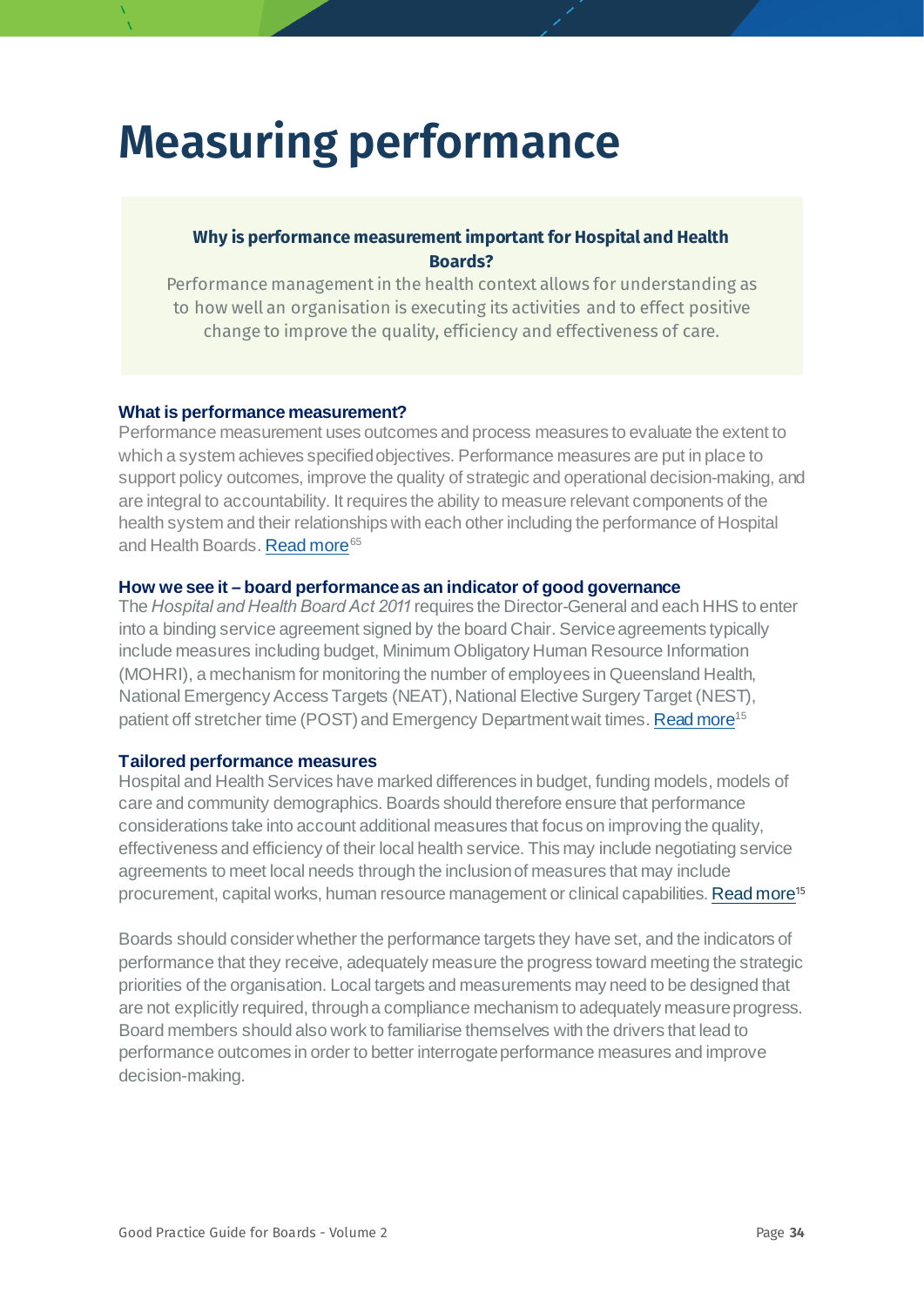# Measuring performance

**Why is performance measurement important for Hospital and Health Boards?**

Performance management in the health context allows for understanding as to how well an organisation is executing its activities and to effect positive change to improve the quality, efficiency and effectiveness of care.

### What is performance measurement?

Performance measurement uses outcomes and process measures to evaluate the extent to which a system achieves specified objectives. Performance measures are put in place to support policy outcomes, improve the quality of strategic and operational decision-making, and are integral to accountability. It requires the ability to measure relevant components of the health system and their relationships with each other including the performance of Hospital and Health Boards. Read more[65]

### How we see it – board performance as an indicator of good governance

The *Hospital and Health Board Act 2011* requires the Director-General and each HHS to enter into a binding service agreement signed by the board Chair. Service agreements typically include measures including budget, Minimum Obligatory Human Resource Information (MOHRI), a mechanism for monitoring the number of employees in Queensland Health, National Emergency Access Targets (NEAT), National Elective Surgery Target (NEST), patient off stretcher time (POST) and Emergency Department wait times. Read more[15]

### Tailored performance measures

Hospital and Health Services have marked differences in budget, funding models, models of care and community demographics. Boards should therefore ensure that performance considerations take into account additional measures that focus on improving the quality, effectiveness and efficiency of their local health service. This may include negotiating service agreements to meet local needs through the inclusion of measures that may include procurement, capital works, human resource management or clinical capabilities. Read more[15]

Boards should consider whether the performance targets they have set, and the indicators of performance that they receive, adequately measure the progress toward meeting the strategic priorities of the organisation. Local targets and measurements may need to be designed that are not explicitly required, through a compliance mechanism to adequately measure progress. Board members should also work to familiarise themselves with the drivers that lead to performance outcomes in order to better interrogate performance measures and improve decision-making.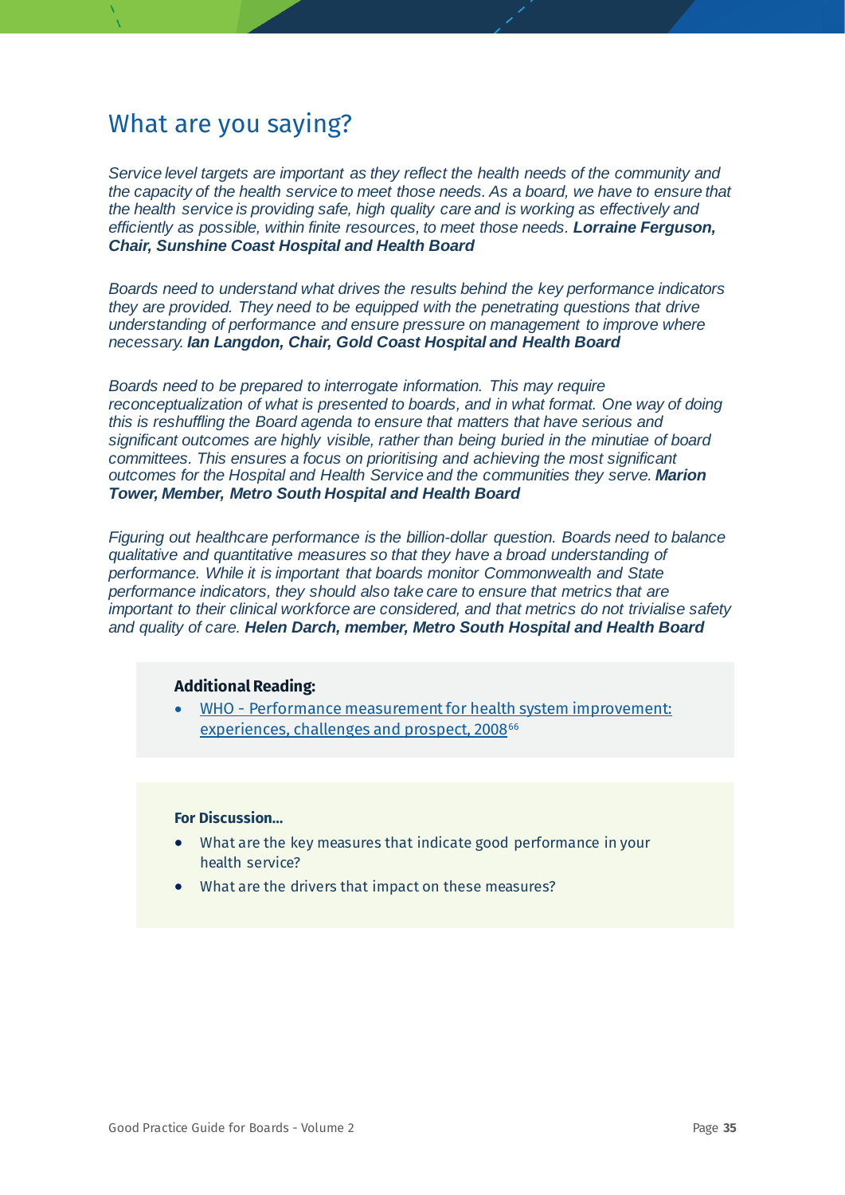## What are you saying?

*Service level targets are important as they reflect the health needs of the community and the capacity of the health service to meet those needs. As a board, we have to ensure that the health service is providing safe, high quality care and is working as effectively and efficiently as possible, within finite resources, to meet those needs.* ***Lorraine Ferguson, Chair, Sunshine Coast Hospital and Health Board***

*Boards need to understand what drives the results behind the key performance indicators they are provided. They need to be equipped with the penetrating questions that drive understanding of performance and ensure pressure on management to improve where necessary.* ***Ian Langdon, Chair, Gold Coast Hospital and Health Board***

*Boards need to be prepared to interrogate information. This may require reconceptualization of what is presented to boards, and in what format. One way of doing this is reshuffling the Board agenda to ensure that matters that have serious and significant outcomes are highly visible, rather than being buried in the minutiae of board committees. This ensures a focus on prioritising and achieving the most significant outcomes for the Hospital and Health Service and the communities they serve.* ***Marion Tower, Member, Metro South Hospital and Health Board***

*Figuring out healthcare performance is the billion-dollar question. Boards need to balance qualitative and quantitative measures so that they have a broad understanding of performance. While it is important that boards monitor Commonwealth and State performance indicators, they should also take care to ensure that metrics that are important to their clinical workforce are considered, and that metrics do not trivialise safety and quality of care.* ***Helen Darch, member, Metro South Hospital and Health Board***

**Additional Reading:**

- WHO - Performance measurement for health system improvement: experiences, challenges and prospect, 2008[66]

**For Discussion...**

- What are the key measures that indicate good performance in your health service?
- What are the drivers that impact on these measures?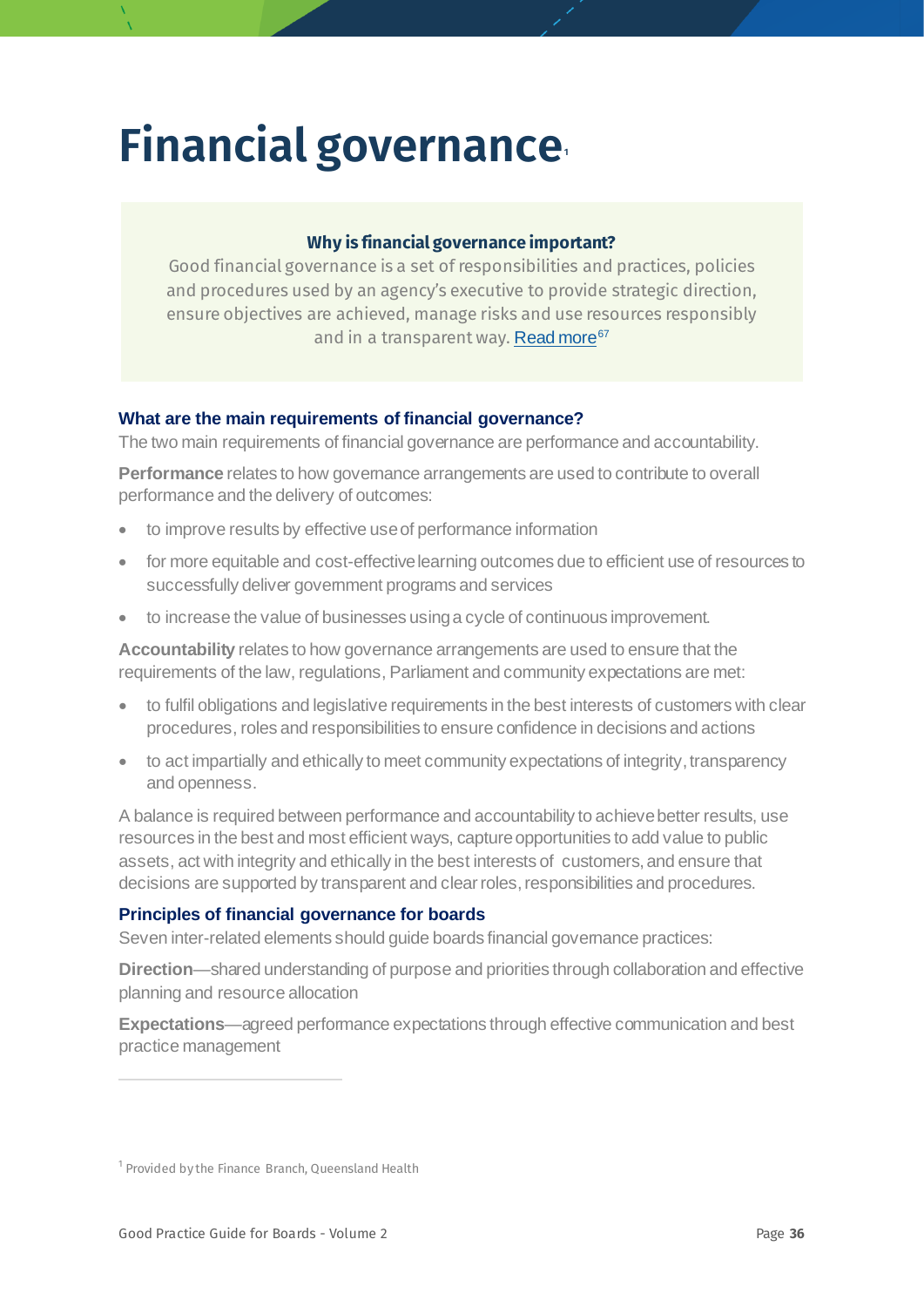# Financial governance[1]

**Why is financial governance important?**

Good financial governance is a set of responsibilities and practices, policies and procedures used by an agency's executive to provide strategic direction, ensure objectives are achieved, manage risks and use resources responsibly and in a transparent way. Read more[67]

### What are the main requirements of financial governance?

The two main requirements of financial governance are performance and accountability.

**Performance** relates to how governance arrangements are used to contribute to overall performance and the delivery of outcomes:

- to improve results by effective use of performance information
- for more equitable and cost-effective learning outcomes due to efficient use of resources to successfully deliver government programs and services
- to increase the value of businesses using a cycle of continuous improvement.

**Accountability** relates to how governance arrangements are used to ensure that the requirements of the law, regulations, Parliament and community expectations are met:

- to fulfil obligations and legislative requirements in the best interests of customers with clear procedures, roles and responsibilities to ensure confidence in decisions and actions
- to act impartially and ethically to meet community expectations of integrity, transparency and openness.

A balance is required between performance and accountability to achieve better results, use resources in the best and most efficient ways, capture opportunities to add value to public assets, act with integrity and ethically in the best interests of customers, and ensure that decisions are supported by transparent and clear roles, responsibilities and procedures.

### Principles of financial governance for boards

Seven inter-related elements should guide boards financial governance practices:

**Direction**—shared understanding of purpose and priorities through collaboration and effective planning and resource allocation

**Expectations**—agreed performance expectations through effective communication and best practice management

---

[1] Provided by the Finance Branch, Queensland Health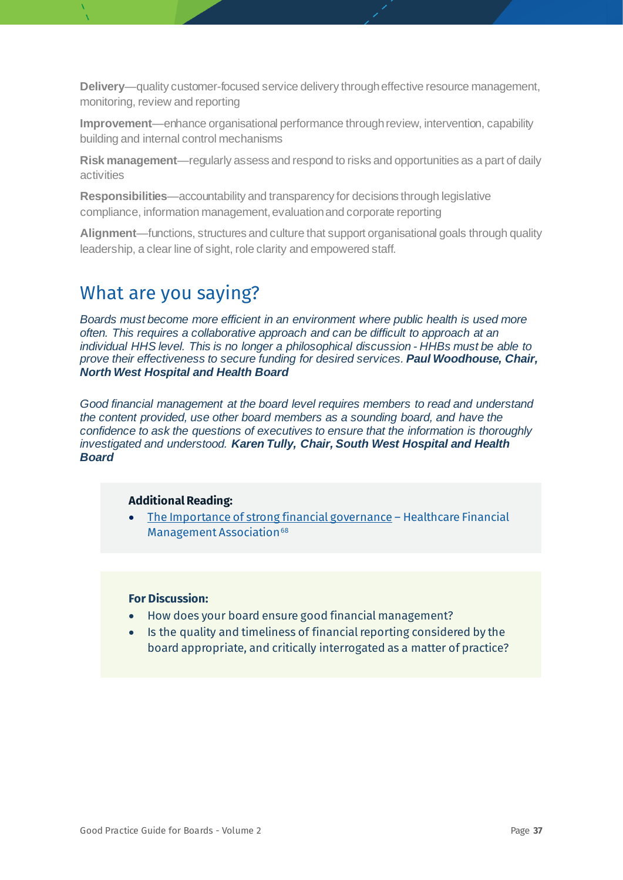**Delivery**—quality customer-focused service delivery through effective resource management, monitoring, review and reporting

**Improvement**—enhance organisational performance through review, intervention, capability building and internal control mechanisms

**Risk management**—regularly assess and respond to risks and opportunities as a part of daily activities

**Responsibilities**—accountability and transparency for decisions through legislative compliance, information management, evaluation and corporate reporting

**Alignment**—functions, structures and culture that support organisational goals through quality leadership, a clear line of sight, role clarity and empowered staff.

## What are you saying?

*Boards must become more efficient in an environment where public health is used more often. This requires a collaborative approach and can be difficult to approach at an individual HHS level. This is no longer a philosophical discussion - HHBs must be able to prove their effectiveness to secure funding for desired services.* ***Paul Woodhouse, Chair, North West Hospital and Health Board***

*Good financial management at the board level requires members to read and understand the content provided, use other board members as a sounding board, and have the confidence to ask the questions of executives to ensure that the information is thoroughly investigated and understood.* ***Karen Tully, Chair, South West Hospital and Health Board***

**Additional Reading:**

- The Importance of strong financial governance – Healthcare Financial Management Association[68]

**For Discussion:**

- How does your board ensure good financial management?
- Is the quality and timeliness of financial reporting considered by the board appropriate, and critically interrogated as a matter of practice?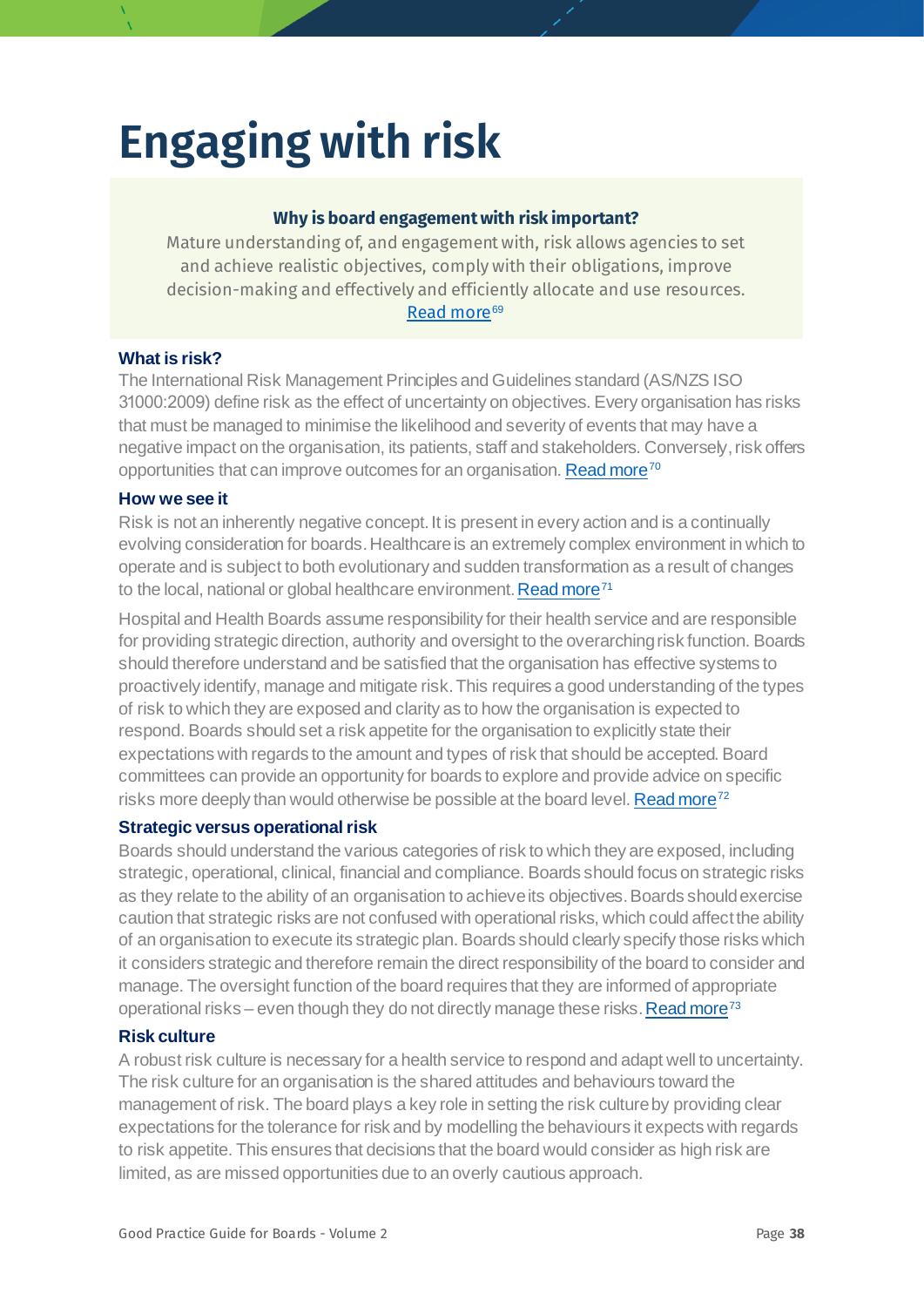# Engaging with risk

**Why is board engagement with risk important?**

Mature understanding of, and engagement with, risk allows agencies to set and achieve realistic objectives, comply with their obligations, improve decision-making and effectively and efficiently allocate and use resources. Read more[69]

### What is risk?

The International Risk Management Principles and Guidelines standard (AS/NZS ISO 31000:2009) define risk as the effect of uncertainty on objectives. Every organisation has risks that must be managed to minimise the likelihood and severity of events that may have a negative impact on the organisation, its patients, staff and stakeholders. Conversely, risk offers opportunities that can improve outcomes for an organisation. Read more[70]

### How we see it

Risk is not an inherently negative concept. It is present in every action and is a continually evolving consideration for boards. Healthcare is an extremely complex environment in which to operate and is subject to both evolutionary and sudden transformation as a result of changes to the local, national or global healthcare environment. Read more[71]

Hospital and Health Boards assume responsibility for their health service and are responsible for providing strategic direction, authority and oversight to the overarching risk function. Boards should therefore understand and be satisfied that the organisation has effective systems to proactively identify, manage and mitigate risk. This requires a good understanding of the types of risk to which they are exposed and clarity as to how the organisation is expected to respond. Boards should set a risk appetite for the organisation to explicitly state their expectations with regards to the amount and types of risk that should be accepted. Board committees can provide an opportunity for boards to explore and provide advice on specific risks more deeply than would otherwise be possible at the board level. Read more[72]

### Strategic versus operational risk

Boards should understand the various categories of risk to which they are exposed, including strategic, operational, clinical, financial and compliance. Boards should focus on strategic risks as they relate to the ability of an organisation to achieve its objectives. Boards should exercise caution that strategic risks are not confused with operational risks, which could affect the ability of an organisation to execute its strategic plan. Boards should clearly specify those risks which it considers strategic and therefore remain the direct responsibility of the board to consider and manage. The oversight function of the board requires that they are informed of appropriate operational risks – even though they do not directly manage these risks. Read more[73]

### Risk culture

A robust risk culture is necessary for a health service to respond and adapt well to uncertainty. The risk culture for an organisation is the shared attitudes and behaviours toward the management of risk. The board plays a key role in setting the risk culture by providing clear expectations for the tolerance for risk and by modelling the behaviours it expects with regards to risk appetite. This ensures that decisions that the board would consider as high risk are limited, as are missed opportunities due to an overly cautious approach.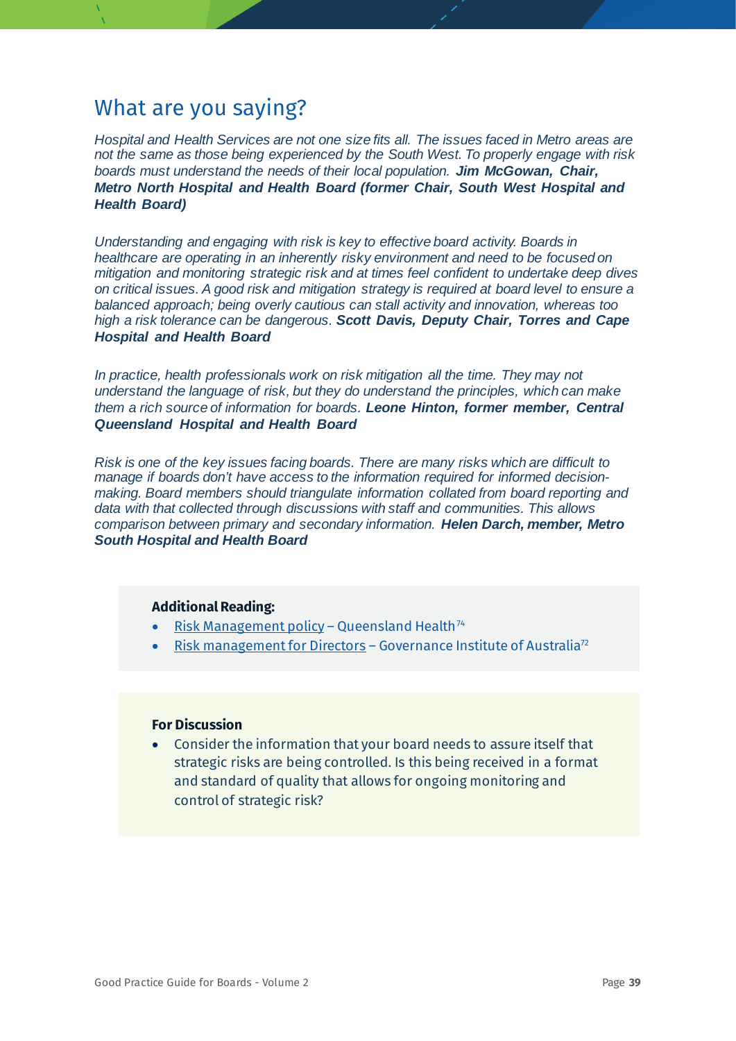## What are you saying?

*Hospital and Health Services are not one size fits all. The issues faced in Metro areas are not the same as those being experienced by the South West. To properly engage with risk boards must understand the needs of their local population.* ***Jim McGowan, Chair, Metro North Hospital and Health Board (former Chair, South West Hospital and Health Board)***

*Understanding and engaging with risk is key to effective board activity. Boards in healthcare are operating in an inherently risky environment and need to be focused on mitigation and monitoring strategic risk and at times feel confident to undertake deep dives on critical issues. A good risk and mitigation strategy is required at board level to ensure a balanced approach; being overly cautious can stall activity and innovation, whereas too high a risk tolerance can be dangerous.* ***Scott Davis, Deputy Chair, Torres and Cape Hospital and Health Board***

*In practice, health professionals work on risk mitigation all the time. They may not understand the language of risk, but they do understand the principles, which can make them a rich source of information for boards.* ***Leone Hinton, former member, Central Queensland Hospital and Health Board***

*Risk is one of the key issues facing boards. There are many risks which are difficult to manage if boards don't have access to the information required for informed decision-making. Board members should triangulate information collated from board reporting and data with that collected through discussions with staff and communities. This allows comparison between primary and secondary information.* ***Helen Darch, member, Metro South Hospital and Health Board***

**Additional Reading:**

- Risk Management policy – Queensland Health[74]
- Risk management for Directors – Governance Institute of Australia[72]

**For Discussion**

- Consider the information that your board needs to assure itself that strategic risks are being controlled. Is this being received in a format and standard of quality that allows for ongoing monitoring and control of strategic risk?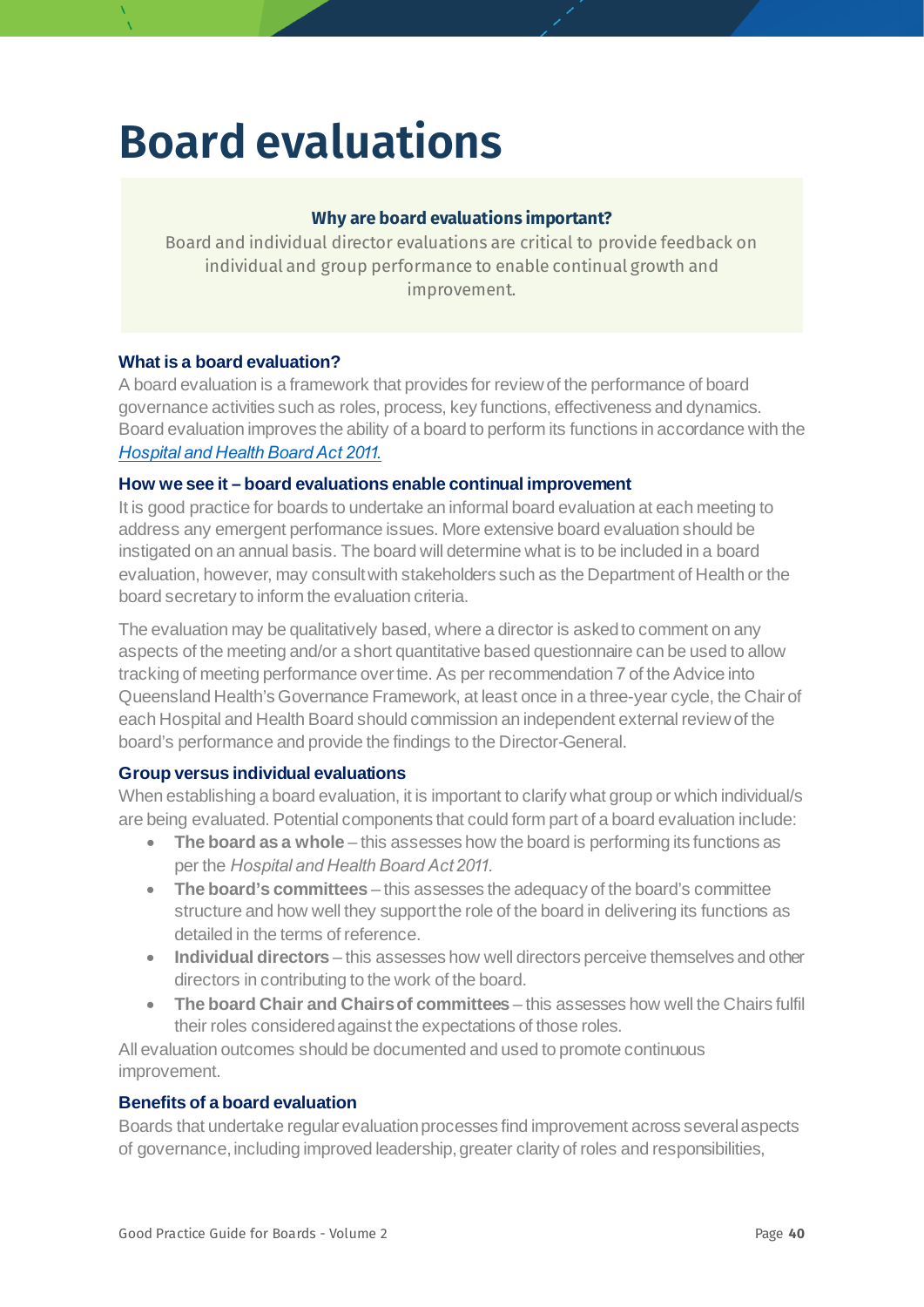# Board evaluations

**Why are board evaluations important?**

Board and individual director evaluations are critical to provide feedback on individual and group performance to enable continual growth and improvement.

### What is a board evaluation?

A board evaluation is a framework that provides for review of the performance of board governance activities such as roles, process, key functions, effectiveness and dynamics. Board evaluation improves the ability of a board to perform its functions in accordance with the *Hospital and Health Board Act 2011.*

### How we see it – board evaluations enable continual improvement

It is good practice for boards to undertake an informal board evaluation at each meeting to address any emergent performance issues. More extensive board evaluation should be instigated on an annual basis. The board will determine what is to be included in a board evaluation, however, may consult with stakeholders such as the Department of Health or the board secretary to inform the evaluation criteria.

The evaluation may be qualitatively based, where a director is asked to comment on any aspects of the meeting and/or a short quantitative based questionnaire can be used to allow tracking of meeting performance over time. As per recommendation 7 of the Advice into Queensland Health's Governance Framework, at least once in a three-year cycle, the Chair of each Hospital and Health Board should commission an independent external review of the board's performance and provide the findings to the Director-General.

### Group versus individual evaluations

When establishing a board evaluation, it is important to clarify what group or which individual/s are being evaluated. Potential components that could form part of a board evaluation include:

- **The board as a whole** – this assesses how the board is performing its functions as per the *Hospital and Health Board Act 2011.*
- **The board's committees** – this assesses the adequacy of the board's committee structure and how well they support the role of the board in delivering its functions as detailed in the terms of reference.
- **Individual directors** – this assesses how well directors perceive themselves and other directors in contributing to the work of the board.
- **The board Chair and Chairs of committees** – this assesses how well the Chairs fulfil their roles considered against the expectations of those roles.

All evaluation outcomes should be documented and used to promote continuous improvement.

### Benefits of a board evaluation

Boards that undertake regular evaluation processes find improvement across several aspects of governance, including improved leadership, greater clarity of roles and responsibilities,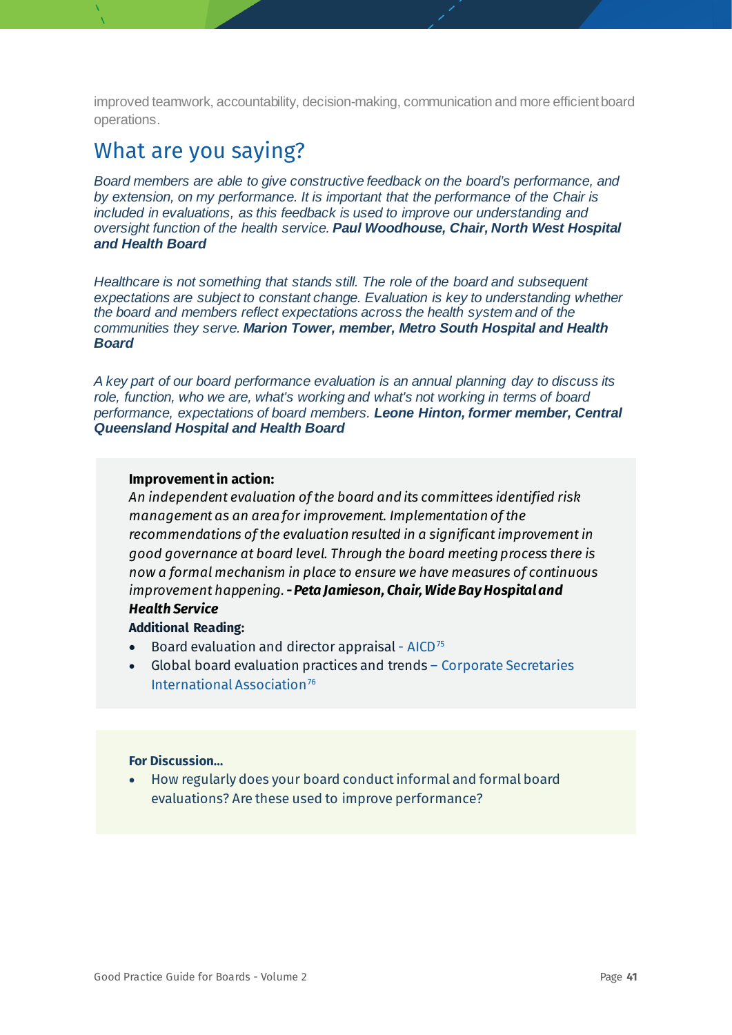improved teamwork, accountability, decision-making, communication and more efficient board operations.

## What are you saying?

*Board members are able to give constructive feedback on the board's performance, and by extension, on my performance. It is important that the performance of the Chair is included in evaluations, as this feedback is used to improve our understanding and oversight function of the health service.* ***Paul Woodhouse, Chair, North West Hospital and Health Board***

*Healthcare is not something that stands still. The role of the board and subsequent expectations are subject to constant change. Evaluation is key to understanding whether the board and members reflect expectations across the health system and of the communities they serve.* ***Marion Tower, member, Metro South Hospital and Health Board***

*A key part of our board performance evaluation is an annual planning day to discuss its role, function, who we are, what's working and what's not working in terms of board performance, expectations of board members.* ***Leone Hinton, former member, Central Queensland Hospital and Health Board***

**Improvement in action:**
*An independent evaluation of the board and its committees identified risk management as an area for improvement. Implementation of the recommendations of the evaluation resulted in a significant improvement in good governance at board level. Through the board meeting process there is now a formal mechanism in place to ensure we have measures of continuous improvement happening.* ***- Peta Jamieson, Chair, Wide Bay Hospital and Health Service***

**Additional Reading:**

- Board evaluation and director appraisal - AICD[75]
- Global board evaluation practices and trends – Corporate Secretaries International Association[76]

**For Discussion…**

- How regularly does your board conduct informal and formal board evaluations? Are these used to improve performance?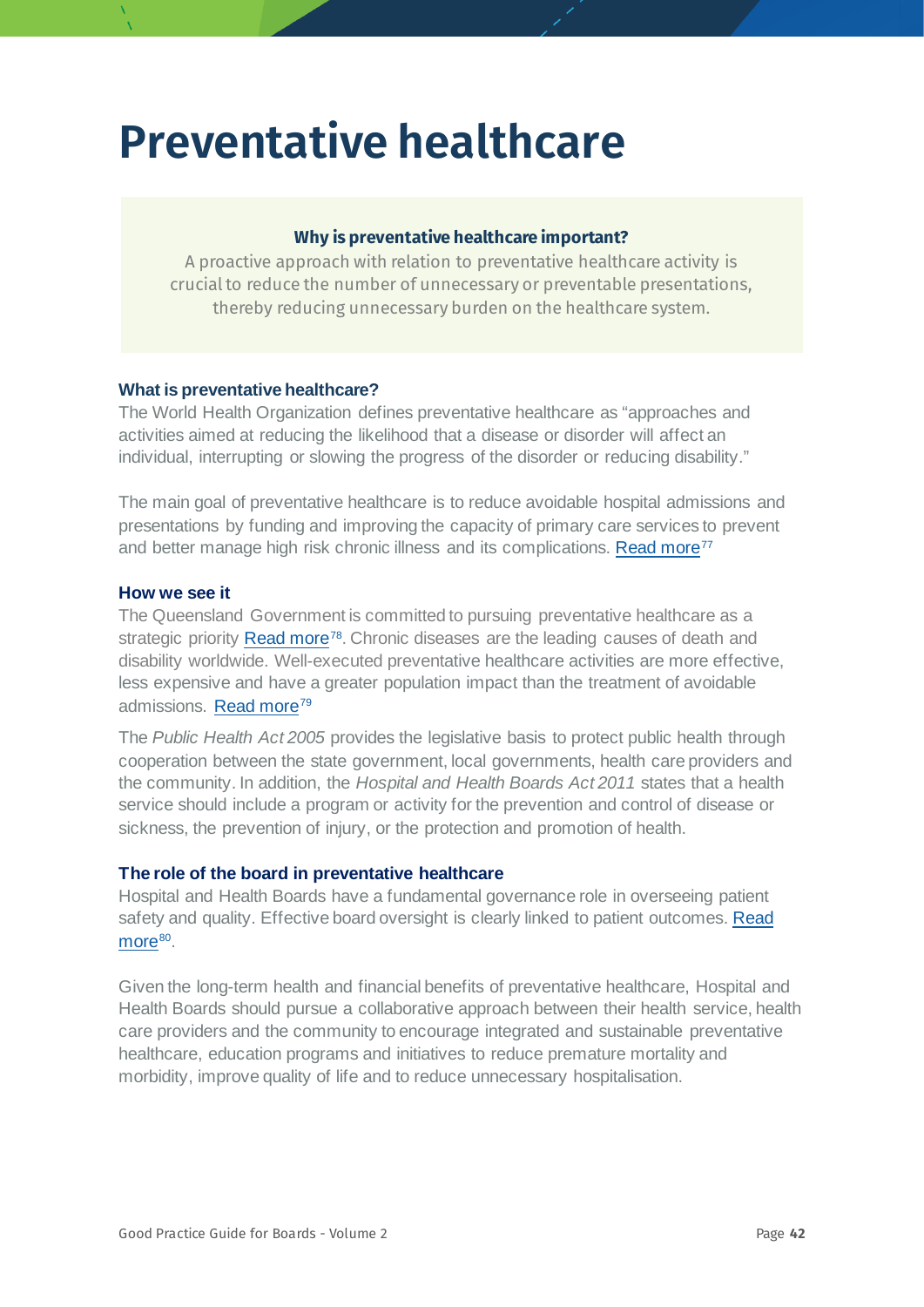# Preventative healthcare

**Why is preventative healthcare important?**

A proactive approach with relation to preventative healthcare activity is crucial to reduce the number of unnecessary or preventable presentations, thereby reducing unnecessary burden on the healthcare system.

### What is preventative healthcare?

The World Health Organization defines preventative healthcare as “approaches and activities aimed at reducing the likelihood that a disease or disorder will affect an individual, interrupting or slowing the progress of the disorder or reducing disability.”

The main goal of preventative healthcare is to reduce avoidable hospital admissions and presentations by funding and improving the capacity of primary care services to prevent and better manage high risk chronic illness and its complications. Read more[77]

### How we see it

The Queensland Government is committed to pursuing preventative healthcare as a strategic priority Read more[78]. Chronic diseases are the leading causes of death and disability worldwide. Well-executed preventative healthcare activities are more effective, less expensive and have a greater population impact than the treatment of avoidable admissions. Read more[79]

The *Public Health Act 2005* provides the legislative basis to protect public health through cooperation between the state government, local governments, health care providers and the community. In addition, the *Hospital and Health Boards Act 2011* states that a health service should include a program or activity for the prevention and control of disease or sickness, the prevention of injury, or the protection and promotion of health.

### The role of the board in preventative healthcare

Hospital and Health Boards have a fundamental governance role in overseeing patient safety and quality. Effective board oversight is clearly linked to patient outcomes. Read more[80].

Given the long-term health and financial benefits of preventative healthcare, Hospital and Health Boards should pursue a collaborative approach between their health service, health care providers and the community to encourage integrated and sustainable preventative healthcare, education programs and initiatives to reduce premature mortality and morbidity, improve quality of life and to reduce unnecessary hospitalisation.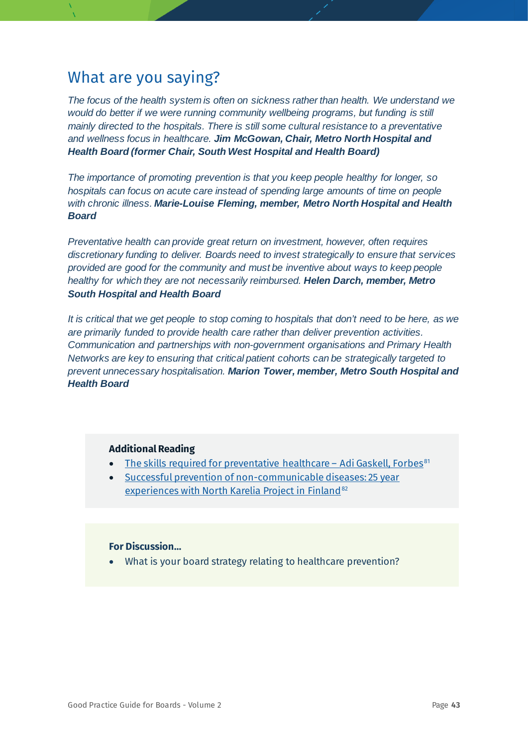## What are you saying?

*The focus of the health system is often on sickness rather than health. We understand we would do better if we were running community wellbeing programs, but funding is still mainly directed to the hospitals. There is still some cultural resistance to a preventative and wellness focus in healthcare.* ***Jim McGowan, Chair, Metro North Hospital and Health Board (former Chair, South West Hospital and Health Board)***

*The importance of promoting prevention is that you keep people healthy for longer, so hospitals can focus on acute care instead of spending large amounts of time on people with chronic illness.* ***Marie-Louise Fleming, member, Metro North Hospital and Health Board***

*Preventative health can provide great return on investment, however, often requires discretionary funding to deliver. Boards need to invest strategically to ensure that services provided are good for the community and must be inventive about ways to keep people healthy for which they are not necessarily reimbursed.* ***Helen Darch, member, Metro South Hospital and Health Board***

*It is critical that we get people to stop coming to hospitals that don't need to be here, as we are primarily funded to provide health care rather than deliver prevention activities. Communication and partnerships with non-government organisations and Primary Health Networks are key to ensuring that critical patient cohorts can be strategically targeted to prevent unnecessary hospitalisation.* ***Marion Tower, member, Metro South Hospital and Health Board***

**Additional Reading**

- The skills required for preventative healthcare – Adi Gaskell, Forbes[81]
- Successful prevention of non-communicable diseases: 25 year experiences with North Karelia Project in Finland[82]

**For Discussion…**

- What is your board strategy relating to healthcare prevention?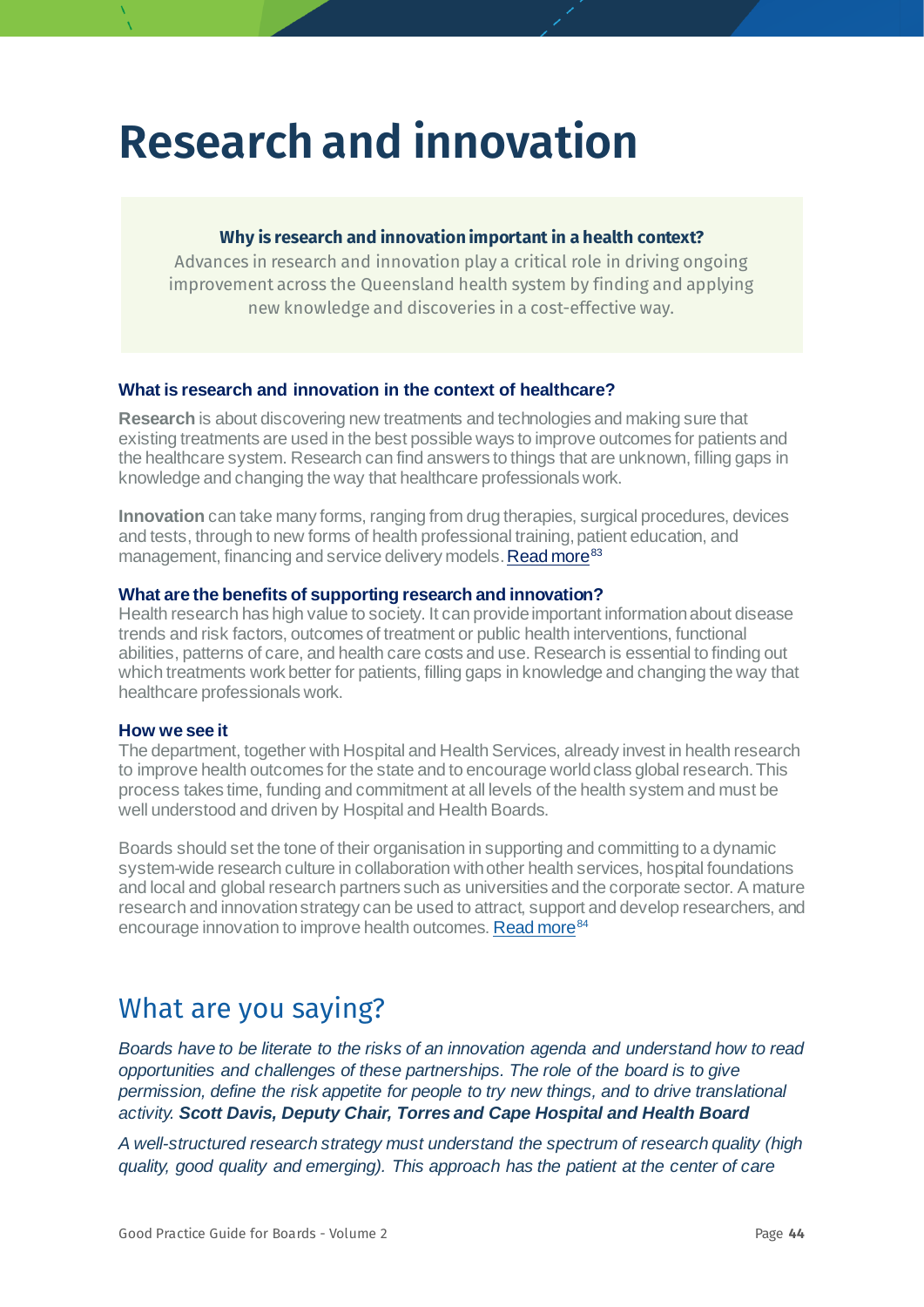# Research and innovation

**Why is research and innovation important in a health context?**

Advances in research and innovation play a critical role in driving ongoing improvement across the Queensland health system by finding and applying new knowledge and discoveries in a cost-effective way.

### What is research and innovation in the context of healthcare?

**Research** is about discovering new treatments and technologies and making sure that existing treatments are used in the best possible ways to improve outcomes for patients and the healthcare system. Research can find answers to things that are unknown, filling gaps in knowledge and changing the way that healthcare professionals work.

**Innovation** can take many forms, ranging from drug therapies, surgical procedures, devices and tests, through to new forms of health professional training, patient education, and management, financing and service delivery models. Read more[83]

### What are the benefits of supporting research and innovation?

Health research has high value to society. It can provide important information about disease trends and risk factors, outcomes of treatment or public health interventions, functional abilities, patterns of care, and health care costs and use. Research is essential to finding out which treatments work better for patients, filling gaps in knowledge and changing the way that healthcare professionals work.

### How we see it

The department, together with Hospital and Health Services, already invest in health research to improve health outcomes for the state and to encourage world class global research. This process takes time, funding and commitment at all levels of the health system and must be well understood and driven by Hospital and Health Boards.

Boards should set the tone of their organisation in supporting and committing to a dynamic system-wide research culture in collaboration with other health services, hospital foundations and local and global research partners such as universities and the corporate sector. A mature research and innovation strategy can be used to attract, support and develop researchers, and encourage innovation to improve health outcomes. Read more[84]

## What are you saying?

*Boards have to be literate to the risks of an innovation agenda and understand how to read opportunities and challenges of these partnerships. The role of the board is to give permission, define the risk appetite for people to try new things, and to drive translational activity.* ***Scott Davis, Deputy Chair, Torres and Cape Hospital and Health Board***

*A well-structured research strategy must understand the spectrum of research quality (high quality, good quality and emerging). This approach has the patient at the center of care*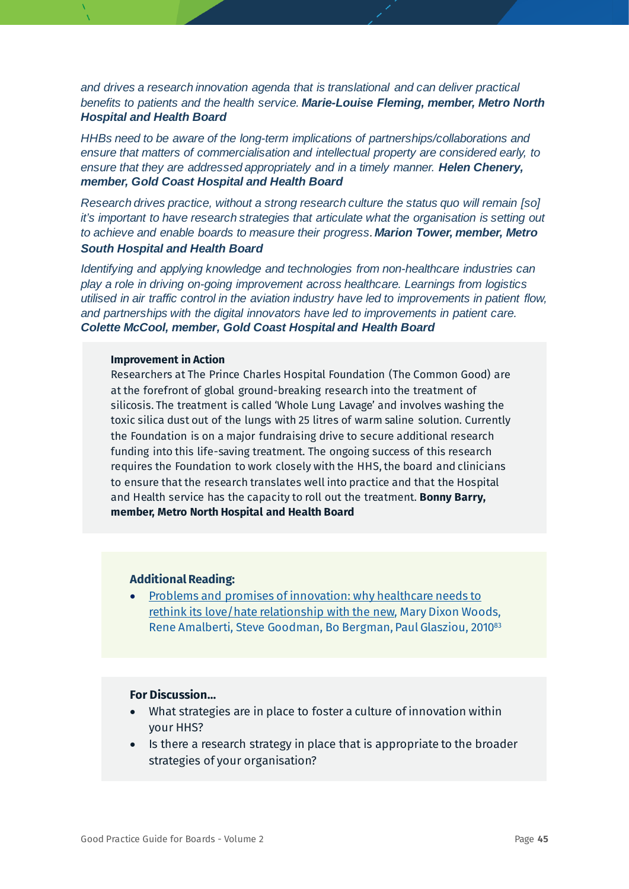*and drives a research innovation agenda that is translational and can deliver practical benefits to patients and the health service.* ***Marie-Louise Fleming, member, Metro North Hospital and Health Board***

*HHBs need to be aware of the long-term implications of partnerships/collaborations and ensure that matters of commercialisation and intellectual property are considered early, to ensure that they are addressed appropriately and in a timely manner.* ***Helen Chenery, member, Gold Coast Hospital and Health Board***

*Research drives practice, without a strong research culture the status quo will remain [so] it's important to have research strategies that articulate what the organisation is setting out to achieve and enable boards to measure their progress.* ***Marion Tower, member, Metro South Hospital and Health Board***

*Identifying and applying knowledge and technologies from non-healthcare industries can play a role in driving on-going improvement across healthcare. Learnings from logistics utilised in air traffic control in the aviation industry have led to improvements in patient flow, and partnerships with the digital innovators have led to improvements in patient care.* ***Colette McCool, member, Gold Coast Hospital and Health Board***

**Improvement in Action**

Researchers at The Prince Charles Hospital Foundation (The Common Good) are at the forefront of global ground-breaking research into the treatment of silicosis. The treatment is called 'Whole Lung Lavage' and involves washing the toxic silica dust out of the lungs with 25 litres of warm saline solution. Currently the Foundation is on a major fundraising drive to secure additional research funding into this life-saving treatment. The ongoing success of this research requires the Foundation to work closely with the HHS, the board and clinicians to ensure that the research translates well into practice and that the Hospital and Health service has the capacity to roll out the treatment. **Bonny Barry, member, Metro North Hospital and Health Board**

**Additional Reading:**

- Problems and promises of innovation: why healthcare needs to rethink its love/hate relationship with the new, Mary Dixon Woods, Rene Amalberti, Steve Goodman, Bo Bergman, Paul Glasziou, 2010[83]

**For Discussion...**

- What strategies are in place to foster a culture of innovation within your HHS?
- Is there a research strategy in place that is appropriate to the broader strategies of your organisation?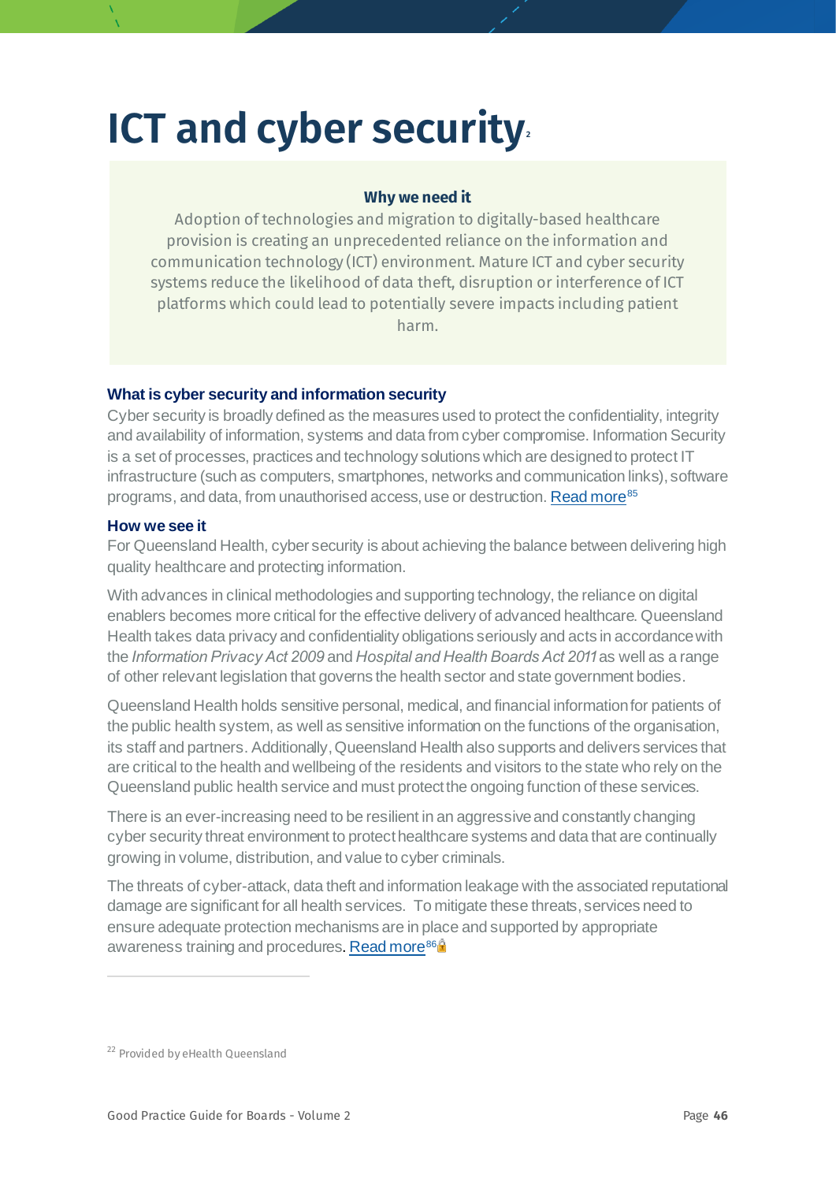# ICT and cyber security[22]

**Why we need it**

Adoption of technologies and migration to digitally-based healthcare provision is creating an unprecedented reliance on the information and communication technology (ICT) environment. Mature ICT and cyber security systems reduce the likelihood of data theft, disruption or interference of ICT platforms which could lead to potentially severe impacts including patient harm.

### What is cyber security and information security

Cyber security is broadly defined as the measures used to protect the confidentiality, integrity and availability of information, systems and data from cyber compromise. Information Security is a set of processes, practices and technology solutions which are designed to protect IT infrastructure (such as computers, smartphones, networks and communication links), software programs, and data, from unauthorised access, use or destruction. Read more[85]

### How we see it

For Queensland Health, cyber security is about achieving the balance between delivering high quality healthcare and protecting information.

With advances in clinical methodologies and supporting technology, the reliance on digital enablers becomes more critical for the effective delivery of advanced healthcare. Queensland Health takes data privacy and confidentiality obligations seriously and acts in accordance with the *Information Privacy Act 2009* and *Hospital and Health Boards Act 2011* as well as a range of other relevant legislation that governs the health sector and state government bodies.

Queensland Health holds sensitive personal, medical, and financial information for patients of the public health system, as well as sensitive information on the functions of the organisation, its staff and partners. Additionally, Queensland Health also supports and delivers services that are critical to the health and wellbeing of the residents and visitors to the state who rely on the Queensland public health service and must protect the ongoing function of these services.

There is an ever-increasing need to be resilient in an aggressive and constantly changing cyber security threat environment to protect healthcare systems and data that are continually growing in volume, distribution, and value to cyber criminals.

The threats of cyber-attack, data theft and information leakage with the associated reputational damage are significant for all health services. To mitigate these threats, services need to ensure adequate protection mechanisms are in place and supported by appropriate awareness training and procedures. Read more[86]

---

[22] Provided by eHealth Queensland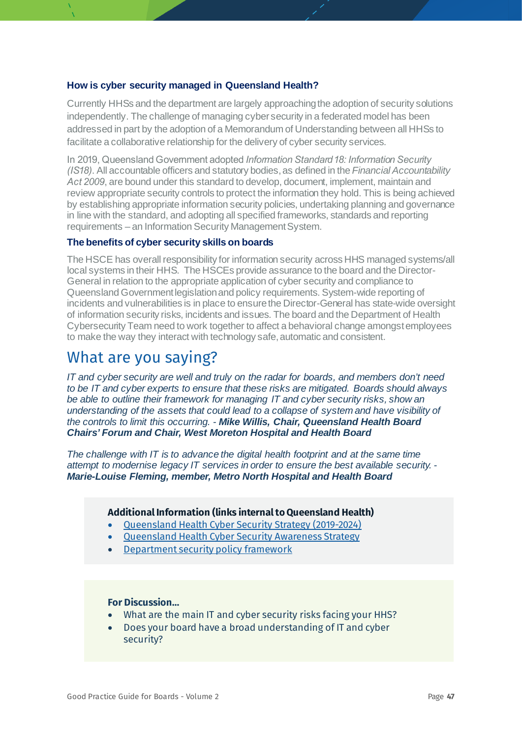### How is cyber security managed in Queensland Health?

Currently HHSs and the department are largely approaching the adoption of security solutions independently. The challenge of managing cyber security in a federated model has been addressed in part by the adoption of a Memorandum of Understanding between all HHSs to facilitate a collaborative relationship for the delivery of cyber security services.

In 2019, Queensland Government adopted *Information Standard 18: Information Security (IS18)*. All accountable officers and statutory bodies, as defined in the *Financial Accountability Act 2009*, are bound under this standard to develop, document, implement, maintain and review appropriate security controls to protect the information they hold. This is being achieved by establishing appropriate information security policies, undertaking planning and governance in line with the standard, and adopting all specified frameworks, standards and reporting requirements – an Information Security Management System.

### The benefits of cyber security skills on boards

The HSCE has overall responsibility for information security across HHS managed systems/all local systems in their HHS. The HSCEs provide assurance to the board and the Director-General in relation to the appropriate application of cyber security and compliance to Queensland Government legislation and policy requirements. System-wide reporting of incidents and vulnerabilities is in place to ensure the Director-General has state-wide oversight of information security risks, incidents and issues. The board and the Department of Health Cybersecurity Team need to work together to affect a behavioral change amongst employees to make the way they interact with technology safe, automatic and consistent.

## What are you saying?

*IT and cyber security are well and truly on the radar for boards, and members don't need to be IT and cyber experts to ensure that these risks are mitigated. Boards should always be able to outline their framework for managing IT and cyber security risks, show an understanding of the assets that could lead to a collapse of system and have visibility of the controls to limit this occurring. -* ***Mike Willis, Chair, Queensland Health Board Chairs' Forum and Chair, West Moreton Hospital and Health Board***

*The challenge with IT is to advance the digital health footprint and at the same time attempt to modernise legacy IT services in order to ensure the best available security. -* ***Marie-Louise Fleming, member, Metro North Hospital and Health Board***

**Additional Information (links internal to Queensland Health)**

- Queensland Health Cyber Security Strategy (2019-2024)
- Queensland Health Cyber Security Awareness Strategy
- Department security policy framework

**For Discussion...**

- What are the main IT and cyber security risks facing your HHS?
- Does your board have a broad understanding of IT and cyber security?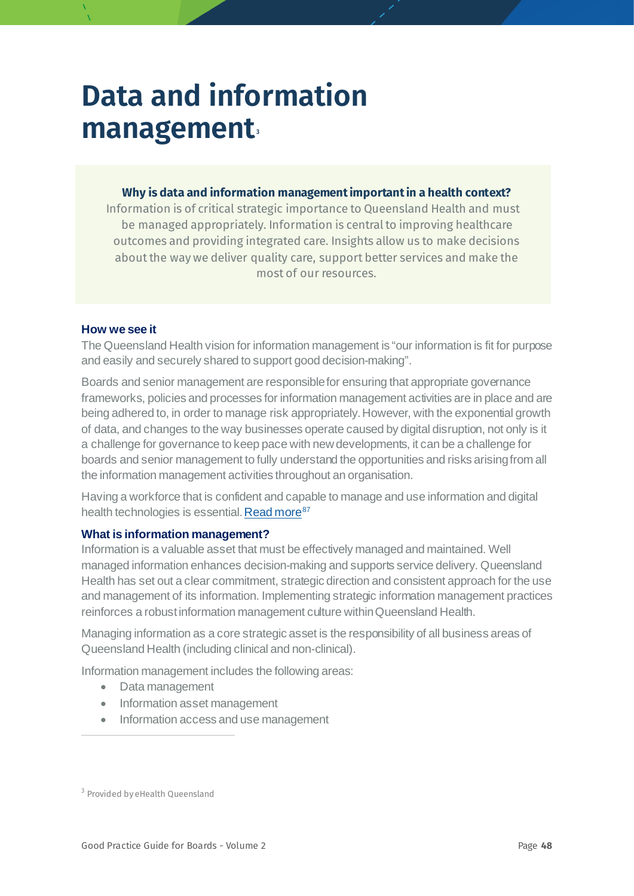# Data and information management[3]

**Why is data and information management important in a health context?**
Information is of critical strategic importance to Queensland Health and must be managed appropriately. Information is central to improving healthcare outcomes and providing integrated care. Insights allow us to make decisions about the way we deliver quality care, support better services and make the most of our resources.

### How we see it

The Queensland Health vision for information management is "our information is fit for purpose and easily and securely shared to support good decision-making".

Boards and senior management are responsible for ensuring that appropriate governance frameworks, policies and processes for information management activities are in place and are being adhered to, in order to manage risk appropriately. However, with the exponential growth of data, and changes to the way businesses operate caused by digital disruption, not only is it a challenge for governance to keep pace with new developments, it can be a challenge for boards and senior management to fully understand the opportunities and risks arising from all the information management activities throughout an organisation.

Having a workforce that is confident and capable to manage and use information and digital health technologies is essential. Read more[87]

### What is information management?

Information is a valuable asset that must be effectively managed and maintained. Well managed information enhances decision-making and supports service delivery. Queensland Health has set out a clear commitment, strategic direction and consistent approach for the use and management of its information. Implementing strategic information management practices reinforces a robust information management culture within Queensland Health.

Managing information as a core strategic asset is the responsibility of all business areas of Queensland Health (including clinical and non-clinical).

Information management includes the following areas:

- Data management
- Information asset management
- Information access and use management

[3] Provided by eHealth Queensland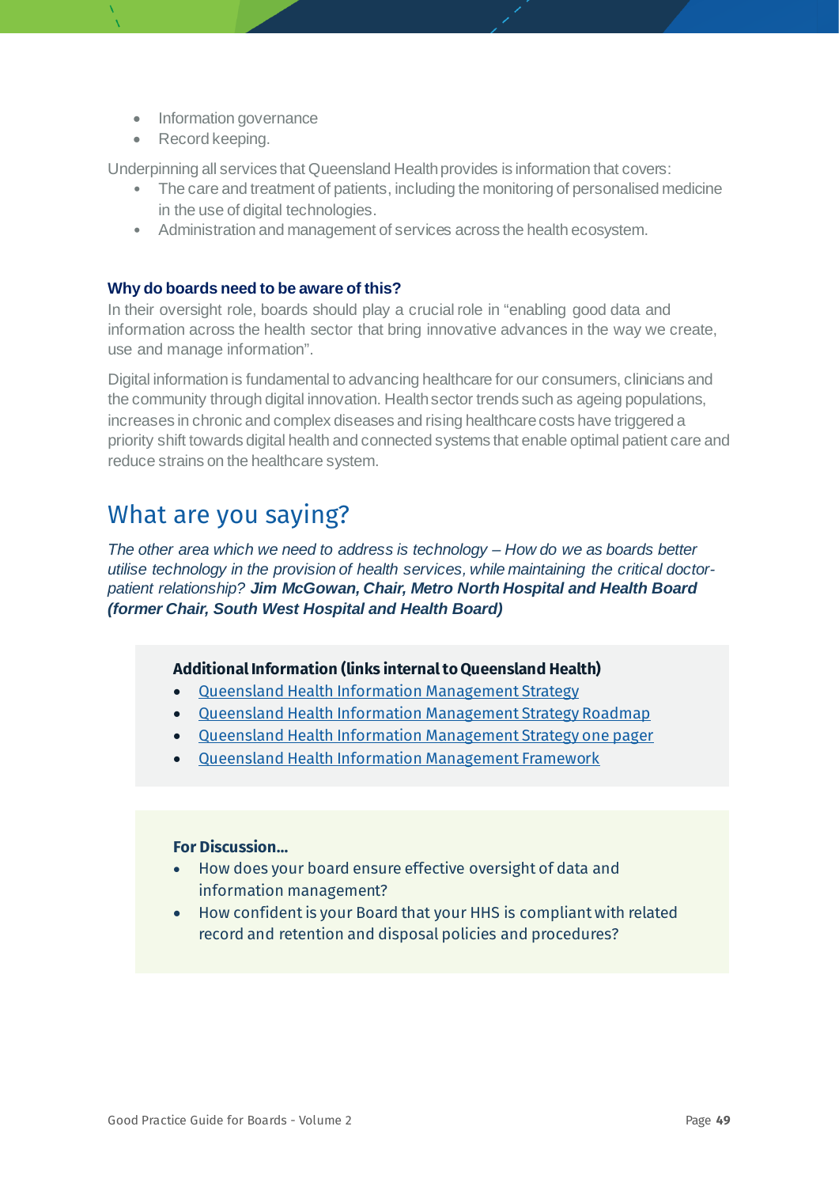- Information governance
- Record keeping.

Underpinning all services that Queensland Health provides is information that covers:

- The care and treatment of patients, including the monitoring of personalised medicine in the use of digital technologies.
- Administration and management of services across the health ecosystem.

### Why do boards need to be aware of this?

In their oversight role, boards should play a crucial role in "enabling good data and information across the health sector that bring innovative advances in the way we create, use and manage information".

Digital information is fundamental to advancing healthcare for our consumers, clinicians and the community through digital innovation. Health sector trends such as ageing populations, increases in chronic and complex diseases and rising healthcare costs have triggered a priority shift towards digital health and connected systems that enable optimal patient care and reduce strains on the healthcare system.

## What are you saying?

*The other area which we need to address is technology – How do we as boards better utilise technology in the provision of health services, while maintaining the critical doctor-patient relationship?* ***Jim McGowan, Chair, Metro North Hospital and Health Board (former Chair, South West Hospital and Health Board)***

**Additional Information (links internal to Queensland Health)**

- Queensland Health Information Management Strategy
- Queensland Health Information Management Strategy Roadmap
- Queensland Health Information Management Strategy one pager
- Queensland Health Information Management Framework

**For Discussion...**

- How does your board ensure effective oversight of data and information management?
- How confident is your Board that your HHS is compliant with related record and retention and disposal policies and procedures?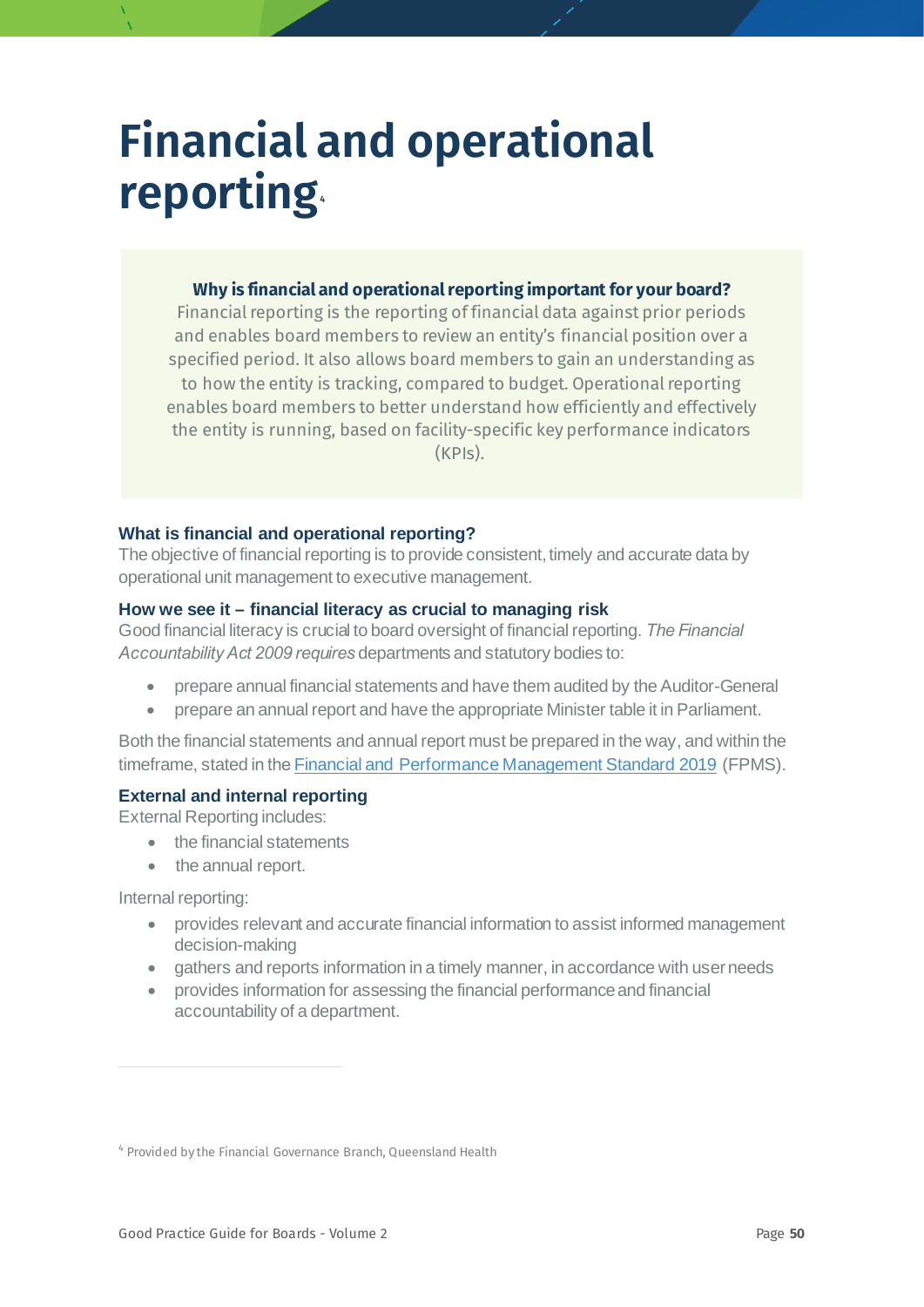# Financial and operational reporting[4]

**Why is financial and operational reporting important for your board?**
Financial reporting is the reporting of financial data against prior periods and enables board members to review an entity's financial position over a specified period. It also allows board members to gain an understanding as to how the entity is tracking, compared to budget. Operational reporting enables board members to better understand how efficiently and effectively the entity is running, based on facility-specific key performance indicators (KPIs).

### What is financial and operational reporting?

The objective of financial reporting is to provide consistent, timely and accurate data by operational unit management to executive management.

### How we see it – financial literacy as crucial to managing risk

Good financial literacy is crucial to board oversight of financial reporting. *The Financial Accountability Act 2009 requires* departments and statutory bodies to:

- prepare annual financial statements and have them audited by the Auditor-General
- prepare an annual report and have the appropriate Minister table it in Parliament.

Both the financial statements and annual report must be prepared in the way, and within the timeframe, stated in the Financial and Performance Management Standard 2019 (FPMS).

### External and internal reporting

External Reporting includes:

- the financial statements
- the annual report.

Internal reporting:

- provides relevant and accurate financial information to assist informed management decision-making
- gathers and reports information in a timely manner, in accordance with user needs
- provides information for assessing the financial performance and financial accountability of a department.

[4] Provided by the Financial Governance Branch, Queensland Health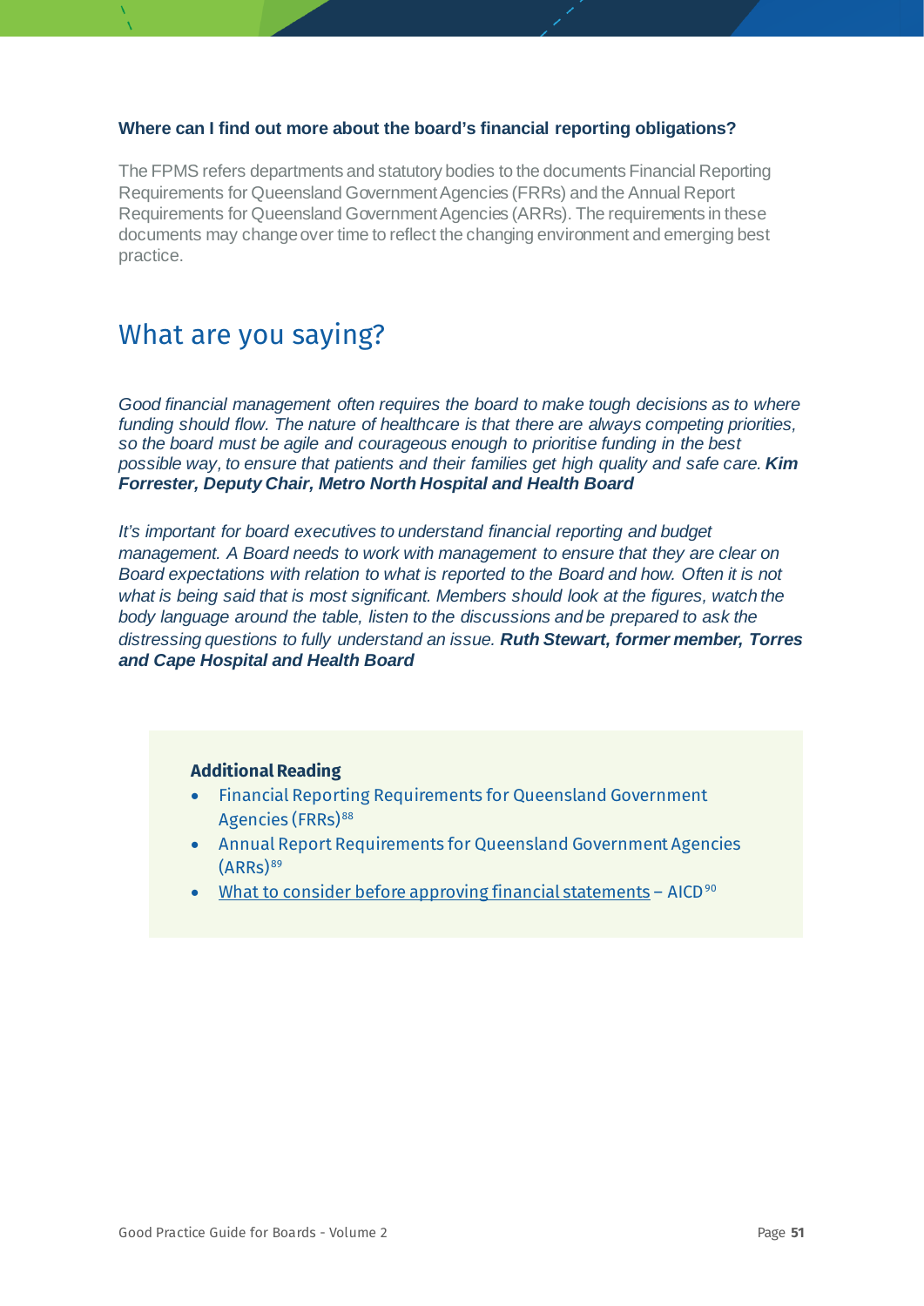### Where can I find out more about the board's financial reporting obligations?

The FPMS refers departments and statutory bodies to the documents Financial Reporting Requirements for Queensland Government Agencies (FRRs) and the Annual Report Requirements for Queensland Government Agencies (ARRs). The requirements in these documents may change over time to reflect the changing environment and emerging best practice.

## What are you saying?

*Good financial management often requires the board to make tough decisions as to where funding should flow. The nature of healthcare is that there are always competing priorities, so the board must be agile and courageous enough to prioritise funding in the best possible way, to ensure that patients and their families get high quality and safe care.* ***Kim Forrester, Deputy Chair, Metro North Hospital and Health Board***

*It's important for board executives to understand financial reporting and budget management. A Board needs to work with management to ensure that they are clear on Board expectations with relation to what is reported to the Board and how. Often it is not what is being said that is most significant. Members should look at the figures, watch the body language around the table, listen to the discussions and be prepared to ask the distressing questions to fully understand an issue.* ***Ruth Stewart, former member, Torres and Cape Hospital and Health Board***

**Additional Reading**

- Financial Reporting Requirements for Queensland Government Agencies (FRRs)[88]
- Annual Report Requirements for Queensland Government Agencies (ARRs)[89]
- What to consider before approving financial statements – AICD[90]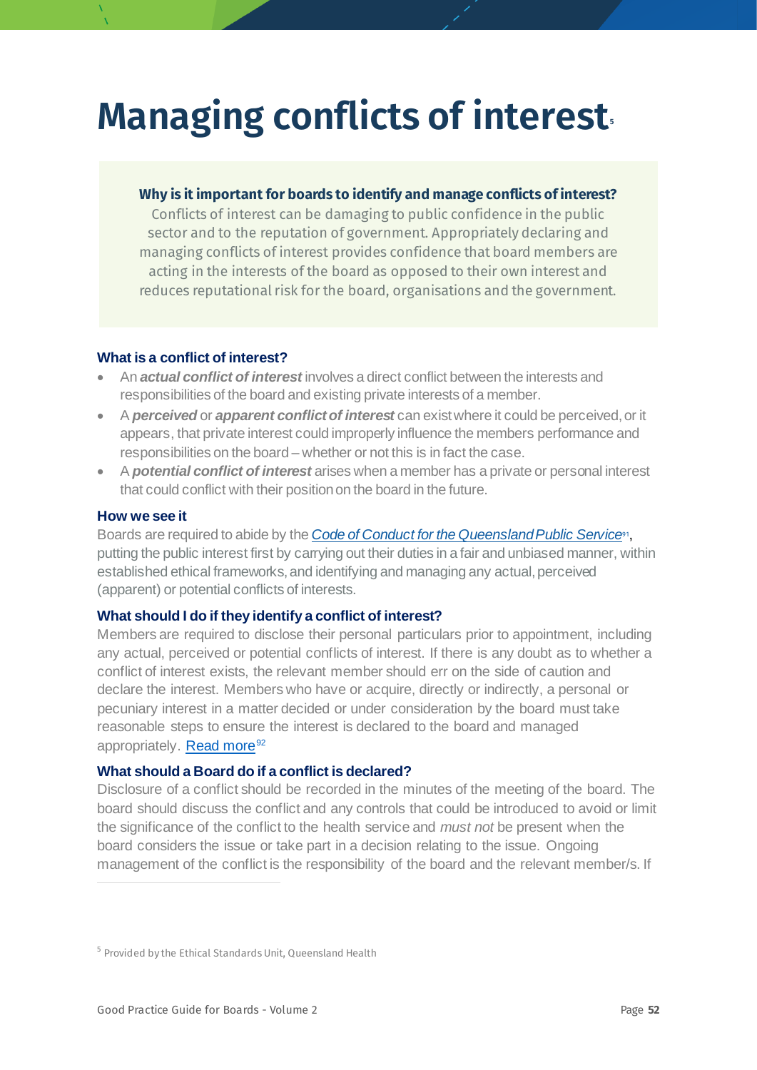# Managing conflicts of interest[5]

**Why is it important for boards to identify and manage conflicts of interest?**
Conflicts of interest can be damaging to public confidence in the public sector and to the reputation of government. Appropriately declaring and managing conflicts of interest provides confidence that board members are acting in the interests of the board as opposed to their own interest and reduces reputational risk for the board, organisations and the government.

### What is a conflict of interest?

- An ***actual conflict of interest*** involves a direct conflict between the interests and responsibilities of the board and existing private interests of a member.
- A ***perceived*** or ***apparent conflict of interest*** can exist where it could be perceived, or it appears, that private interest could improperly influence the members performance and responsibilities on the board – whether or not this is in fact the case.
- A ***potential conflict of interest*** arises when a member has a private or personal interest that could conflict with their position on the board in the future.

### How we see it

Boards are required to abide by the *Code of Conduct for the Queensland Public Service*[91], putting the public interest first by carrying out their duties in a fair and unbiased manner, within established ethical frameworks, and identifying and managing any actual, perceived (apparent) or potential conflicts of interests.

### What should I do if they identify a conflict of interest?

Members are required to disclose their personal particulars prior to appointment, including any actual, perceived or potential conflicts of interest. If there is any doubt as to whether a conflict of interest exists, the relevant member should err on the side of caution and declare the interest. Members who have or acquire, directly or indirectly, a personal or pecuniary interest in a matter decided or under consideration by the board must take reasonable steps to ensure the interest is declared to the board and managed appropriately. Read more[92]

### What should a Board do if a conflict is declared?

Disclosure of a conflict should be recorded in the minutes of the meeting of the board. The board should discuss the conflict and any controls that could be introduced to avoid or limit the significance of the conflict to the health service and *must not* be present when the board considers the issue or take part in a decision relating to the issue. Ongoing management of the conflict is the responsibility of the board and the relevant member/s. If

[5] Provided by the Ethical Standards Unit, Queensland Health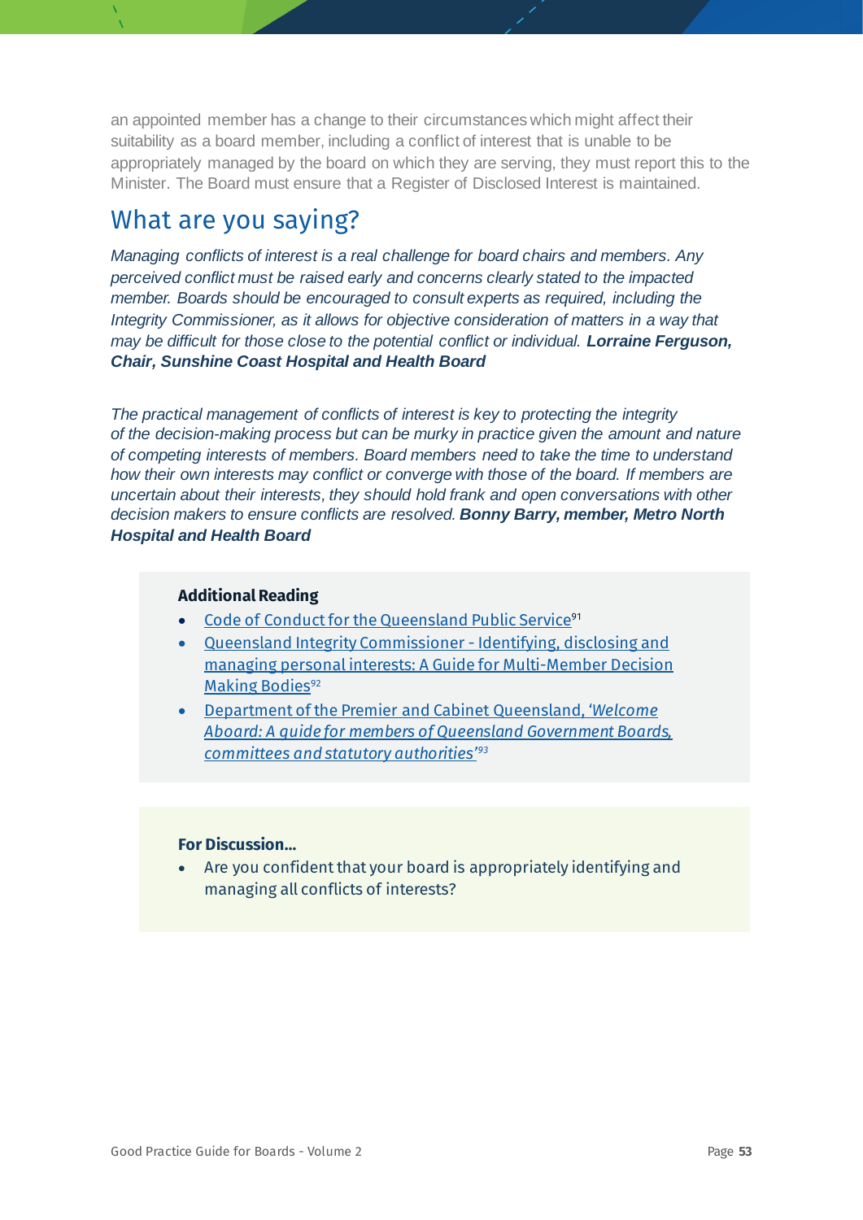an appointed member has a change to their circumstances which might affect their suitability as a board member, including a conflict of interest that is unable to be appropriately managed by the board on which they are serving, they must report this to the Minister. The Board must ensure that a Register of Disclosed Interest is maintained.

## What are you saying?

*Managing conflicts of interest is a real challenge for board chairs and members. Any perceived conflict must be raised early and concerns clearly stated to the impacted member. Boards should be encouraged to consult experts as required, including the Integrity Commissioner, as it allows for objective consideration of matters in a way that may be difficult for those close to the potential conflict or individual.* ***Lorraine Ferguson, Chair, Sunshine Coast Hospital and Health Board***

*The practical management of conflicts of interest is key to protecting the integrity of the decision-making process but can be murky in practice given the amount and nature of competing interests of members. Board members need to take the time to understand how their own interests may conflict or converge with those of the board. If members are uncertain about their interests, they should hold frank and open conversations with other decision makers to ensure conflicts are resolved.* ***Bonny Barry, member, Metro North Hospital and Health Board***

**Additional Reading**

- Code of Conduct for the Queensland Public Service[91]
- Queensland Integrity Commissioner - Identifying, disclosing and managing personal interests: A Guide for Multi-Member Decision Making Bodies[92]
- Department of the Premier and Cabinet Queensland, '*Welcome Aboard: A guide for members of Queensland Government Boards, committees and statutory authorities*'[93]

**For Discussion...**

- Are you confident that your board is appropriately identifying and managing all conflicts of interests?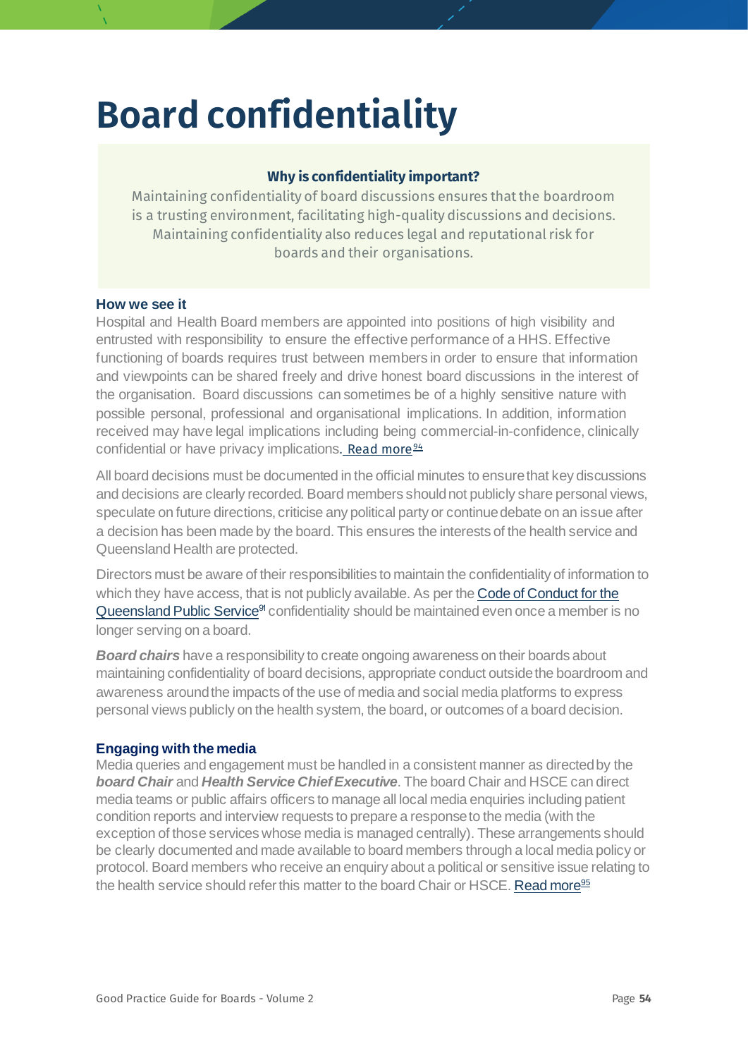# Board confidentiality

**Why is confidentiality important?**

Maintaining confidentiality of board discussions ensures that the boardroom is a trusting environment, facilitating high-quality discussions and decisions. Maintaining confidentiality also reduces legal and reputational risk for boards and their organisations.

### How we see it

Hospital and Health Board members are appointed into positions of high visibility and entrusted with responsibility to ensure the effective performance of a HHS. Effective functioning of boards requires trust between members in order to ensure that information and viewpoints can be shared freely and drive honest board discussions in the interest of the organisation. Board discussions can sometimes be of a highly sensitive nature with possible personal, professional and organisational implications. In addition, information received may have legal implications including being commercial-in-confidence, clinically confidential or have privacy implications. Read more[94]

All board decisions must be documented in the official minutes to ensure that key discussions and decisions are clearly recorded. Board members should not publicly share personal views, speculate on future directions, criticise any political party or continue debate on an issue after a decision has been made by the board. This ensures the interests of the health service and Queensland Health are protected.

Directors must be aware of their responsibilities to maintain the confidentiality of information to which they have access, that is not publicly available. As per the Code of Conduct for the Queensland Public Service[91] confidentiality should be maintained even once a member is no longer serving on a board.

***Board chairs*** have a responsibility to create ongoing awareness on their boards about maintaining confidentiality of board decisions, appropriate conduct outside the boardroom and awareness around the impacts of the use of media and social media platforms to express personal views publicly on the health system, the board, or outcomes of a board decision.

### Engaging with the media

Media queries and engagement must be handled in a consistent manner as directed by the ***board Chair*** and ***Health Service Chief Executive***. The board Chair and HSCE can direct media teams or public affairs officers to manage all local media enquiries including patient condition reports and interview requests to prepare a response to the media (with the exception of those services whose media is managed centrally). These arrangements should be clearly documented and made available to board members through a local media policy or protocol. Board members who receive an enquiry about a political or sensitive issue relating to the health service should refer this matter to the board Chair or HSCE. Read more[95]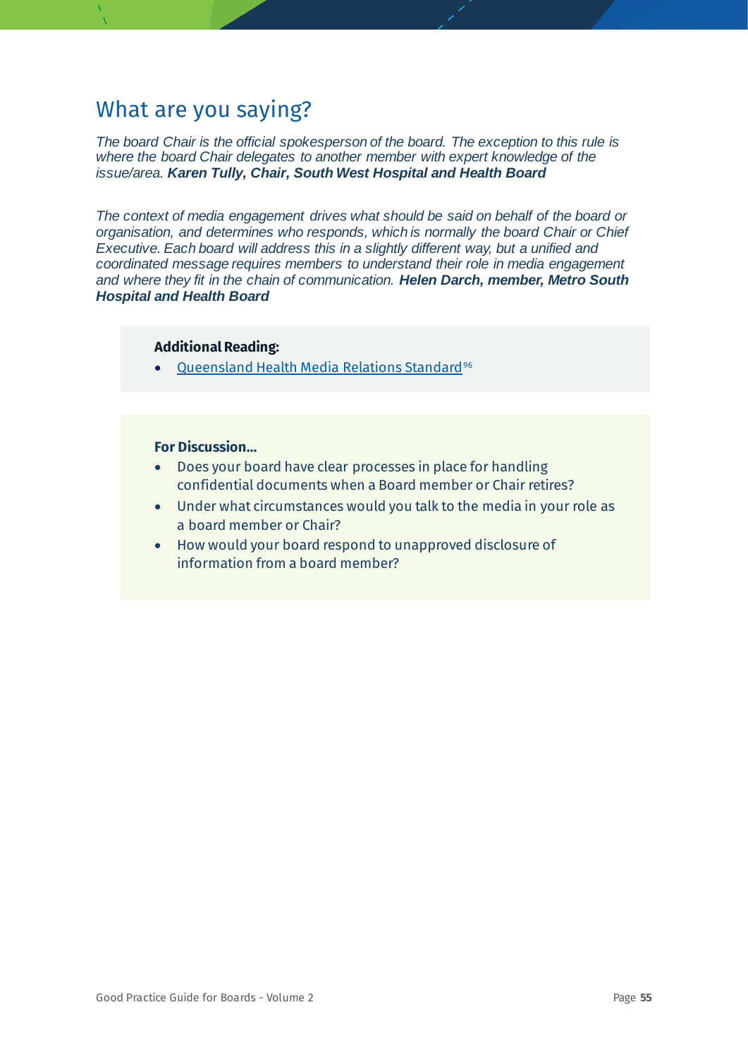## What are you saying?

*The board Chair is the official spokesperson of the board. The exception to this rule is where the board Chair delegates to another member with expert knowledge of the issue/area.* ***Karen Tully, Chair, South West Hospital and Health Board***

*The context of media engagement drives what should be said on behalf of the board or organisation, and determines who responds, which is normally the board Chair or Chief Executive. Each board will address this in a slightly different way, but a unified and coordinated message requires members to understand their role in media engagement and where they fit in the chain of communication.* ***Helen Darch, member, Metro South Hospital and Health Board***

**Additional Reading:**

- Queensland Health Media Relations Standard[96]

**For Discussion...**

- Does your board have clear processes in place for handling confidential documents when a Board member or Chair retires?
- Under what circumstances would you talk to the media in your role as a board member or Chair?
- How would your board respond to unapproved disclosure of information from a board member?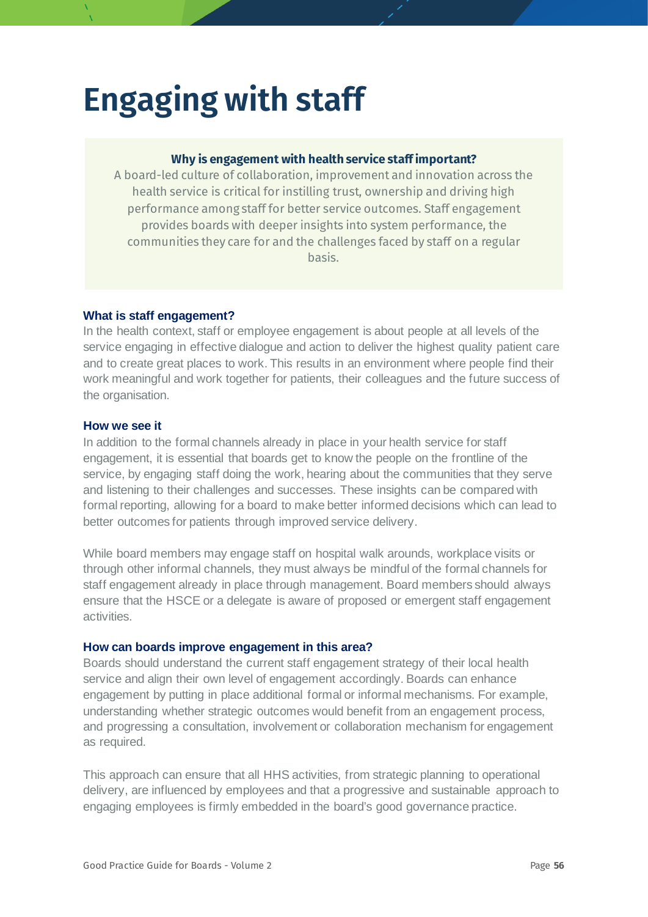# Engaging with staff

**Why is engagement with health service staff important?**

A board-led culture of collaboration, improvement and innovation across the health service is critical for instilling trust, ownership and driving high performance among staff for better service outcomes. Staff engagement provides boards with deeper insights into system performance, the communities they care for and the challenges faced by staff on a regular basis.

### What is staff engagement?

In the health context, staff or employee engagement is about people at all levels of the service engaging in effective dialogue and action to deliver the highest quality patient care and to create great places to work. This results in an environment where people find their work meaningful and work together for patients, their colleagues and the future success of the organisation.

### How we see it

In addition to the formal channels already in place in your health service for staff engagement, it is essential that boards get to know the people on the frontline of the service, by engaging staff doing the work, hearing about the communities that they serve and listening to their challenges and successes. These insights can be compared with formal reporting, allowing for a board to make better informed decisions which can lead to better outcomes for patients through improved service delivery.

While board members may engage staff on hospital walk arounds, workplace visits or through other informal channels, they must always be mindful of the formal channels for staff engagement already in place through management. Board members should always ensure that the HSCE or a delegate is aware of proposed or emergent staff engagement activities.

### How can boards improve engagement in this area?

Boards should understand the current staff engagement strategy of their local health service and align their own level of engagement accordingly. Boards can enhance engagement by putting in place additional formal or informal mechanisms. For example, understanding whether strategic outcomes would benefit from an engagement process, and progressing a consultation, involvement or collaboration mechanism for engagement as required.

This approach can ensure that all HHS activities, from strategic planning to operational delivery, are influenced by employees and that a progressive and sustainable approach to engaging employees is firmly embedded in the board's good governance practice.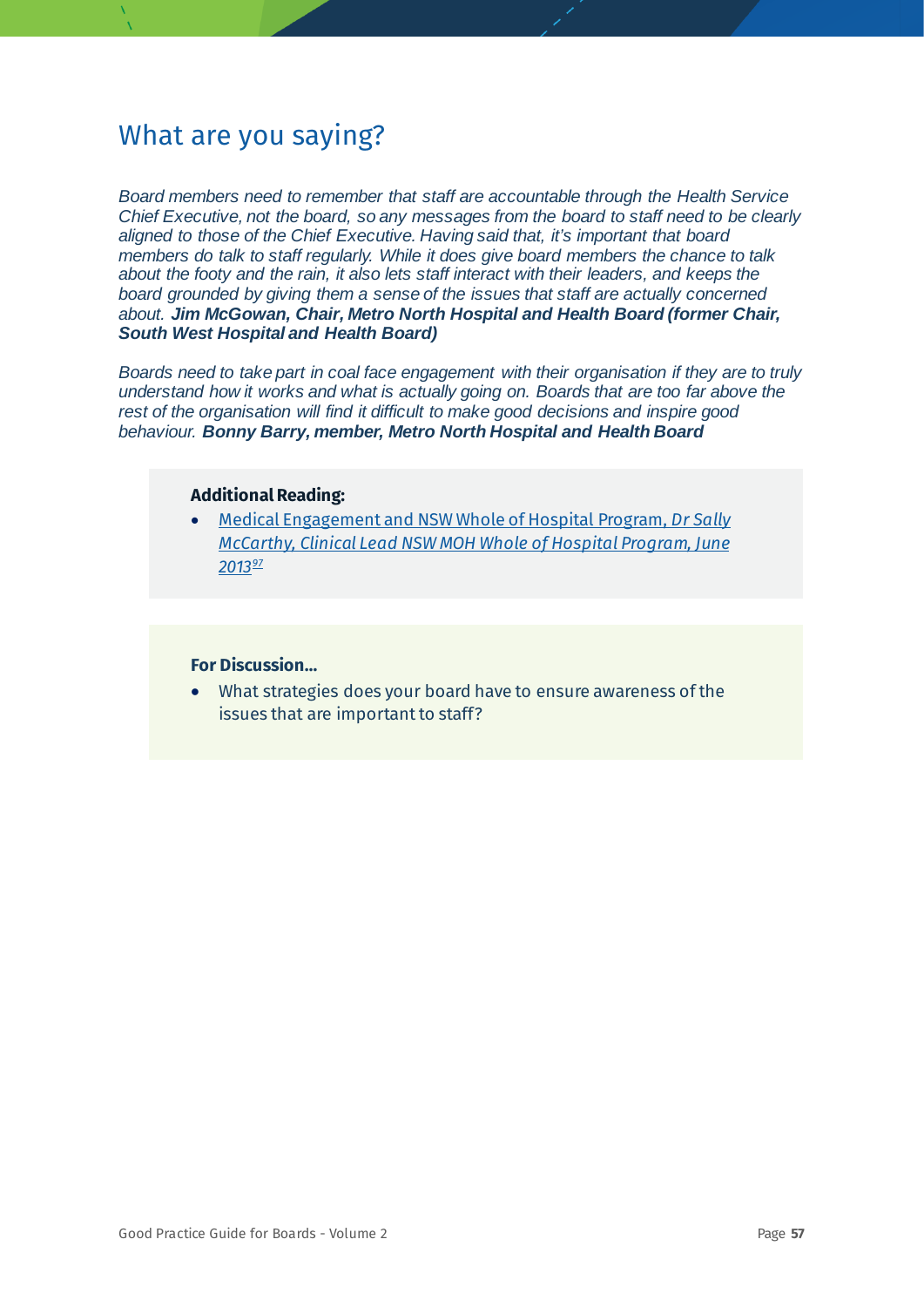## What are you saying?

*Board members need to remember that staff are accountable through the Health Service Chief Executive, not the board, so any messages from the board to staff need to be clearly aligned to those of the Chief Executive. Having said that, it's important that board members do talk to staff regularly. While it does give board members the chance to talk about the footy and the rain, it also lets staff interact with their leaders, and keeps the board grounded by giving them a sense of the issues that staff are actually concerned about.* ***Jim McGowan, Chair, Metro North Hospital and Health Board (former Chair, South West Hospital and Health Board)***

*Boards need to take part in coal face engagement with their organisation if they are to truly understand how it works and what is actually going on. Boards that are too far above the rest of the organisation will find it difficult to make good decisions and inspire good behaviour.* ***Bonny Barry, member, Metro North Hospital and Health Board***

**Additional Reading:**

- Medical Engagement and NSW Whole of Hospital Program, *Dr Sally McCarthy, Clinical Lead NSW MOH Whole of Hospital Program, June 2013*[97]

**For Discussion…**

- What strategies does your board have to ensure awareness of the issues that are important to staff?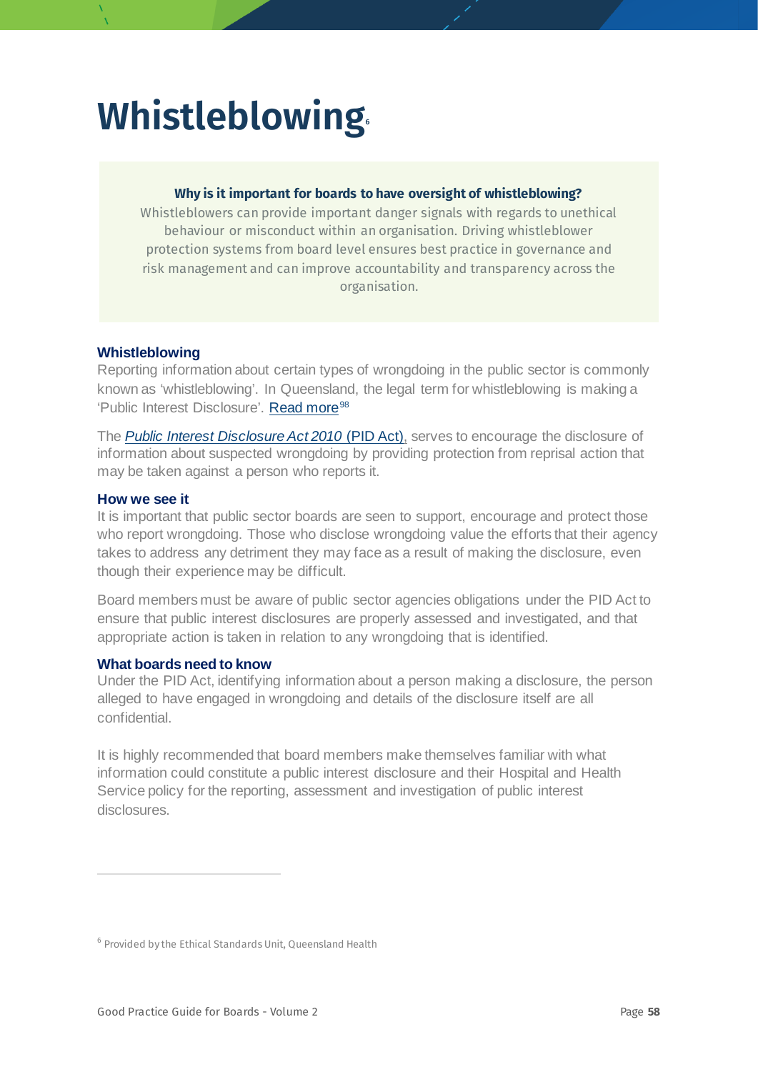# Whistleblowing[6]

**Why is it important for boards to have oversight of whistleblowing?**

Whistleblowers can provide important danger signals with regards to unethical behaviour or misconduct within an organisation. Driving whistleblower protection systems from board level ensures best practice in governance and risk management and can improve accountability and transparency across the organisation.

### Whistleblowing

Reporting information about certain types of wrongdoing in the public sector is commonly known as 'whistleblowing'. In Queensland, the legal term for whistleblowing is making a 'Public Interest Disclosure'. Read more[98]

The *Public Interest Disclosure Act 2010* (PID Act), serves to encourage the disclosure of information about suspected wrongdoing by providing protection from reprisal action that may be taken against a person who reports it.

### How we see it

It is important that public sector boards are seen to support, encourage and protect those who report wrongdoing. Those who disclose wrongdoing value the efforts that their agency takes to address any detriment they may face as a result of making the disclosure, even though their experience may be difficult.

Board members must be aware of public sector agencies obligations under the PID Act to ensure that public interest disclosures are properly assessed and investigated, and that appropriate action is taken in relation to any wrongdoing that is identified.

### What boards need to know

Under the PID Act, identifying information about a person making a disclosure, the person alleged to have engaged in wrongdoing and details of the disclosure itself are all confidential.

It is highly recommended that board members make themselves familiar with what information could constitute a public interest disclosure and their Hospital and Health Service policy for the reporting, assessment and investigation of public interest disclosures.

---

[6] Provided by the Ethical Standards Unit, Queensland Health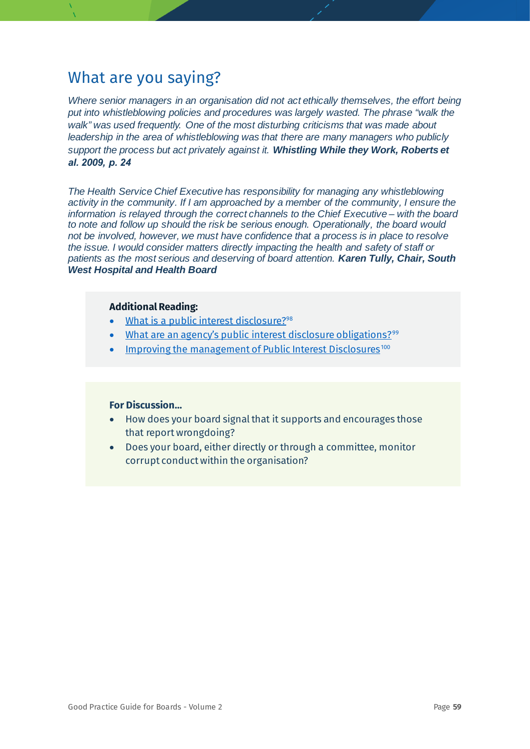## What are you saying?

*Where senior managers in an organisation did not act ethically themselves, the effort being put into whistleblowing policies and procedures was largely wasted. The phrase "walk the walk" was used frequently. One of the most disturbing criticisms that was made about leadership in the area of whistleblowing was that there are many managers who publicly support the process but act privately against it.* ***Whistling While they Work, Roberts et al. 2009, p. 24***

*The Health Service Chief Executive has responsibility for managing any whistleblowing activity in the community. If I am approached by a member of the community, I ensure the information is relayed through the correct channels to the Chief Executive – with the board to note and follow up should the risk be serious enough. Operationally, the board would not be involved, however, we must have confidence that a process is in place to resolve the issue. I would consider matters directly impacting the health and safety of staff or patients as the most serious and deserving of board attention.* ***Karen Tully, Chair, South West Hospital and Health Board***

**Additional Reading:**

- What is a public interest disclosure?[98]
- What are an agency's public interest disclosure obligations?[99]
- Improving the management of Public Interest Disclosures[100]

**For Discussion...**

- How does your board signal that it supports and encourages those that report wrongdoing?
- Does your board, either directly or through a committee, monitor corrupt conduct within the organisation?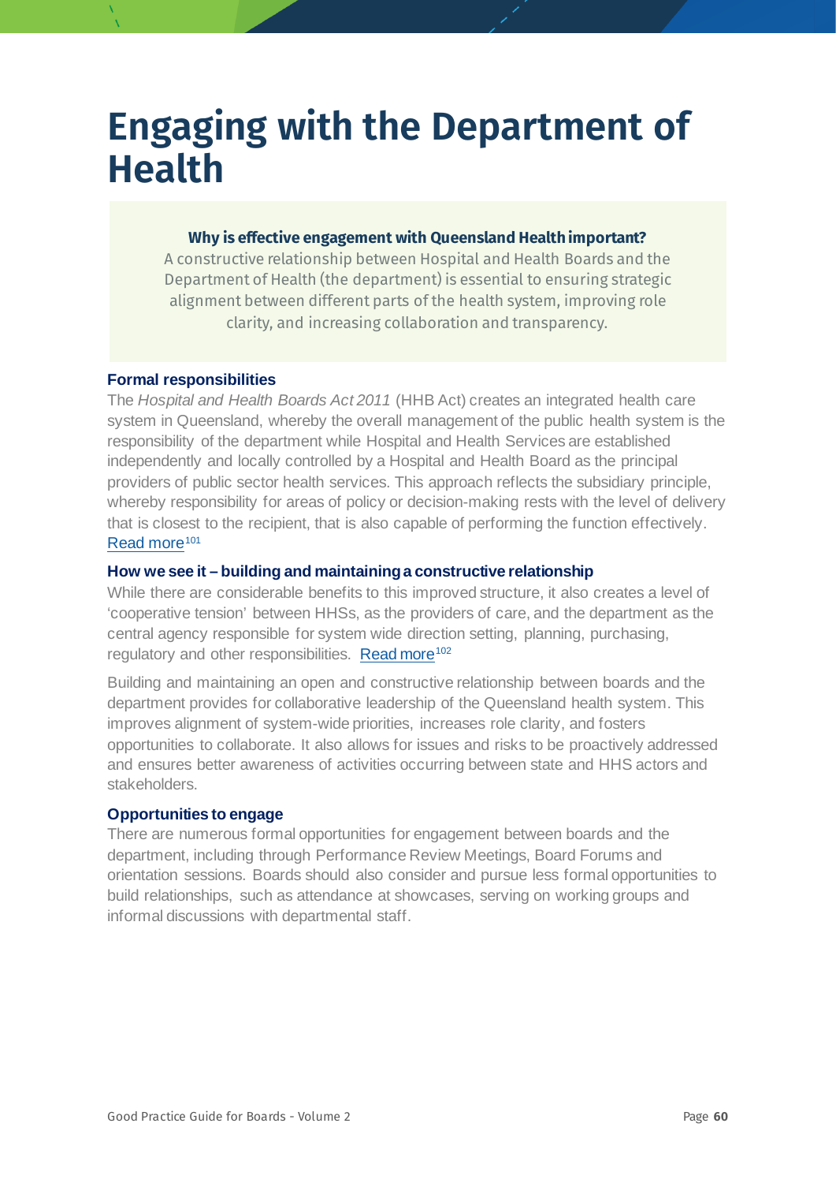# Engaging with the Department of Health

**Why is effective engagement with Queensland Health important?**

A constructive relationship between Hospital and Health Boards and the Department of Health (the department) is essential to ensuring strategic alignment between different parts of the health system, improving role clarity, and increasing collaboration and transparency.

### Formal responsibilities

The *Hospital and Health Boards Act 2011* (HHB Act) creates an integrated health care system in Queensland, whereby the overall management of the public health system is the responsibility of the department while Hospital and Health Services are established independently and locally controlled by a Hospital and Health Board as the principal providers of public sector health services. This approach reflects the subsidiary principle, whereby responsibility for areas of policy or decision-making rests with the level of delivery that is closest to the recipient, that is also capable of performing the function effectively. Read more[101]

### How we see it – building and maintaining a constructive relationship

While there are considerable benefits to this improved structure, it also creates a level of 'cooperative tension' between HHSs, as the providers of care, and the department as the central agency responsible for system wide direction setting, planning, purchasing, regulatory and other responsibilities. Read more[102]

Building and maintaining an open and constructive relationship between boards and the department provides for collaborative leadership of the Queensland health system. This improves alignment of system-wide priorities, increases role clarity, and fosters opportunities to collaborate. It also allows for issues and risks to be proactively addressed and ensures better awareness of activities occurring between state and HHS actors and stakeholders.

### Opportunities to engage

There are numerous formal opportunities for engagement between boards and the department, including through Performance Review Meetings, Board Forums and orientation sessions. Boards should also consider and pursue less formal opportunities to build relationships, such as attendance at showcases, serving on working groups and informal discussions with departmental staff.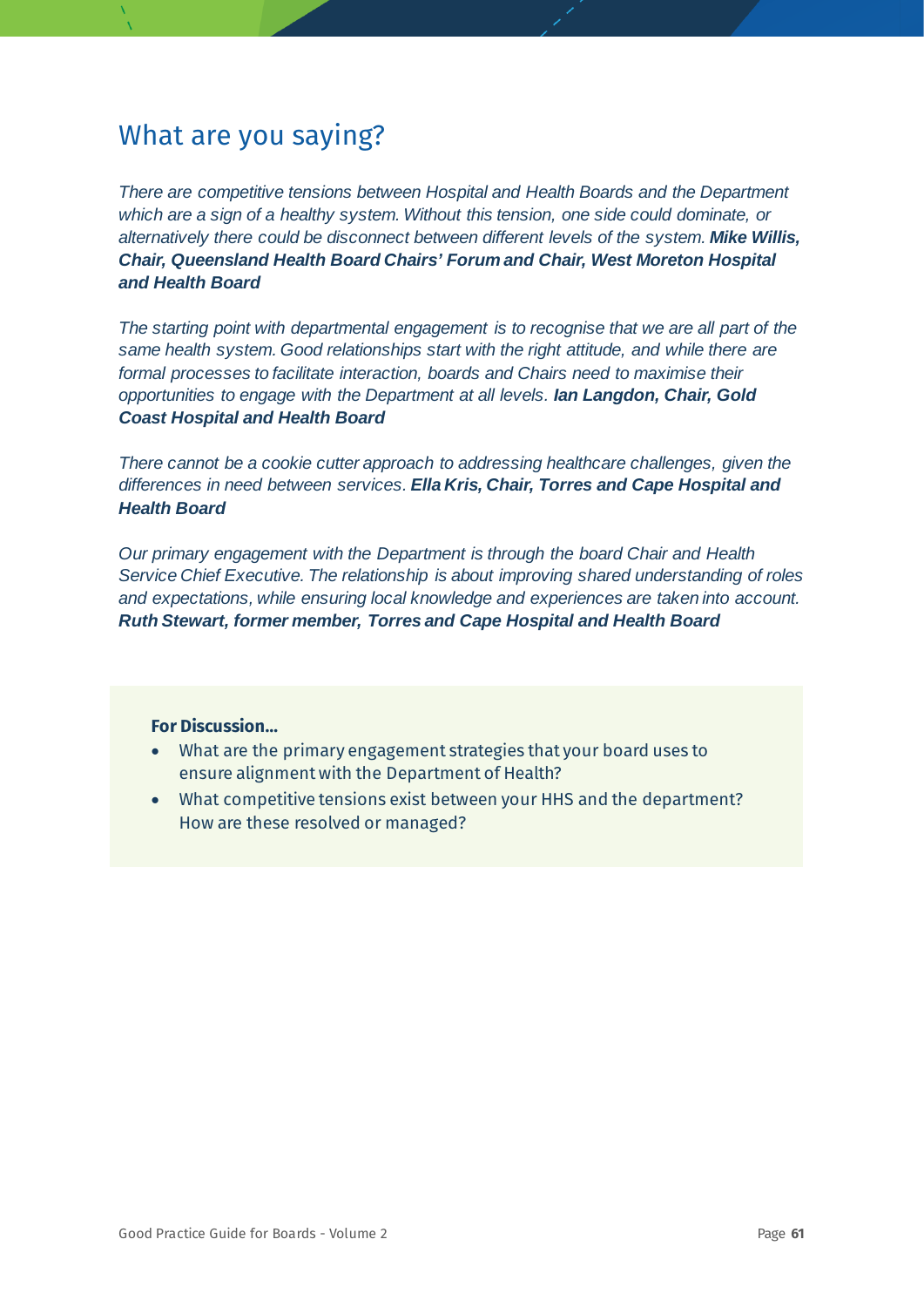## What are you saying?

*There are competitive tensions between Hospital and Health Boards and the Department which are a sign of a healthy system. Without this tension, one side could dominate, or alternatively there could be disconnect between different levels of the system.* ***Mike Willis, Chair, Queensland Health Board Chairs' Forum and Chair, West Moreton Hospital and Health Board***

*The starting point with departmental engagement is to recognise that we are all part of the same health system. Good relationships start with the right attitude, and while there are formal processes to facilitate interaction, boards and Chairs need to maximise their opportunities to engage with the Department at all levels.* ***Ian Langdon, Chair, Gold Coast Hospital and Health Board***

*There cannot be a cookie cutter approach to addressing healthcare challenges, given the differences in need between services.* ***Ella Kris, Chair, Torres and Cape Hospital and Health Board***

*Our primary engagement with the Department is through the board Chair and Health Service Chief Executive. The relationship is about improving shared understanding of roles and expectations, while ensuring local knowledge and experiences are taken into account.* ***Ruth Stewart, former member, Torres and Cape Hospital and Health Board***

**For Discussion...**

- What are the primary engagement strategies that your board uses to ensure alignment with the Department of Health?
- What competitive tensions exist between your HHS and the department? How are these resolved or managed?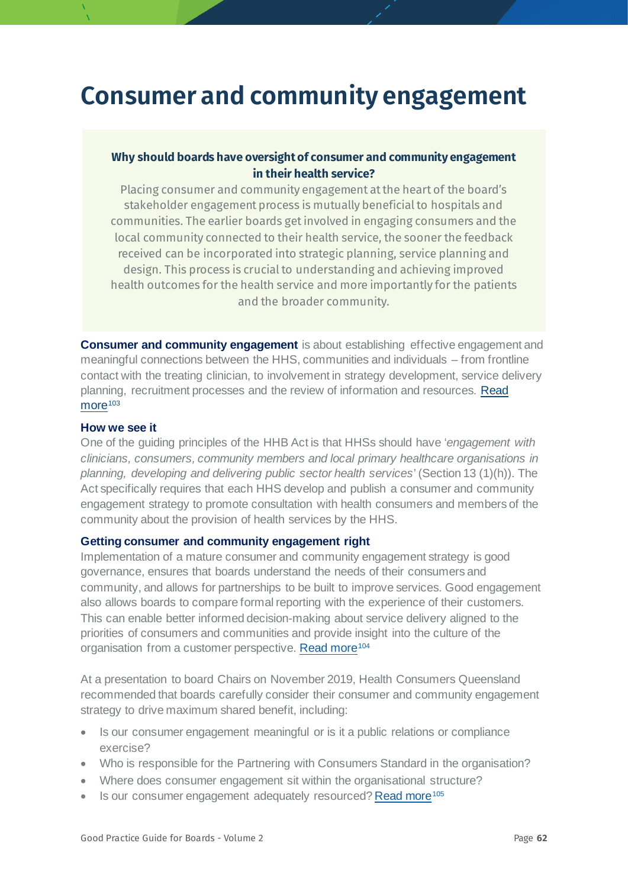# Consumer and community engagement

**Why should boards have oversight of consumer and community engagement in their health service?**

Placing consumer and community engagement at the heart of the board's stakeholder engagement process is mutually beneficial to hospitals and communities. The earlier boards get involved in engaging consumers and the local community connected to their health service, the sooner the feedback received can be incorporated into strategic planning, service planning and design. This process is crucial to understanding and achieving improved health outcomes for the health service and more importantly for the patients and the broader community.

**Consumer and community engagement** is about establishing effective engagement and meaningful connections between the HHS, communities and individuals – from frontline contact with the treating clinician, to involvement in strategy development, service delivery planning, recruitment processes and the review of information and resources. Read more[103]

### How we see it

One of the guiding principles of the HHB Act is that HHSs should have '*engagement with clinicians, consumers, community members and local primary healthcare organisations in planning, developing and delivering public sector health services*' (Section 13 (1)(h)). The Act specifically requires that each HHS develop and publish a consumer and community engagement strategy to promote consultation with health consumers and members of the community about the provision of health services by the HHS.

### Getting consumer and community engagement right

Implementation of a mature consumer and community engagement strategy is good governance, ensures that boards understand the needs of their consumers and community, and allows for partnerships to be built to improve services. Good engagement also allows boards to compare formal reporting with the experience of their customers. This can enable better informed decision-making about service delivery aligned to the priorities of consumers and communities and provide insight into the culture of the organisation from a customer perspective. Read more[104]

At a presentation to board Chairs on November 2019, Health Consumers Queensland recommended that boards carefully consider their consumer and community engagement strategy to drive maximum shared benefit, including:

- Is our consumer engagement meaningful or is it a public relations or compliance exercise?
- Who is responsible for the Partnering with Consumers Standard in the organisation?
- Where does consumer engagement sit within the organisational structure?
- Is our consumer engagement adequately resourced? Read more[105]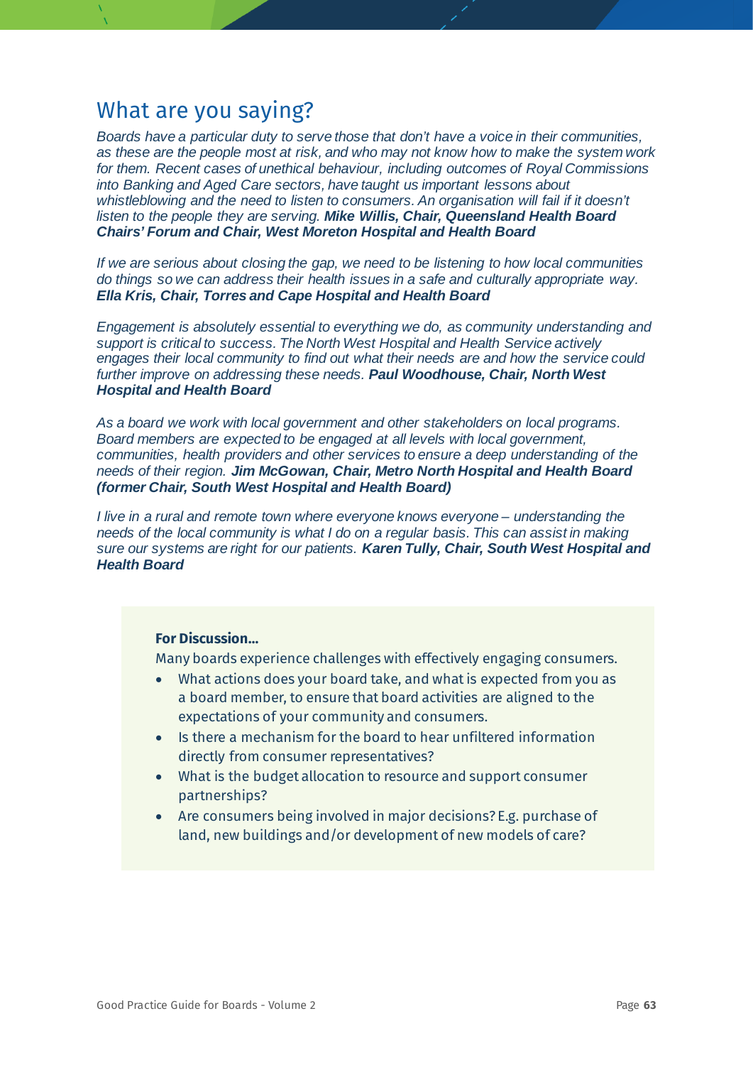## What are you saying?

*Boards have a particular duty to serve those that don't have a voice in their communities, as these are the people most at risk, and who may not know how to make the system work for them. Recent cases of unethical behaviour, including outcomes of Royal Commissions into Banking and Aged Care sectors, have taught us important lessons about whistleblowing and the need to listen to consumers. An organisation will fail if it doesn't listen to the people they are serving.* ***Mike Willis, Chair, Queensland Health Board Chairs' Forum and Chair, West Moreton Hospital and Health Board***

*If we are serious about closing the gap, we need to be listening to how local communities do things so we can address their health issues in a safe and culturally appropriate way.* ***Ella Kris, Chair, Torres and Cape Hospital and Health Board***

*Engagement is absolutely essential to everything we do, as community understanding and support is critical to success. The North West Hospital and Health Service actively engages their local community to find out what their needs are and how the service could further improve on addressing these needs.* ***Paul Woodhouse, Chair, North West Hospital and Health Board***

*As a board we work with local government and other stakeholders on local programs. Board members are expected to be engaged at all levels with local government, communities, health providers and other services to ensure a deep understanding of the needs of their region.* ***Jim McGowan, Chair, Metro North Hospital and Health Board (former Chair, South West Hospital and Health Board)***

*I live in a rural and remote town where everyone knows everyone – understanding the needs of the local community is what I do on a regular basis. This can assist in making sure our systems are right for our patients.* ***Karen Tully, Chair, South West Hospital and Health Board***

**For Discussion…**

Many boards experience challenges with effectively engaging consumers.

- What actions does your board take, and what is expected from you as a board member, to ensure that board activities are aligned to the expectations of your community and consumers.
- Is there a mechanism for the board to hear unfiltered information directly from consumer representatives?
- What is the budget allocation to resource and support consumer partnerships?
- Are consumers being involved in major decisions? E.g. purchase of land, new buildings and/or development of new models of care?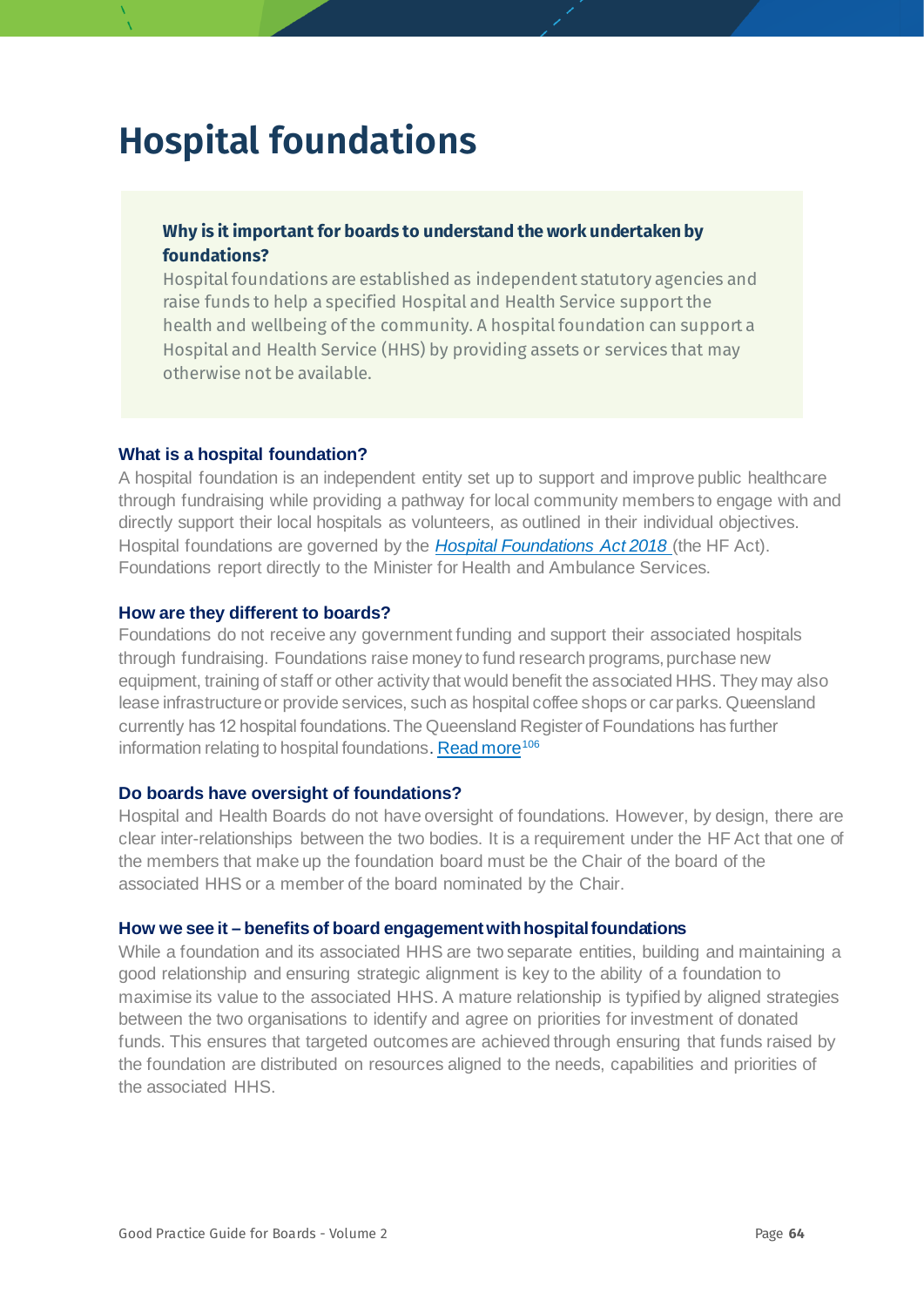# Hospital foundations

**Why is it important for boards to understand the work undertaken by foundations?**

Hospital foundations are established as independent statutory agencies and raise funds to help a specified Hospital and Health Service support the health and wellbeing of the community. A hospital foundation can support a Hospital and Health Service (HHS) by providing assets or services that may otherwise not be available.

### What is a hospital foundation?

A hospital foundation is an independent entity set up to support and improve public healthcare through fundraising while providing a pathway for local community members to engage with and directly support their local hospitals as volunteers, as outlined in their individual objectives. Hospital foundations are governed by the *Hospital Foundations Act 2018* (the HF Act). Foundations report directly to the Minister for Health and Ambulance Services.

### How are they different to boards?

Foundations do not receive any government funding and support their associated hospitals through fundraising. Foundations raise money to fund research programs, purchase new equipment, training of staff or other activity that would benefit the associated HHS. They may also lease infrastructure or provide services, such as hospital coffee shops or car parks. Queensland currently has 12 hospital foundations. The Queensland Register of Foundations has further information relating to hospital foundations. Read more[106]

### Do boards have oversight of foundations?

Hospital and Health Boards do not have oversight of foundations. However, by design, there are clear inter-relationships between the two bodies. It is a requirement under the HF Act that one of the members that make up the foundation board must be the Chair of the board of the associated HHS or a member of the board nominated by the Chair.

### How we see it – benefits of board engagement with hospital foundations

While a foundation and its associated HHS are two separate entities, building and maintaining a good relationship and ensuring strategic alignment is key to the ability of a foundation to maximise its value to the associated HHS. A mature relationship is typified by aligned strategies between the two organisations to identify and agree on priorities for investment of donated funds. This ensures that targeted outcomes are achieved through ensuring that funds raised by the foundation are distributed on resources aligned to the needs, capabilities and priorities of the associated HHS.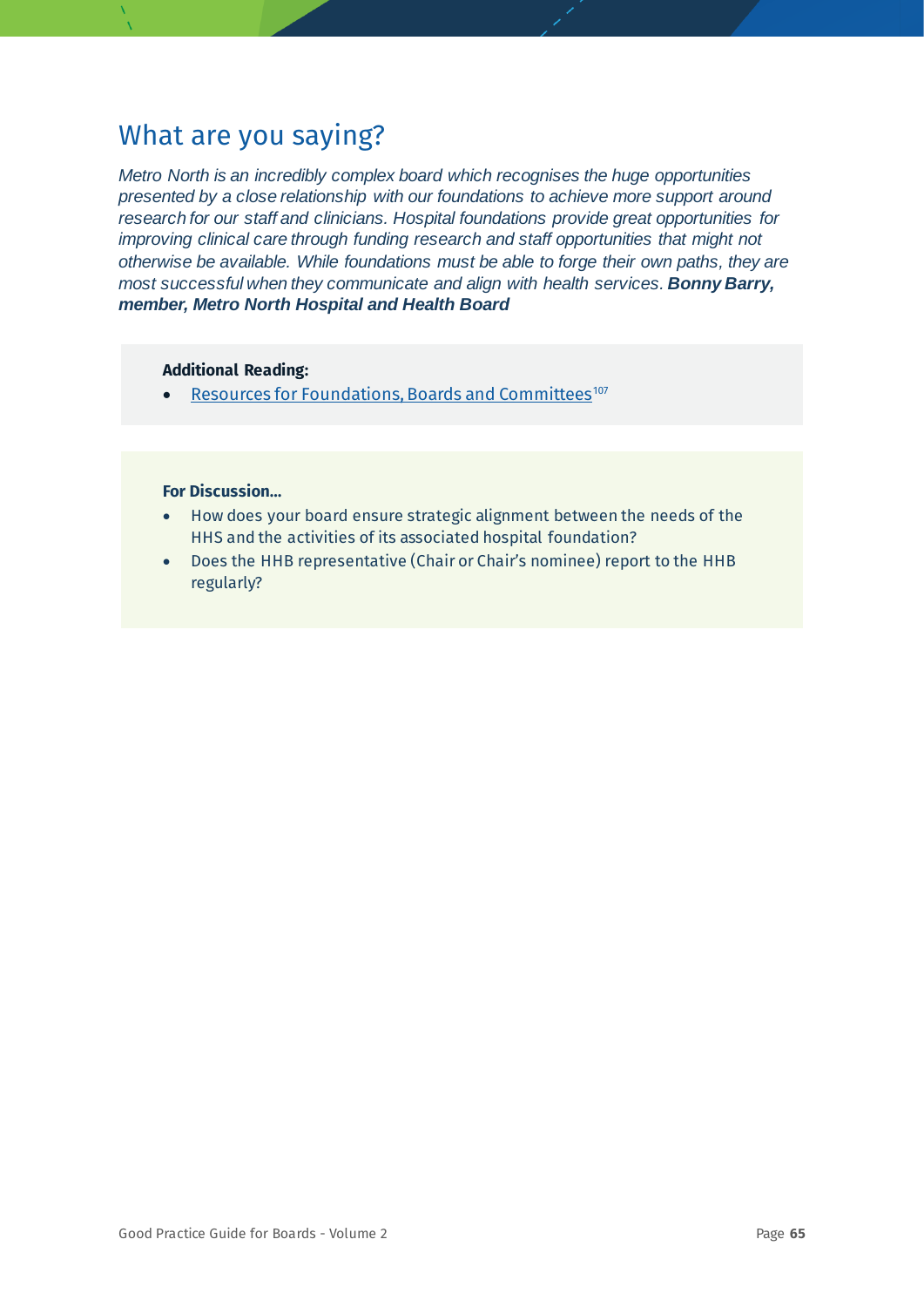## What are you saying?

*Metro North is an incredibly complex board which recognises the huge opportunities presented by a close relationship with our foundations to achieve more support around research for our staff and clinicians. Hospital foundations provide great opportunities for improving clinical care through funding research and staff opportunities that might not otherwise be available. While foundations must be able to forge their own paths, they are most successful when they communicate and align with health services.* ***Bonny Barry, member, Metro North Hospital and Health Board***

**Additional Reading:**

- Resources for Foundations, Boards and Committees[107]

**For Discussion...**

- How does your board ensure strategic alignment between the needs of the HHS and the activities of its associated hospital foundation?
- Does the HHB representative (Chair or Chair's nominee) report to the HHB regularly?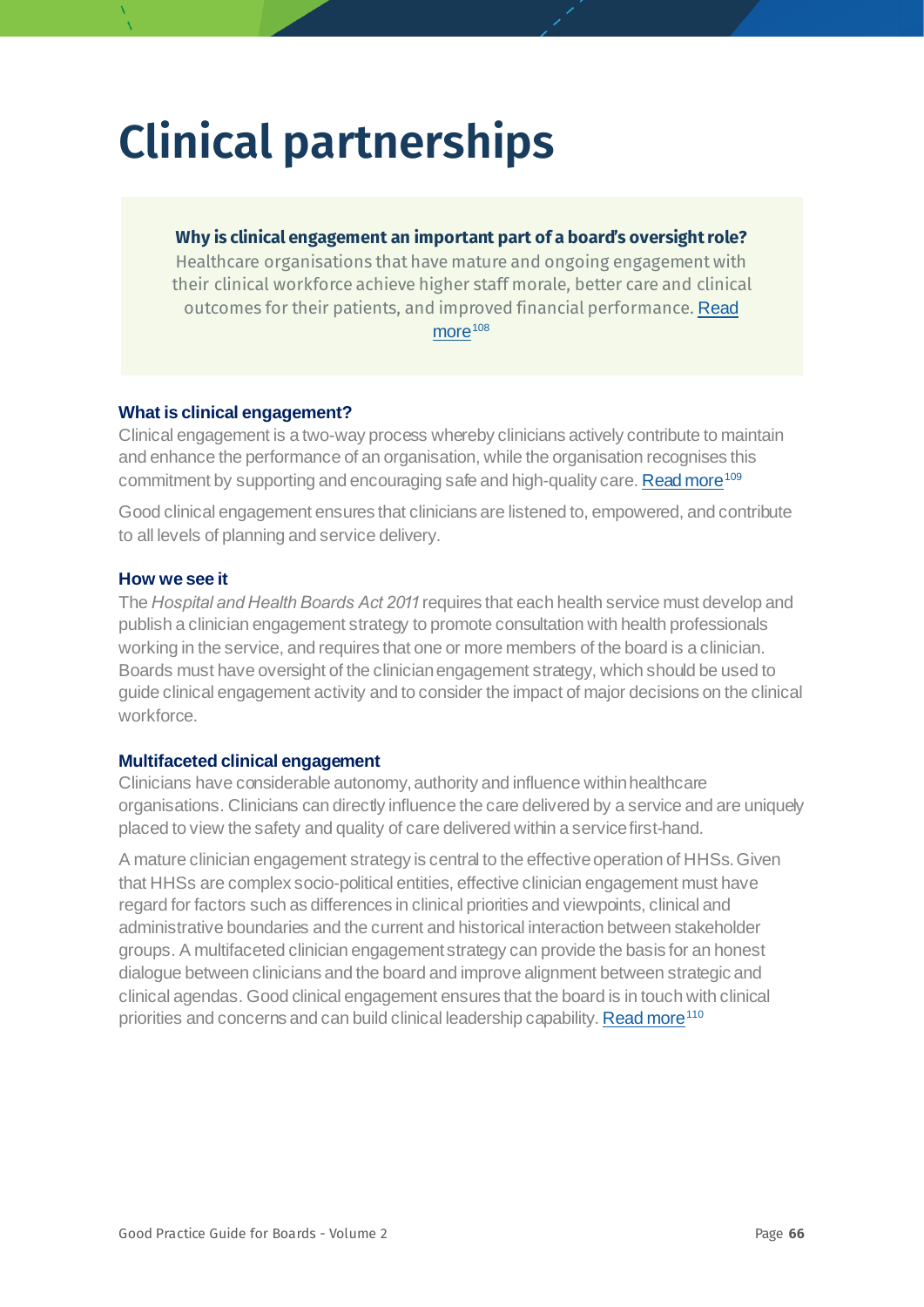# Clinical partnerships

**Why is clinical engagement an important part of a board's oversight role?**
Healthcare organisations that have mature and ongoing engagement with their clinical workforce achieve higher staff morale, better care and clinical outcomes for their patients, and improved financial performance. Read more[108]

### What is clinical engagement?

Clinical engagement is a two-way process whereby clinicians actively contribute to maintain and enhance the performance of an organisation, while the organisation recognises this commitment by supporting and encouraging safe and high-quality care. Read more[109]

Good clinical engagement ensures that clinicians are listened to, empowered, and contribute to all levels of planning and service delivery.

### How we see it

The *Hospital and Health Boards Act 2011* requires that each health service must develop and publish a clinician engagement strategy to promote consultation with health professionals working in the service, and requires that one or more members of the board is a clinician. Boards must have oversight of the clinician engagement strategy, which should be used to guide clinical engagement activity and to consider the impact of major decisions on the clinical workforce.

### Multifaceted clinical engagement

Clinicians have considerable autonomy, authority and influence within healthcare organisations. Clinicians can directly influence the care delivered by a service and are uniquely placed to view the safety and quality of care delivered within a service first-hand.

A mature clinician engagement strategy is central to the effective operation of HHSs. Given that HHSs are complex socio-political entities, effective clinician engagement must have regard for factors such as differences in clinical priorities and viewpoints, clinical and administrative boundaries and the current and historical interaction between stakeholder groups. A multifaceted clinician engagement strategy can provide the basis for an honest dialogue between clinicians and the board and improve alignment between strategic and clinical agendas. Good clinical engagement ensures that the board is in touch with clinical priorities and concerns and can build clinical leadership capability. Read more[110]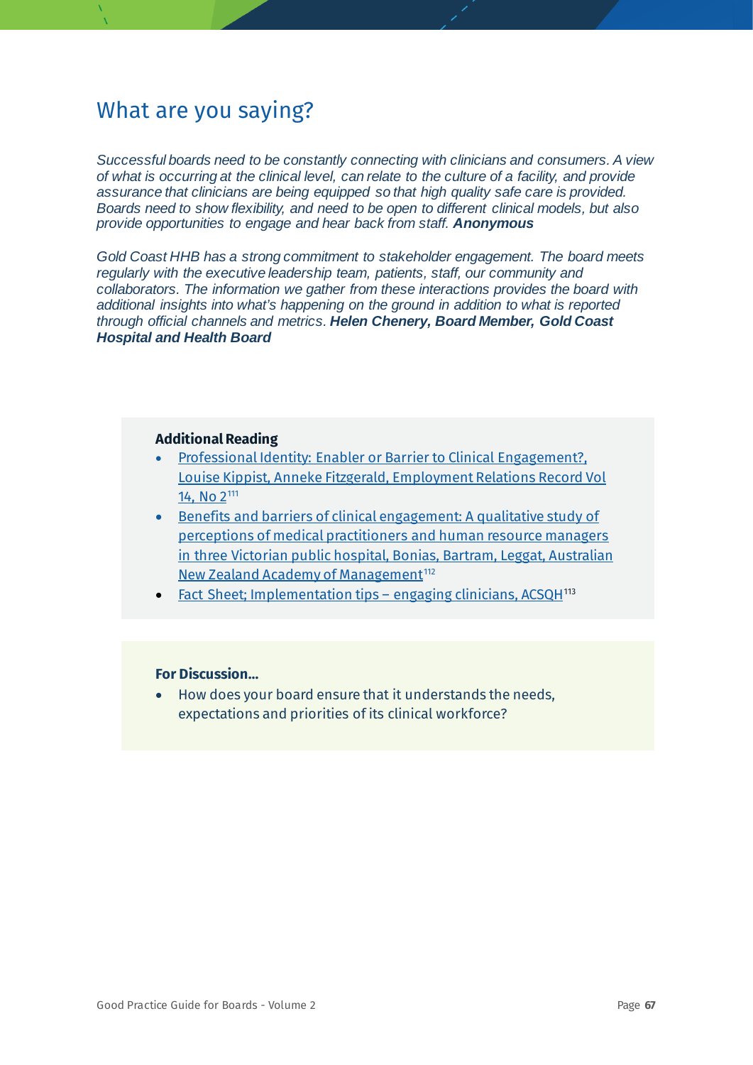## What are you saying?

*Successful boards need to be constantly connecting with clinicians and consumers. A view of what is occurring at the clinical level, can relate to the culture of a facility, and provide assurance that clinicians are being equipped so that high quality safe care is provided. Boards need to show flexibility, and need to be open to different clinical models, but also provide opportunities to engage and hear back from staff.* ***Anonymous***

*Gold Coast HHB has a strong commitment to stakeholder engagement. The board meets regularly with the executive leadership team, patients, staff, our community and collaborators. The information we gather from these interactions provides the board with additional insights into what's happening on the ground in addition to what is reported through official channels and metrics.* ***Helen Chenery, Board Member, Gold Coast Hospital and Health Board***

**Additional Reading**

- Professional Identity: Enabler or Barrier to Clinical Engagement?, Louise Kippist, Anneke Fitzgerald, Employment Relations Record Vol 14, No 2[111]
- Benefits and barriers of clinical engagement: A qualitative study of perceptions of medical practitioners and human resource managers in three Victorian public hospital, Bonias, Bartram, Leggat, Australian New Zealand Academy of Management[112]
- Fact Sheet; Implementation tips – engaging clinicians, ACSQH[113]

**For Discussion...**

- How does your board ensure that it understands the needs, expectations and priorities of its clinical workforce?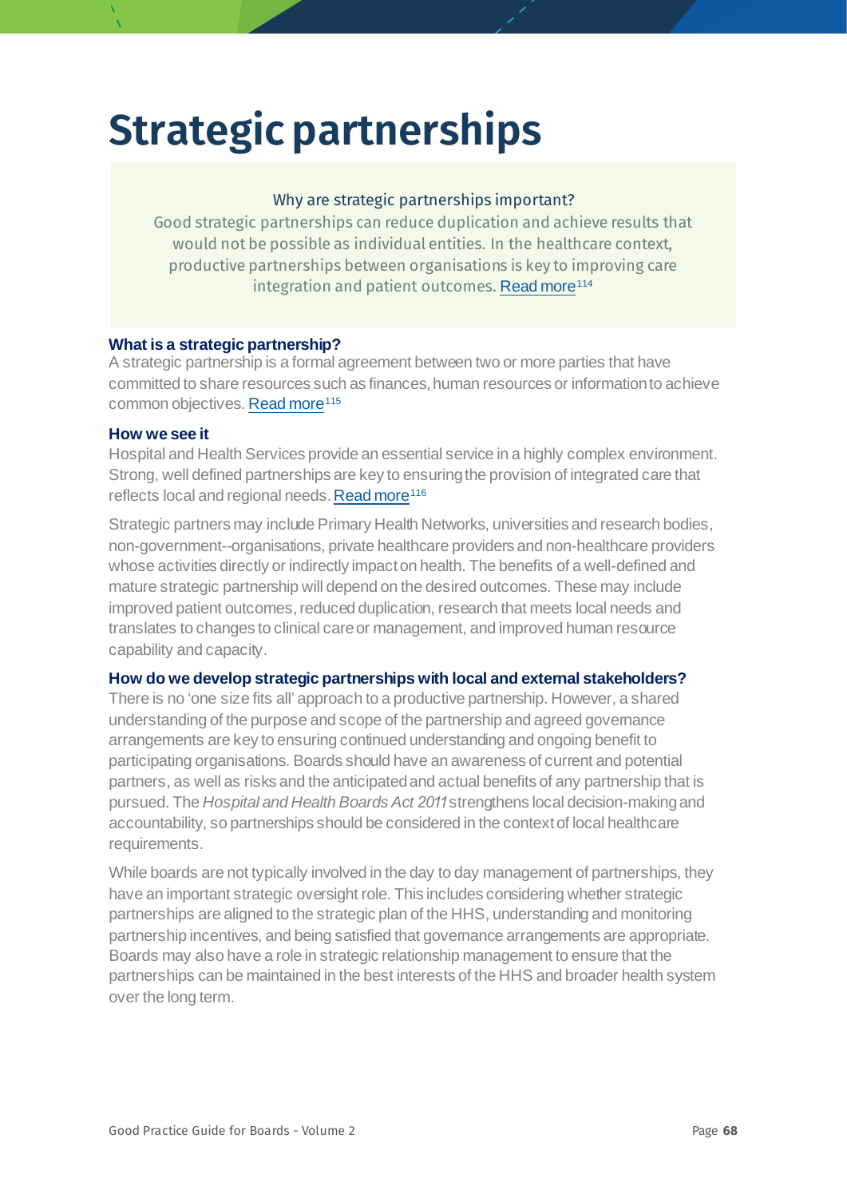# Strategic partnerships

> Why are strategic partnerships important?
>
> Good strategic partnerships can reduce duplication and achieve results that would not be possible as individual entities. In the healthcare context, productive partnerships between organisations is key to improving care integration and patient outcomes. Read more[114]

### What is a strategic partnership?

A strategic partnership is a formal agreement between two or more parties that have committed to share resources such as finances, human resources or information to achieve common objectives. Read more[115]

### How we see it

Hospital and Health Services provide an essential service in a highly complex environment. Strong, well defined partnerships are key to ensuring the provision of integrated care that reflects local and regional needs. Read more[116]

Strategic partners may include Primary Health Networks, universities and research bodies, non-government--organisations, private healthcare providers and non-healthcare providers whose activities directly or indirectly impact on health. The benefits of a well-defined and mature strategic partnership will depend on the desired outcomes. These may include improved patient outcomes, reduced duplication, research that meets local needs and translates to changes to clinical care or management, and improved human resource capability and capacity.

### How do we develop strategic partnerships with local and external stakeholders?

There is no 'one size fits all' approach to a productive partnership. However, a shared understanding of the purpose and scope of the partnership and agreed governance arrangements are key to ensuring continued understanding and ongoing benefit to participating organisations. Boards should have an awareness of current and potential partners, as well as risks and the anticipated and actual benefits of any partnership that is pursued. The *Hospital and Health Boards Act 2011* strengthens local decision-making and accountability, so partnerships should be considered in the context of local healthcare requirements.

While boards are not typically involved in the day to day management of partnerships, they have an important strategic oversight role. This includes considering whether strategic partnerships are aligned to the strategic plan of the HHS, understanding and monitoring partnership incentives, and being satisfied that governance arrangements are appropriate. Boards may also have a role in strategic relationship management to ensure that the partnerships can be maintained in the best interests of the HHS and broader health system over the long term.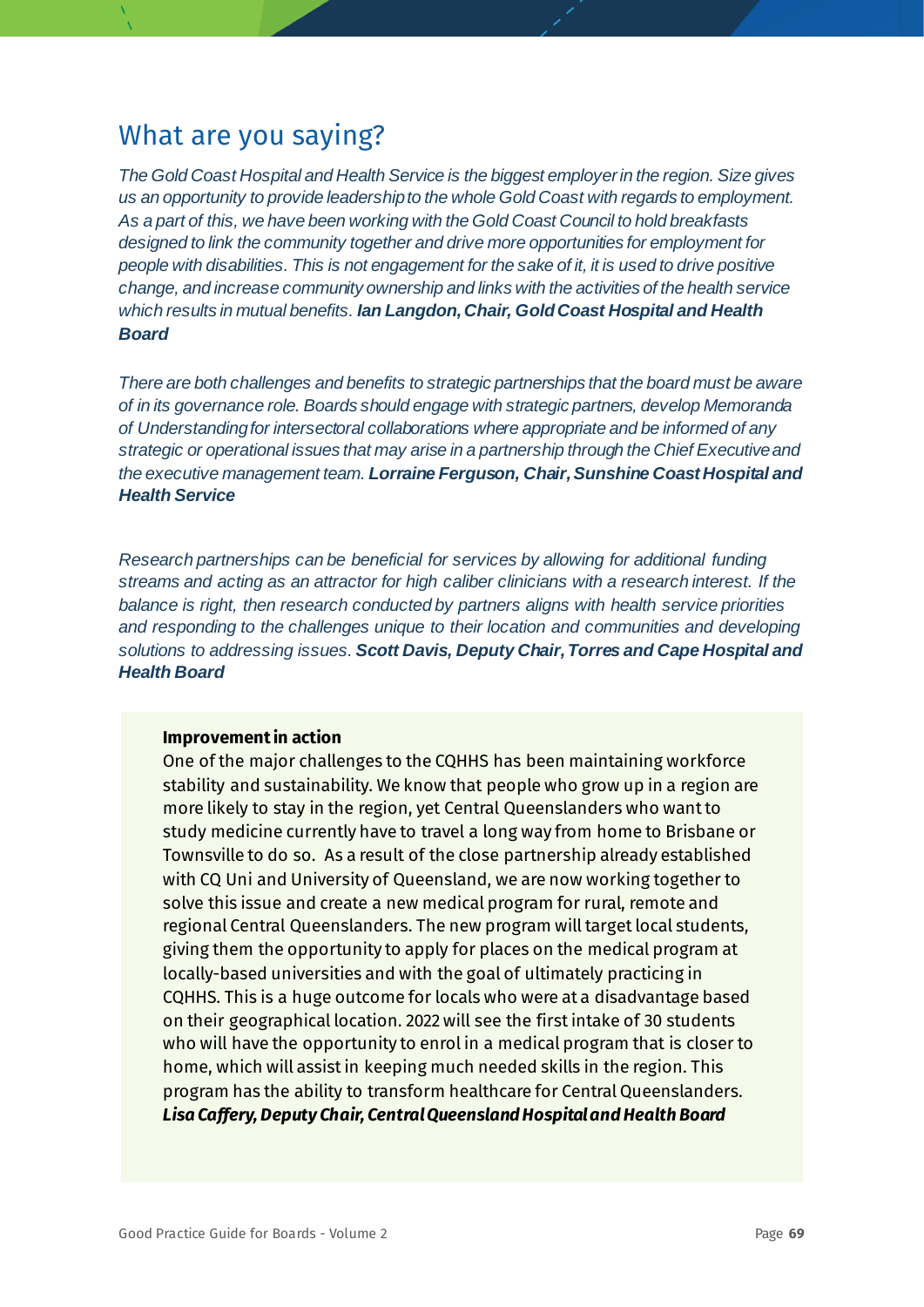## What are you saying?

*The Gold Coast Hospital and Health Service is the biggest employer in the region. Size gives us an opportunity to provide leadership to the whole Gold Coast with regards to employment. As a part of this, we have been working with the Gold Coast Council to hold breakfasts designed to link the community together and drive more opportunities for employment for people with disabilities. This is not engagement for the sake of it, it is used to drive positive change, and increase community ownership and links with the activities of the health service which results in mutual benefits.* ***Ian Langdon, Chair, Gold Coast Hospital and Health Board***

*There are both challenges and benefits to strategic partnerships that the board must be aware of in its governance role. Boards should engage with strategic partners, develop Memoranda of Understanding for intersectoral collaborations where appropriate and be informed of any strategic or operational issues that may arise in a partnership through the Chief Executive and the executive management team.* ***Lorraine Ferguson, Chair, Sunshine Coast Hospital and Health Service***

*Research partnerships can be beneficial for services by allowing for additional funding streams and acting as an attractor for high caliber clinicians with a research interest. If the balance is right, then research conducted by partners aligns with health service priorities and responding to the challenges unique to their location and communities and developing solutions to addressing issues.* ***Scott Davis, Deputy Chair, Torres and Cape Hospital and Health Board***

**Improvement in action**

One of the major challenges to the CQHHS has been maintaining workforce stability and sustainability. We know that people who grow up in a region are more likely to stay in the region, yet Central Queenslanders who want to study medicine currently have to travel a long way from home to Brisbane or Townsville to do so. As a result of the close partnership already established with CQ Uni and University of Queensland, we are now working together to solve this issue and create a new medical program for rural, remote and regional Central Queenslanders. The new program will target local students, giving them the opportunity to apply for places on the medical program at locally-based universities and with the goal of ultimately practicing in CQHHS. This is a huge outcome for locals who were at a disadvantage based on their geographical location. 2022 will see the first intake of 30 students who will have the opportunity to enrol in a medical program that is closer to home, which will assist in keeping much needed skills in the region. This program has the ability to transform healthcare for Central Queenslanders.
***Lisa Caffery, Deputy Chair, Central Queensland Hospital and Health Board***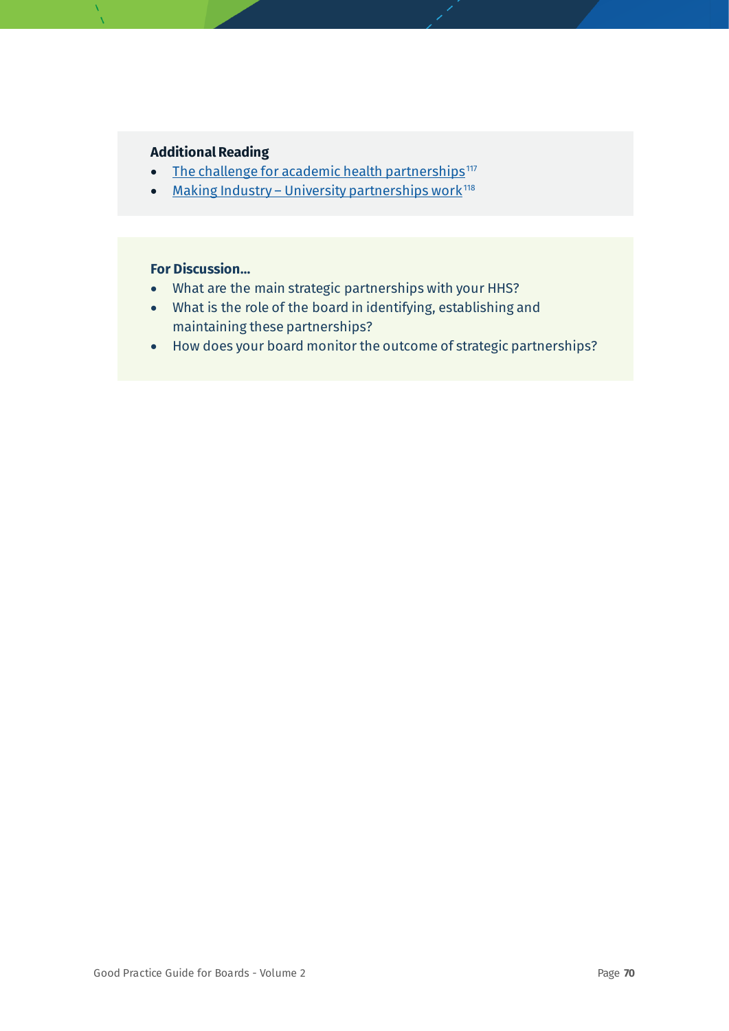**Additional Reading**

- The challenge for academic health partnerships[117]
- Making Industry – University partnerships work[118]

**For Discussion...**

- What are the main strategic partnerships with your HHS?
- What is the role of the board in identifying, establishing and maintaining these partnerships?
- How does your board monitor the outcome of strategic partnerships?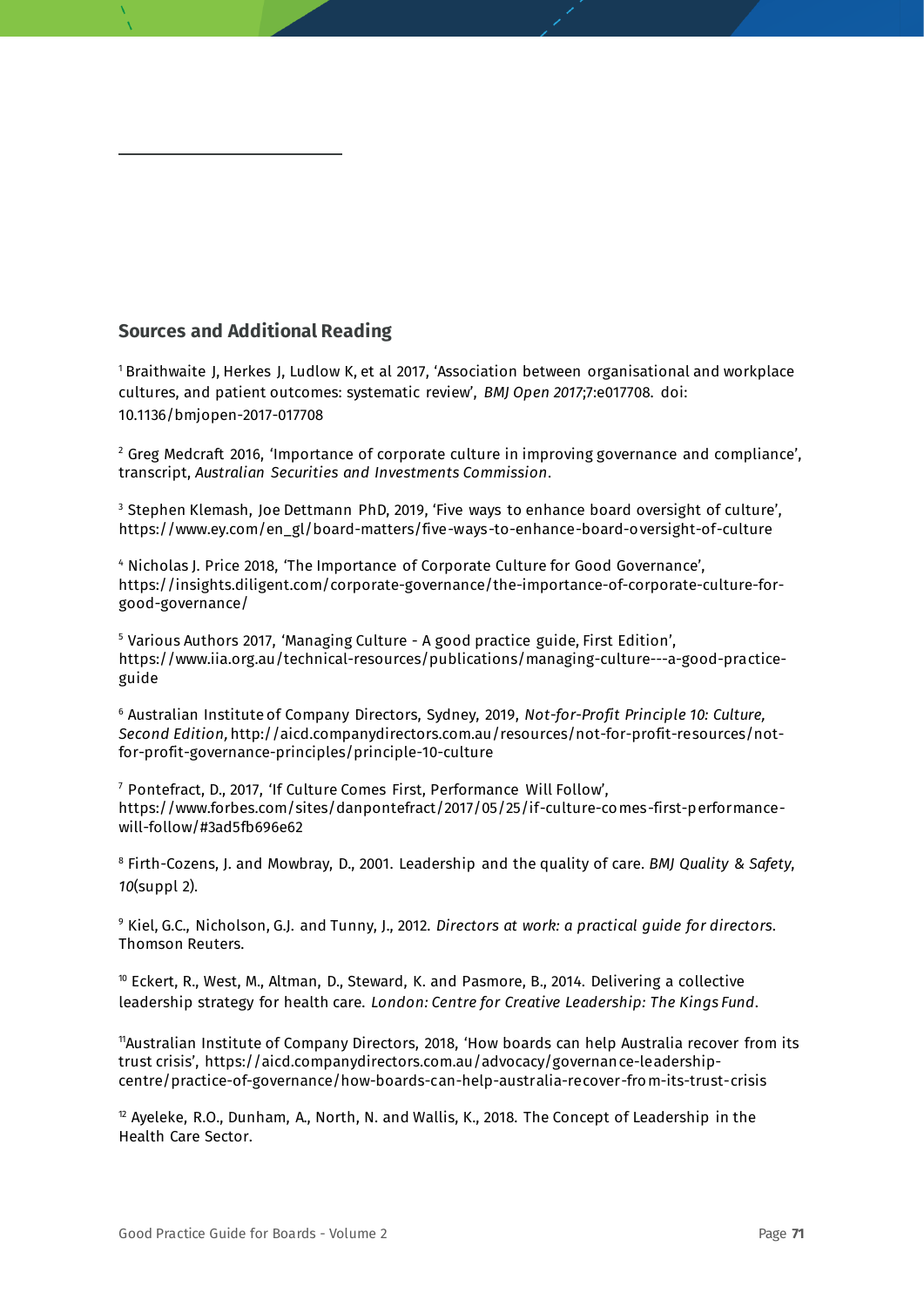## Sources and Additional Reading

[1] Braithwaite J, Herkes J, Ludlow K, et al 2017, 'Association between organisational and workplace cultures, and patient outcomes: systematic review', *BMJ Open 2017*;7:e017708. doi: 10.1136/bmjopen-2017-017708

[2] Greg Medcraft 2016, 'Importance of corporate culture in improving governance and compliance', transcript, *Australian Securities and Investments Commission*.

[3] Stephen Klemash, Joe Dettmann PhD, 2019, 'Five ways to enhance board oversight of culture', https://www.ey.com/en_gl/board-matters/five-ways-to-enhance-board-oversight-of-culture

[4] Nicholas J. Price 2018, 'The Importance of Corporate Culture for Good Governance', https://insights.diligent.com/corporate-governance/the-importance-of-corporate-culture-for-good-governance/

[5] Various Authors 2017, 'Managing Culture - A good practice guide, First Edition', https://www.iia.org.au/technical-resources/publications/managing-culture---a-good-practice-guide

[6] Australian Institute of Company Directors, Sydney, 2019, *Not-for-Profit Principle 10: Culture, Second Edition,* http://aicd.companydirectors.com.au/resources/not-for-profit-resources/not-for-profit-governance-principles/principle-10-culture

[7] Pontefract, D., 2017, 'If Culture Comes First, Performance Will Follow', https://www.forbes.com/sites/danpontefract/2017/05/25/if-culture-comes-first-performance-will-follow/#3ad5fb696e62

[8] Firth-Cozens, J. and Mowbray, D., 2001. Leadership and the quality of care. *BMJ Quality & Safety*, *10*(suppl 2).

[9] Kiel, G.C., Nicholson, G.J. and Tunny, J., 2012. *Directors at work: a practical guide for directors*. Thomson Reuters.

[10] Eckert, R., West, M., Altman, D., Steward, K. and Pasmore, B., 2014. Delivering a collective leadership strategy for health care. *London: Centre for Creative Leadership: The Kings Fund*.

[11] Australian Institute of Company Directors, 2018, 'How boards can help Australia recover from its trust crisis', https://aicd.companydirectors.com.au/advocacy/governance-leadership-centre/practice-of-governance/how-boards-can-help-australia-recover-from-its-trust-crisis

[12] Ayeleke, R.O., Dunham, A., North, N. and Wallis, K., 2018. The Concept of Leadership in the Health Care Sector.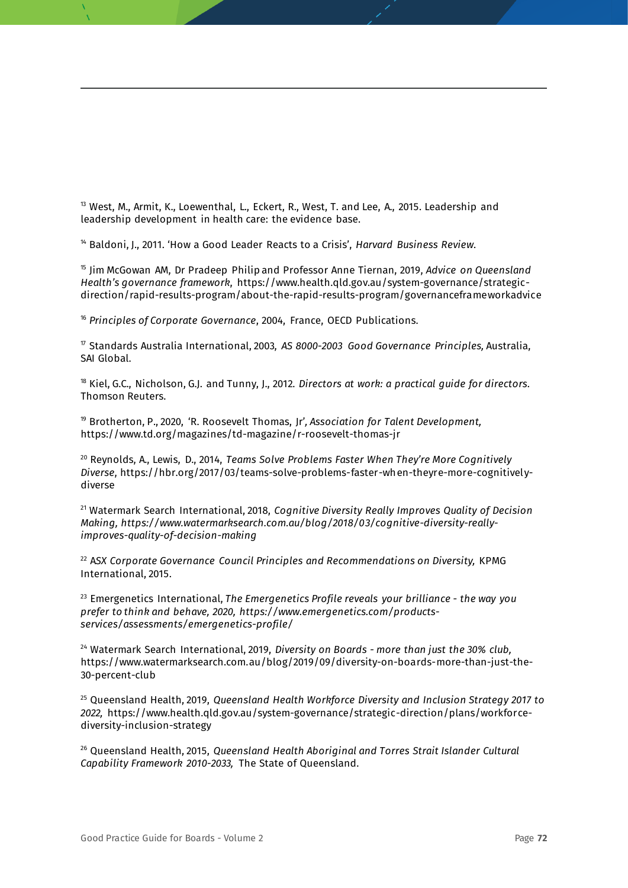[13] West, M., Armit, K., Loewenthal, L., Eckert, R., West, T. and Lee, A., 2015. Leadership and leadership development in health care: the evidence base.

[14] Baldoni, J., 2011. 'How a Good Leader Reacts to a Crisis', *Harvard Business Review*.

[15] Jim McGowan AM, Dr Pradeep Philip and Professor Anne Tiernan, 2019, *Advice on Queensland Health's governance framework*, https://www.health.qld.gov.au/system-governance/strategic-direction/rapid-results-program/about-the-rapid-results-program/governanceframeworkadvice

[16] *Principles of Corporate Governance*, 2004, France, OECD Publications.

[17] Standards Australia International, 2003, *AS 8000-2003 Good Governance Principles*, Australia, SAI Global.

[18] Kiel, G.C., Nicholson, G.J. and Tunny, J., 2012. *Directors at work: a practical guide for directors*. Thomson Reuters.

[19] Brotherton, P., 2020, 'R. Roosevelt Thomas, Jr', *Association for Talent Development*, https://www.td.org/magazines/td-magazine/r-roosevelt-thomas-jr

[20] Reynolds, A., Lewis, D., 2014, *Teams Solve Problems Faster When They're More Cognitively Diverse*, https://hbr.org/2017/03/teams-solve-problems-faster-when-theyre-more-cognitively-diverse

[21] Watermark Search International, 2018, *Cognitive Diversity Really Improves Quality of Decision Making, https://www.watermarksearch.com.au/blog/2018/03/cognitive-diversity-really-improves-quality-of-decision-making*

[22] *ASX Corporate Governance Council Principles and Recommendations on Diversity*, KPMG International, 2015.

[23] Emergenetics International, *The Emergenetics Profile reveals your brilliance - the way you prefer to think and behave, 2020, https://www.emergenetics.com/products-services/assessments/emergenetics-profile/*

[24] Watermark Search International, 2019, *Diversity on Boards - more than just the 30% club*, https://www.watermarksearch.com.au/blog/2019/09/diversity-on-boards-more-than-just-the-30-percent-club

[25] Queensland Health, 2019, *Queensland Health Workforce Diversity and Inclusion Strategy 2017 to 2022*, https://www.health.qld.gov.au/system-governance/strategic-direction/plans/workforce-diversity-inclusion-strategy

[26] Queensland Health, 2015, *Queensland Health Aboriginal and Torres Strait Islander Cultural Capability Framework 2010-2033*, The State of Queensland.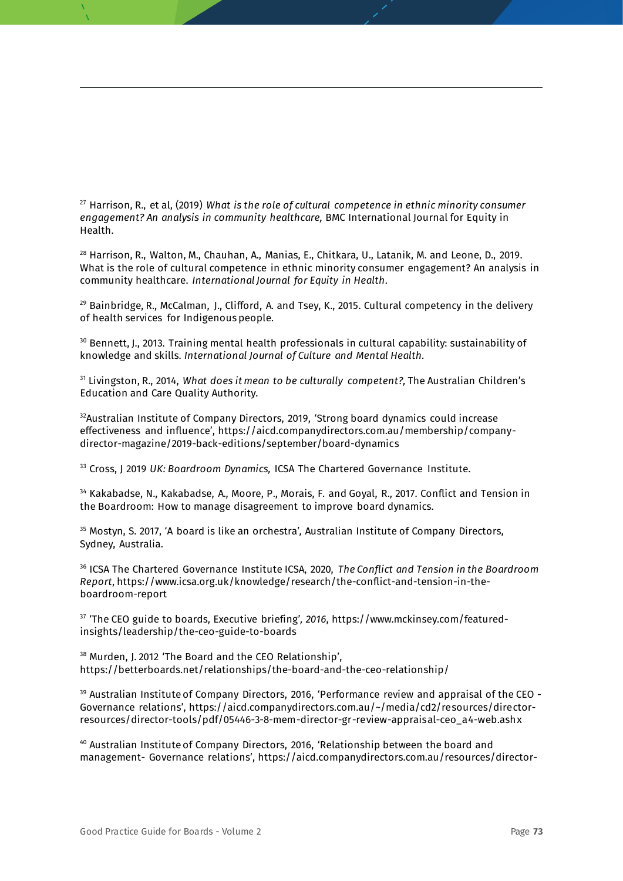[27] Harrison, R., et al, (2019) *What is the role of cultural competence in ethnic minority consumer engagement? An analysis in community healthcare,* BMC International Journal for Equity in Health.

[28] Harrison, R., Walton, M., Chauhan, A., Manias, E., Chitkara, U., Latanik, M. and Leone, D., 2019. What is the role of cultural competence in ethnic minority consumer engagement? An analysis in community healthcare. *International Journal for Equity in Health*.

[29] Bainbridge, R., McCalman, J., Clifford, A. and Tsey, K., 2015. Cultural competency in the delivery of health services for Indigenous people.

[30] Bennett, J., 2013. Training mental health professionals in cultural capability: sustainability of knowledge and skills. *International Journal of Culture and Mental Health*.

[31] Livingston, R., 2014, *What does it mean to be culturally competent?,* The Australian Children's Education and Care Quality Authority.

[32]Australian Institute of Company Directors, 2019, 'Strong board dynamics could increase effectiveness and influence', https://aicd.companydirectors.com.au/membership/company-director-magazine/2019-back-editions/september/board-dynamics

[33] Cross, J 2019 *UK: Boardroom Dynamics,* ICSA The Chartered Governance Institute.

[34] Kakabadse, N., Kakabadse, A., Moore, P., Morais, F. and Goyal, R., 2017. Conflict and Tension in the Boardroom: How to manage disagreement to improve board dynamics.

[35] Mostyn, S. 2017, 'A board is like an orchestra', Australian Institute of Company Directors, Sydney, Australia.

[36] ICSA The Chartered Governance Institute ICSA, 2020, *The Conflict and Tension in the Boardroom Report*, https://www.icsa.org.uk/knowledge/research/the-conflict-and-tension-in-the-boardroom-report

[37] 'The CEO guide to boards, Executive briefing', *2016*, https://www.mckinsey.com/featured-insights/leadership/the-ceo-guide-to-boards

[38] Murden, J. 2012 'The Board and the CEO Relationship', https://betterboards.net/relationships/the-board-and-the-ceo-relationship/

[39] Australian Institute of Company Directors, 2016, 'Performance review and appraisal of the CEO - Governance relations', https://aicd.companydirectors.com.au/~/media/cd2/resources/director-resources/director-tools/pdf/05446-3-8-mem-director-gr-review-appraisal-ceo_a4-web.ashx

[40] Australian Institute of Company Directors, 2016, 'Relationship between the board and management- Governance relations', https://aicd.companydirectors.com.au/resources/director-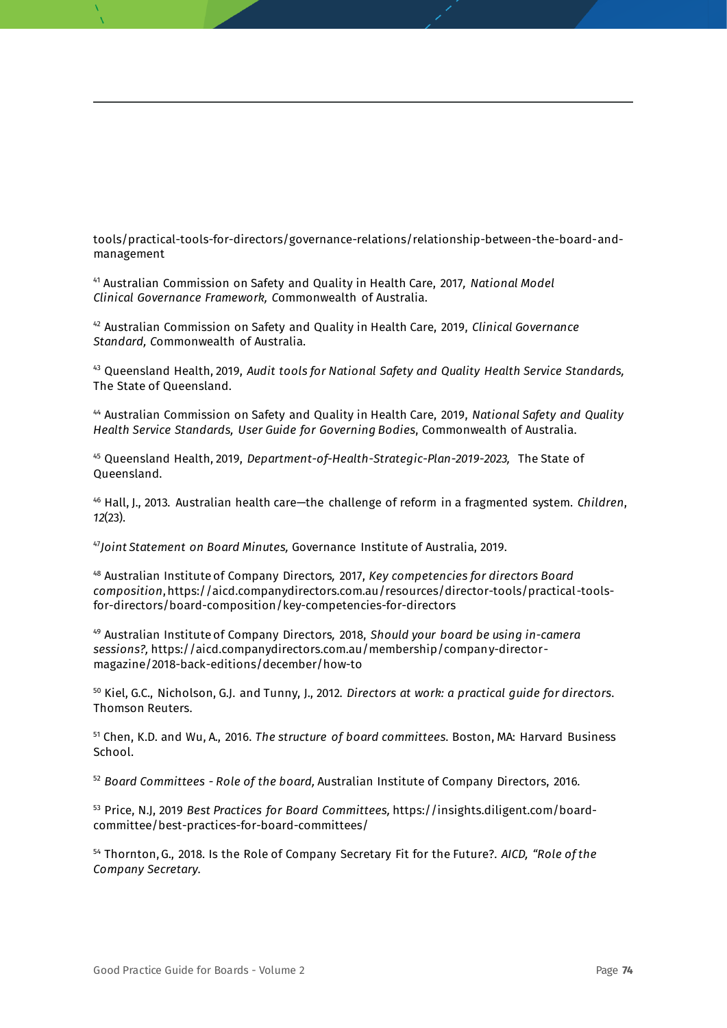tools/practical-tools-for-directors/governance-relations/relationship-between-the-board-and-management

[41] Australian Commission on Safety and Quality in Health Care, 2017, *National Model Clinical Governance Framework,* Commonwealth of Australia.

[42] Australian Commission on Safety and Quality in Health Care, 2019, *Clinical Governance Standard,* Commonwealth of Australia.

[43] Queensland Health, 2019, *Audit tools for National Safety and Quality Health Service Standards,* The State of Queensland.

[44] Australian Commission on Safety and Quality in Health Care, 2019, *National Safety and Quality Health Service Standards, User Guide for Governing Bodies*, Commonwealth of Australia.

[45] Queensland Health, 2019, *Department-of-Health-Strategic-Plan-2019-2023,* The State of Queensland.

[46] Hall, J., 2013. Australian health care—the challenge of reform in a fragmented system. *Children*, *12*(23).

[47] *Joint Statement on Board Minutes,* Governance Institute of Australia, 2019.

[48] Australian Institute of Company Directors, 2017, *Key competencies for directors Board composition*, https://aicd.companydirectors.com.au/resources/director-tools/practical-tools-for-directors/board-composition/key-competencies-for-directors

[49] Australian Institute of Company Directors, 2018, *Should your board be using in-camera sessions?,* https://aicd.companydirectors.com.au/membership/company-director-magazine/2018-back-editions/december/how-to

[50] Kiel, G.C., Nicholson, G.J. and Tunny, J., 2012. *Directors at work: a practical guide for directors*. Thomson Reuters.

[51] Chen, K.D. and Wu, A., 2016. *The structure of board committees*. Boston, MA: Harvard Business School.

[52] *Board Committees - Role of the board,* Australian Institute of Company Directors, 2016.

[53] Price, N.J, 2019 *Best Practices for Board Committees,* https://insights.diligent.com/board-committee/best-practices-for-board-committees/

[54] Thornton, G., 2018. Is the Role of Company Secretary Fit for the Future?. *AICD, "Role of the Company Secretary*.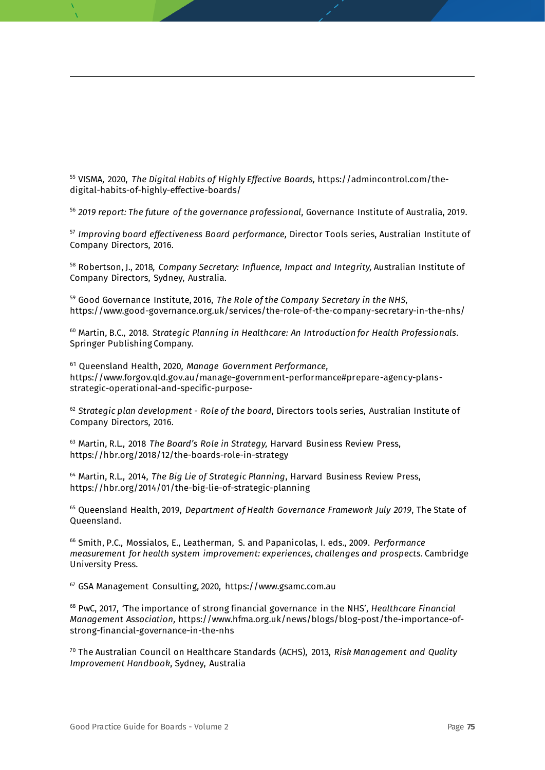[55] VISMA, 2020, *The Digital Habits of Highly Effective Boards,* https://admincontrol.com/the-digital-habits-of-highly-effective-boards/

[56] *2019 report: The future of the governance professional*, Governance Institute of Australia, 2019.

[57] *Improving board effectiveness Board performance,* Director Tools series, Australian Institute of Company Directors, 2016.

[58] Robertson, J., 2018*, Company Secretary: Influence, Impact and Integrity,* Australian Institute of Company Directors, Sydney, Australia.

[59] Good Governance Institute, 2016, *The Role of the Company Secretary in the NHS*, https://www.good-governance.org.uk/services/the-role-of-the-company-secretary-in-the-nhs/

[60] Martin, B.C., 2018. *Strategic Planning in Healthcare: An Introduction for Health Professionals*. Springer Publishing Company.

[61] Queensland Health, 2020, *Manage Government Performance*, https://www.forgov.qld.gov.au/manage-government-performance#prepare-agency-plans-strategic-operational-and-specific-purpose-

[62] *Strategic plan development - Role of the board*, Directors tools series, Australian Institute of Company Directors, 2016.

[63] Martin, R.L., 2018 *The Board's Role in Strategy,* Harvard Business Review Press, https://hbr.org/2018/12/the-boards-role-in-strategy

[64] Martin, R.L., 2014, *The Big Lie of Strategic Planning*, Harvard Business Review Press, https://hbr.org/2014/01/the-big-lie-of-strategic-planning

[65] Queensland Health, 2019, *Department of Health Governance Framework July 2019*, The State of Queensland.

[66] Smith, P.C., Mossialos, E., Leatherman, S. and Papanicolas, I. eds., 2009. *Performance measurement for health system improvement: experiences, challenges and prospects*. Cambridge University Press.

[67] GSA Management Consulting, 2020, https://www.gsamc.com.au

[68] PwC, 2017, 'The importance of strong financial governance in the NHS', *Healthcare Financial Management Association,* https://www.hfma.org.uk/news/blogs/blog-post/the-importance-of-strong-financial-governance-in-the-nhs

[70] The Australian Council on Healthcare Standards (ACHS), 2013, *Risk Management and Quality Improvement Handbook*, Sydney, Australia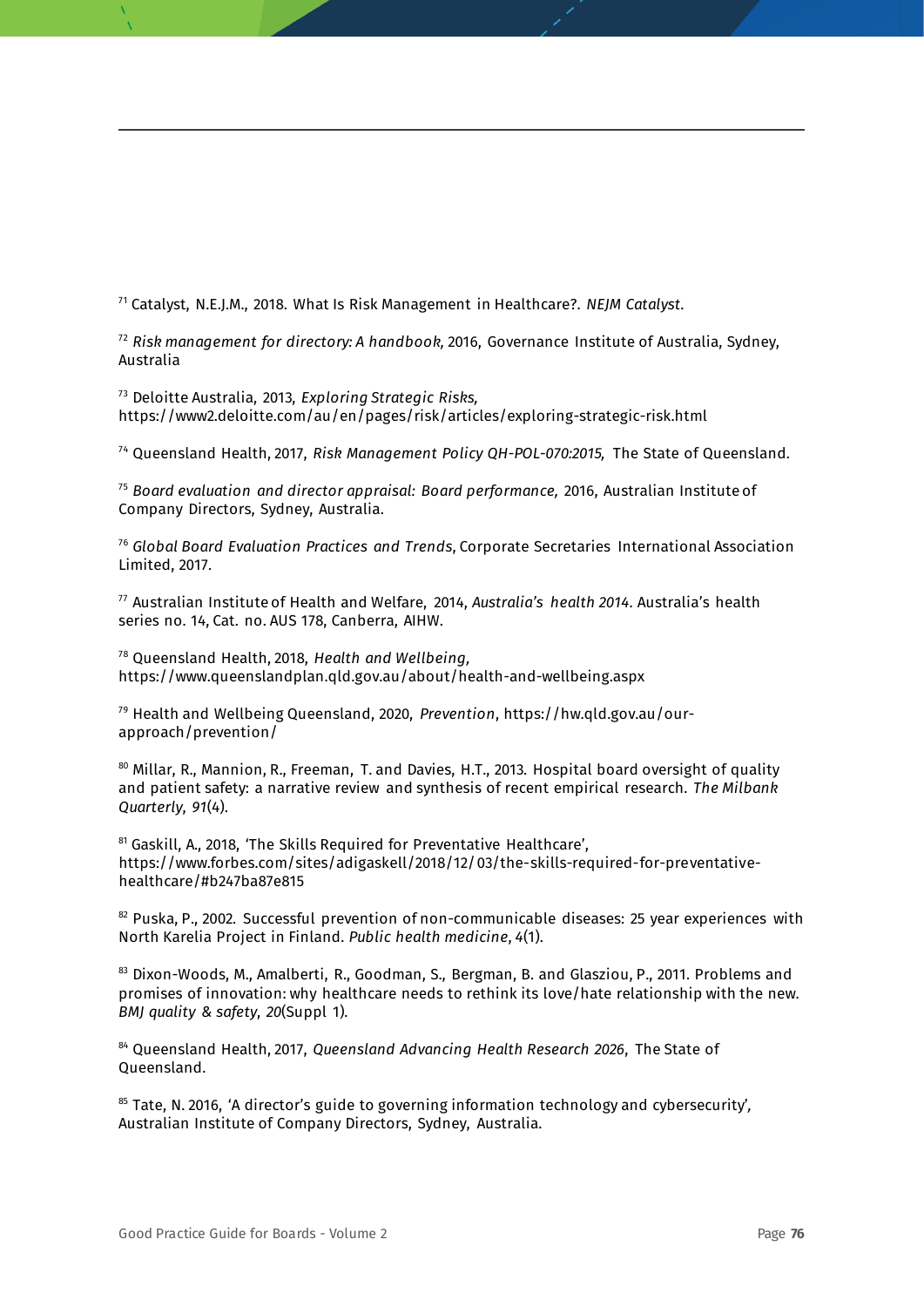[71] Catalyst, N.E.J.M., 2018. What Is Risk Management in Healthcare?. *NEJM Catalyst*.

[72] *Risk management for directory: A handbook,* 2016, Governance Institute of Australia, Sydney, Australia

[73] Deloitte Australia, 2013, *Exploring Strategic Risks,* https://www2.deloitte.com/au/en/pages/risk/articles/exploring-strategic-risk.html

[74] Queensland Health, 2017, *Risk Management Policy QH-POL-070:2015,* The State of Queensland.

[75] *Board evaluation and director appraisal: Board performance,* 2016, Australian Institute of Company Directors, Sydney, Australia.

[76] *Global Board Evaluation Practices and Trends*, Corporate Secretaries International Association Limited, 2017.

[77] Australian Institute of Health and Welfare, 2014, *Australia's health 2014*. Australia's health series no. 14, Cat. no. AUS 178, Canberra, AIHW.

[78] Queensland Health, 2018, *Health and Wellbeing,* https://www.queenslandplan.qld.gov.au/about/health-and-wellbeing.aspx

[79] Health and Wellbeing Queensland, 2020, *Prevention*, https://hw.qld.gov.au/our-approach/prevention/

[80] Millar, R., Mannion, R., Freeman, T. and Davies, H.T., 2013. Hospital board oversight of quality and patient safety: a narrative review and synthesis of recent empirical research. *The Milbank Quarterly*, *91*(4).

[81] Gaskill, A., 2018, 'The Skills Required for Preventative Healthcare', https://www.forbes.com/sites/adigaskell/2018/12/03/the-skills-required-for-preventative-healthcare/#b247ba87e815

[82] Puska, P., 2002. Successful prevention of non-communicable diseases: 25 year experiences with North Karelia Project in Finland. *Public health medicine*, 4(1).

[83] Dixon-Woods, M., Amalberti, R., Goodman, S., Bergman, B. and Glasziou, P., 2011. Problems and promises of innovation: why healthcare needs to rethink its love/hate relationship with the new. *BMJ quality & safety*, *20*(Suppl 1).

[84] Queensland Health, 2017, *Queensland Advancing Health Research 2026*, The State of Queensland.

[85] Tate, N. 2016, 'A director's guide to governing information technology and cybersecurity', Australian Institute of Company Directors, Sydney, Australia.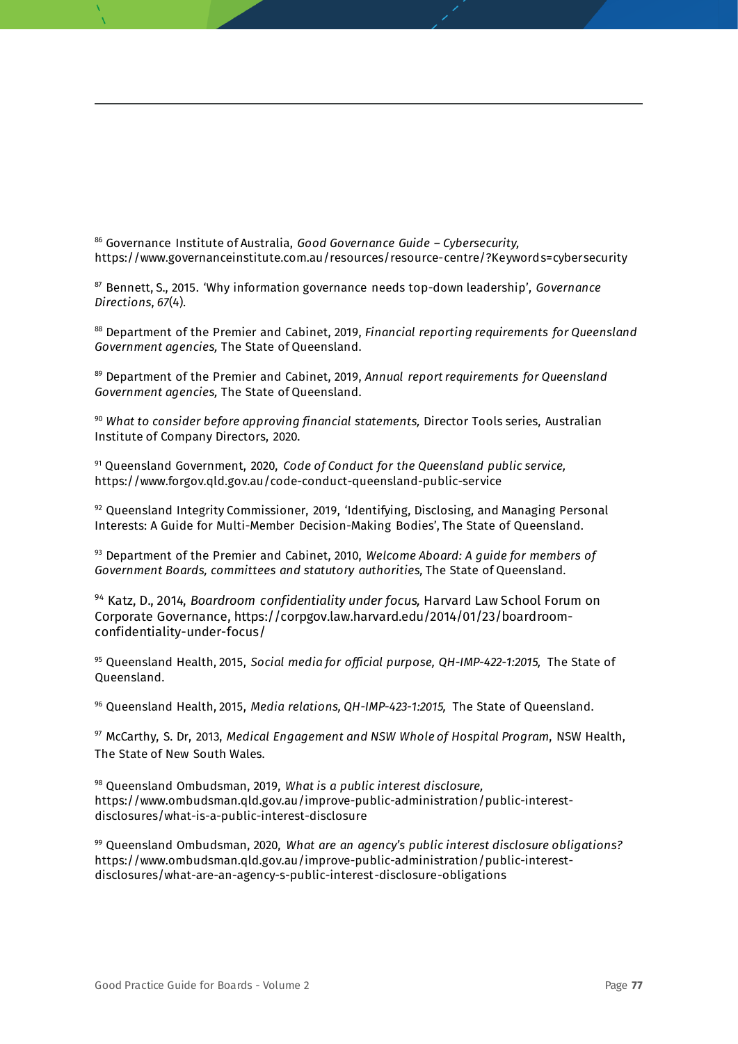[86] Governance Institute of Australia, *Good Governance Guide – Cybersecurity,* https://www.governanceinstitute.com.au/resources/resource-centre/?Keywords=cybersecurity

[87] Bennett, S., 2015. 'Why information governance needs top-down leadership', *Governance Directions*, *67*(4).

[88] Department of the Premier and Cabinet, 2019, *Financial reporting requirements for Queensland Government agencies,* The State of Queensland.

[89] Department of the Premier and Cabinet, 2019, *Annual report requirements for Queensland Government agencies,* The State of Queensland.

[90] *What to consider before approving financial statements,* Director Tools series, Australian Institute of Company Directors, 2020.

[91] Queensland Government, 2020, *Code of Conduct for the Queensland public service,* https://www.forgov.qld.gov.au/code-conduct-queensland-public-service

[92] Queensland Integrity Commissioner, 2019, 'Identifying, Disclosing, and Managing Personal Interests: A Guide for Multi-Member Decision-Making Bodies', The State of Queensland.

[93] Department of the Premier and Cabinet, 2010, *Welcome Aboard: A guide for members of Government Boards, committees and statutory authorities,* The State of Queensland.

[94] Katz, D., 2014, *Boardroom confidentiality under focus,* Harvard Law School Forum on Corporate Governance, https://corpgov.law.harvard.edu/2014/01/23/boardroom-confidentiality-under-focus/

[95] Queensland Health, 2015, *Social media for official purpose, QH-IMP-422-1:2015,* The State of Queensland.

[96] Queensland Health, 2015, *Media relations, QH-IMP-423-1:2015,* The State of Queensland.

[97] McCarthy, S. Dr, 2013, *Medical Engagement and NSW Whole of Hospital Program*, NSW Health, The State of New South Wales.

[98] Queensland Ombudsman, 2019, *What is a public interest disclosure,* https://www.ombudsman.qld.gov.au/improve-public-administration/public-interest-disclosures/what-is-a-public-interest-disclosure

[99] Queensland Ombudsman, 2020, *What are an agency's public interest disclosure obligations?* https://www.ombudsman.qld.gov.au/improve-public-administration/public-interest-disclosures/what-are-an-agency-s-public-interest-disclosure-obligations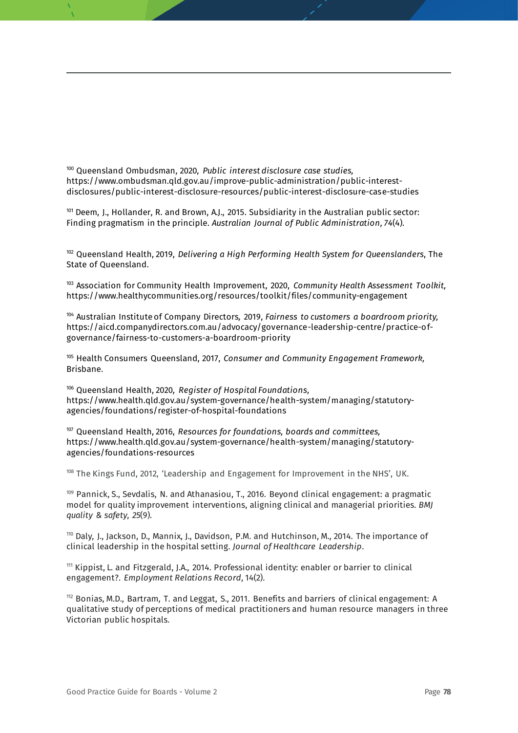[100] Queensland Ombudsman, 2020, *Public interest disclosure case studies,* https://www.ombudsman.qld.gov.au/improve-public-administration/public-interest-disclosures/public-interest-disclosure-resources/public-interest-disclosure-case-studies

[101] Deem, J., Hollander, R. and Brown, A.J., 2015. Subsidiarity in the Australian public sector: Finding pragmatism in the principle. *Australian Journal of Public Administration*, *74*(4).

[102] Queensland Health, 2019, *Delivering a High Performing Health System for Queenslanders*, The State of Queensland.

[103] Association for Community Health Improvement, 2020, *Community Health Assessment Toolkit,* https://www.healthycommunities.org/resources/toolkit/files/community-engagement

[104] Australian Institute of Company Directors, 2019, *Fairness to customers a boardroom priority,* https://aicd.companydirectors.com.au/advocacy/governance-leadership-centre/practice-of-governance/fairness-to-customers-a-boardroom-priority

[105] Health Consumers Queensland, 2017, *Consumer and Community Engagement Framework,* Brisbane.

[106] Queensland Health, 2020, *Register of Hospital Foundations*, https://www.health.qld.gov.au/system-governance/health-system/managing/statutory-agencies/foundations/register-of-hospital-foundations

[107] Queensland Health, 2016, *Resources for foundations, boards and committees,* https://www.health.qld.gov.au/system-governance/health-system/managing/statutory-agencies/foundations-resources

[108] The Kings Fund, 2012, 'Leadership and Engagement for Improvement in the NHS', UK.

[109] Pannick, S., Sevdalis, N. and Athanasiou, T., 2016. Beyond clinical engagement: a pragmatic model for quality improvement interventions, aligning clinical and managerial priorities. *BMJ quality & safety*, *25*(9).

[110] Daly, J., Jackson, D., Mannix, J., Davidson, P.M. and Hutchinson, M., 2014. The importance of clinical leadership in the hospital setting. *Journal of Healthcare Leadership*.

[111] Kippist, L. and Fitzgerald, J.A., 2014. Professional identity: enabler or barrier to clinical engagement?. *Employment Relations Record*, 14(2).

[112] Bonias, M.D., Bartram, T. and Leggat, S., 2011. Benefits and barriers of clinical engagement: A qualitative study of perceptions of medical practitioners and human resource managers in three Victorian public hospitals.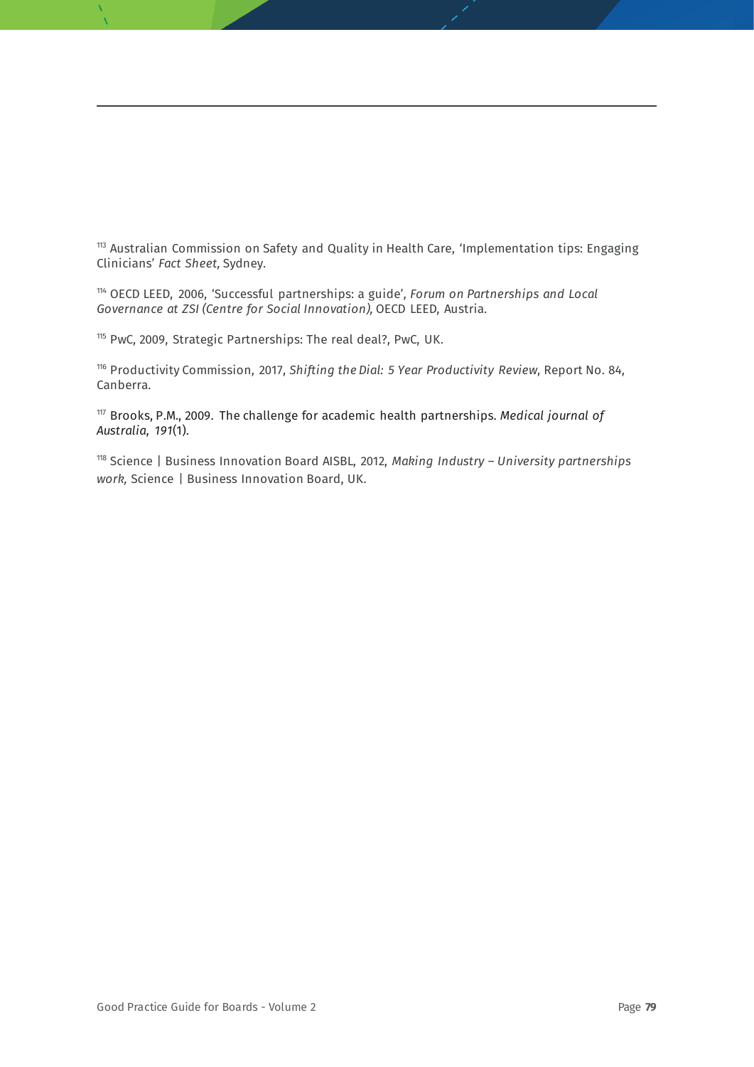[113] Australian Commission on Safety and Quality in Health Care, 'Implementation tips: Engaging Clinicians' *Fact Sheet,* Sydney.

[114] OECD LEED, 2006, 'Successful partnerships: a guide', *Forum on Partnerships and Local Governance at ZSI (Centre for Social Innovation),* OECD LEED, Austria.

[115] PwC, 2009, Strategic Partnerships: The real deal?, PwC, UK.

[116] Productivity Commission, 2017, *Shifting the Dial: 5 Year Productivity Review*, Report No. 84, Canberra.

[117] Brooks, P.M., 2009. The challenge for academic health partnerships. *Medical journal of Australia, 191*(1).

[118] Science | Business Innovation Board AISBL, 2012, *Making Industry – University partnerships work,* Science | Business Innovation Board, UK.